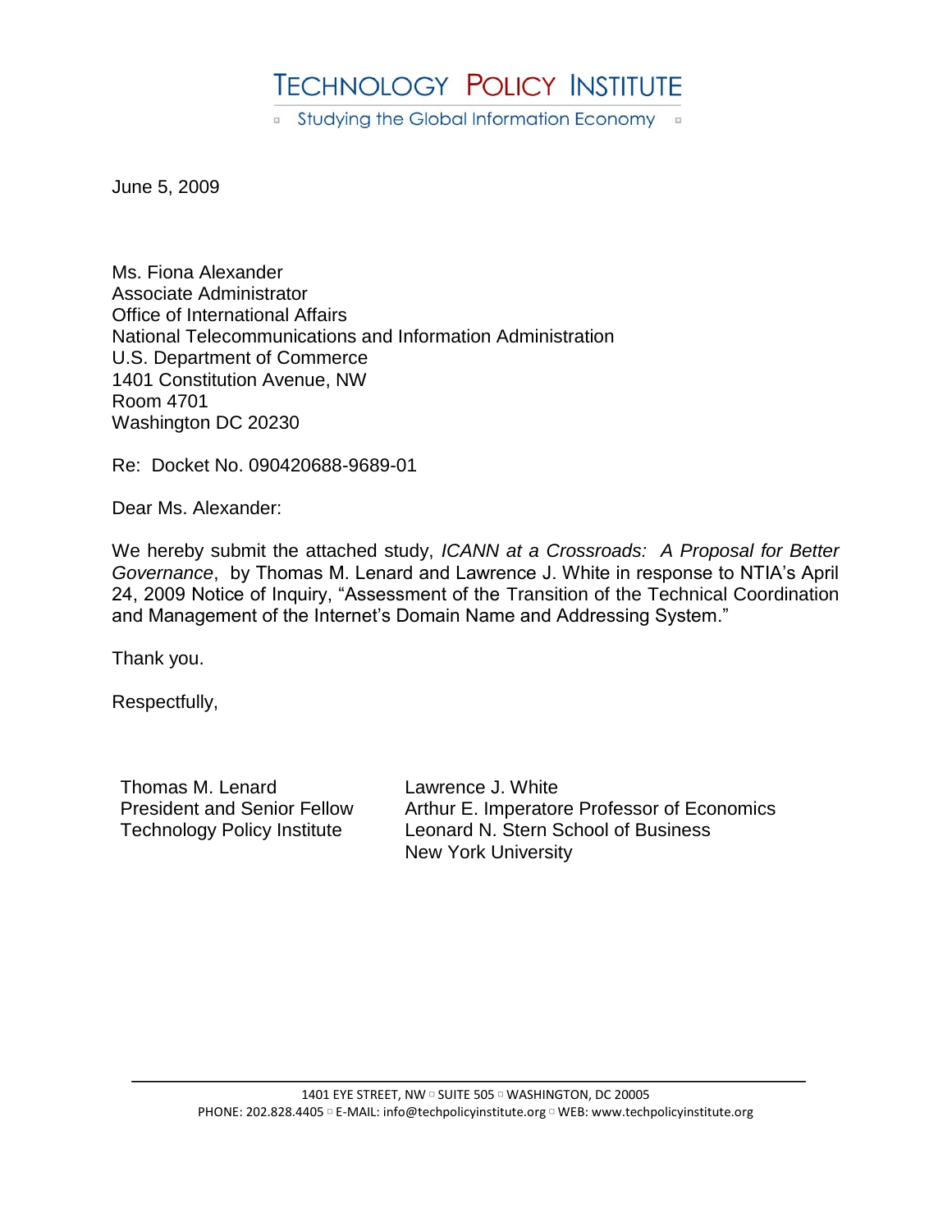# TECHNOLOGY POLICY INSTITUTE

Studying the Global Information Economy

June 5, 2009

Ms. Fiona Alexander
Associate Administrator
Office of International Affairs
National Telecommunications and Information Administration
U.S. Department of Commerce
1401 Constitution Avenue, NW
Room 4701
Washington DC 20230

Re: Docket No. 090420688-9689-01

Dear Ms. Alexander:

We hereby submit the attached study, *ICANN at a Crossroads: A Proposal for Better Governance*, by Thomas M. Lenard and Lawrence J. White in response to NTIA's April 24, 2009 Notice of Inquiry, "Assessment of the Transition of the Technical Coordination and Management of the Internet's Domain Name and Addressing System."

Thank you.

Respectfully,

Thomas M. Lenard
President and Senior Fellow
Technology Policy Institute

Lawrence J. White
Arthur E. Imperatore Professor of Economics
Leonard N. Stern School of Business
New York University

1401 EYE STREET, NW ▫ SUITE 505 ▫ WASHINGTON, DC 20005
PHONE: 202.828.4405 ▫ E-MAIL: info@techpolicyinstitute.org ▫ WEB: www.techpolicyinstitute.org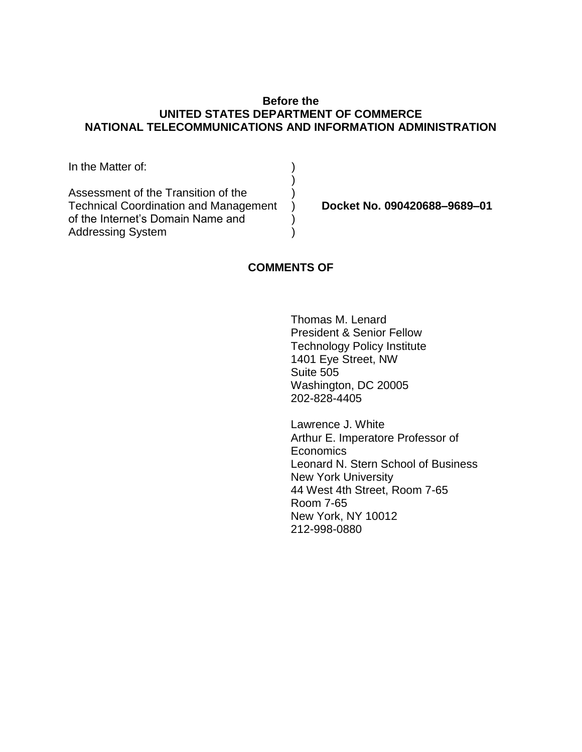**Before the**
**UNITED STATES DEPARTMENT OF COMMERCE**
**NATIONAL TELECOMMUNICATIONS AND INFORMATION ADMINISTRATION**

In the Matter of: )
)
Assessment of the Transition of the )
Technical Coordination and Management ) **Docket No. 090420688–9689–01**
of the Internet's Domain Name and )
Addressing System )

**COMMENTS OF**

Thomas M. Lenard
President & Senior Fellow
Technology Policy Institute
1401 Eye Street, NW
Suite 505
Washington, DC 20005
202-828-4405

Lawrence J. White
Arthur E. Imperatore Professor of Economics
Leonard N. Stern School of Business
New York University
44 West 4th Street, Room 7-65
Room 7-65
New York, NY 10012
212-998-0880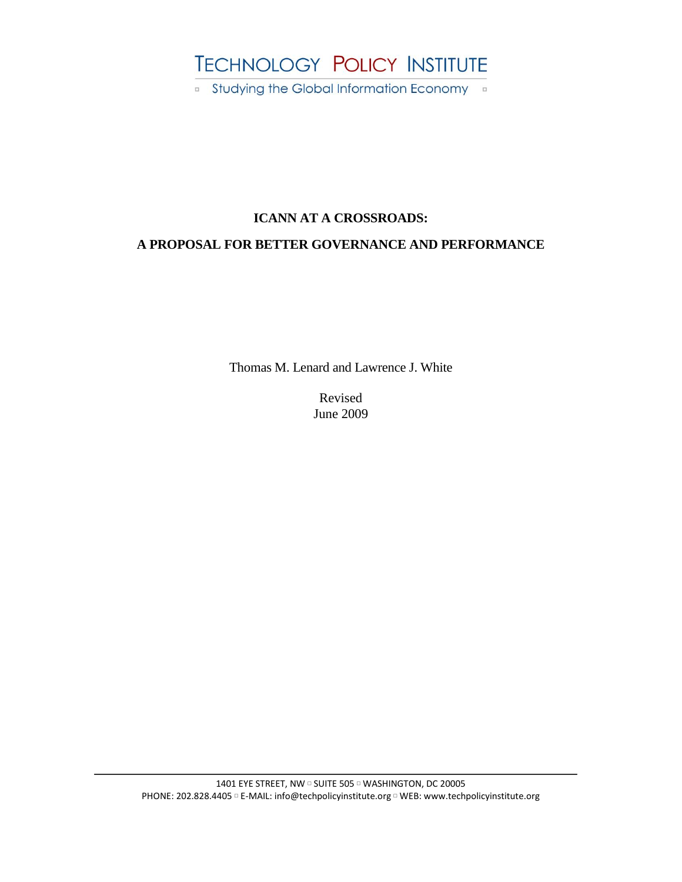# TECHNOLOGY POLICY INSTITUTE

Studying the Global Information Economy

## ICANN AT A CROSSROADS:

## A PROPOSAL FOR BETTER GOVERNANCE AND PERFORMANCE

Thomas M. Lenard and Lawrence J. White

Revised
June 2009

1401 EYE STREET, NW ▫ SUITE 505 ▫ WASHINGTON, DC 20005
PHONE: 202.828.4405 ▫ E-MAIL: info@techpolicyinstitute.org ▫ WEB: www.techpolicyinstitute.org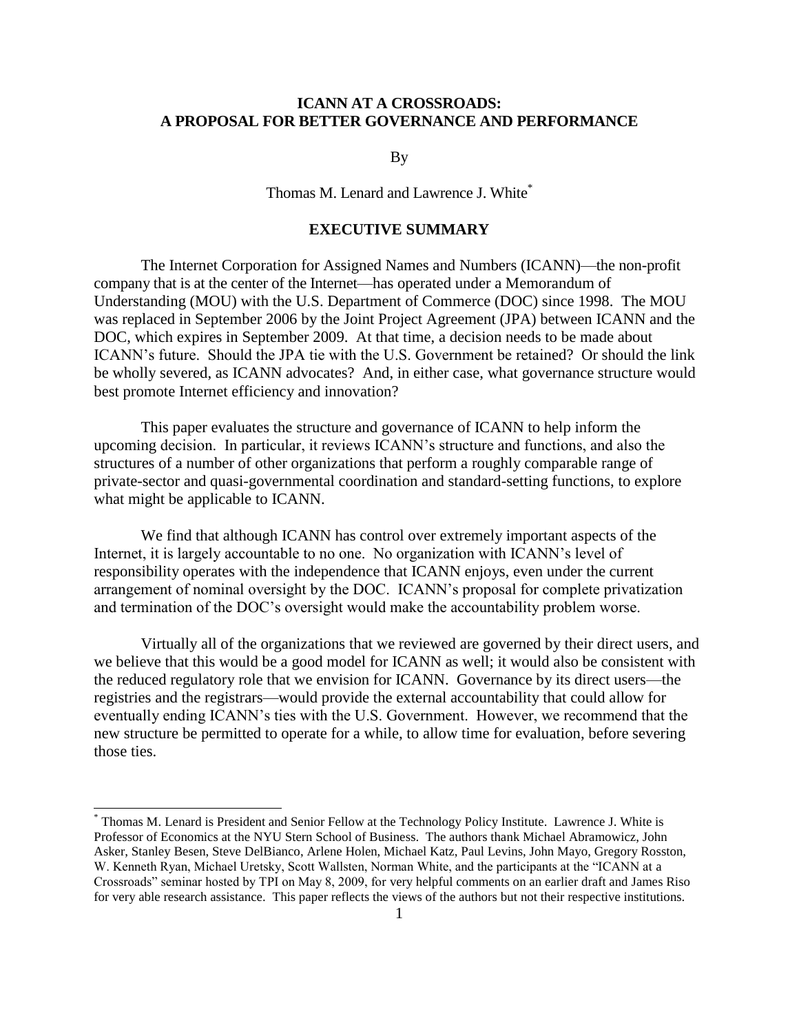# ICANN AT A CROSSROADS: A PROPOSAL FOR BETTER GOVERNANCE AND PERFORMANCE

By

Thomas M. Lenard and Lawrence J. White[*]

## EXECUTIVE SUMMARY

The Internet Corporation for Assigned Names and Numbers (ICANN)—the non-profit company that is at the center of the Internet—has operated under a Memorandum of Understanding (MOU) with the U.S. Department of Commerce (DOC) since 1998. The MOU was replaced in September 2006 by the Joint Project Agreement (JPA) between ICANN and the DOC, which expires in September 2009. At that time, a decision needs to be made about ICANN's future. Should the JPA tie with the U.S. Government be retained? Or should the link be wholly severed, as ICANN advocates? And, in either case, what governance structure would best promote Internet efficiency and innovation?

This paper evaluates the structure and governance of ICANN to help inform the upcoming decision. In particular, it reviews ICANN's structure and functions, and also the structures of a number of other organizations that perform a roughly comparable range of private-sector and quasi-governmental coordination and standard-setting functions, to explore what might be applicable to ICANN.

We find that although ICANN has control over extremely important aspects of the Internet, it is largely accountable to no one. No organization with ICANN's level of responsibility operates with the independence that ICANN enjoys, even under the current arrangement of nominal oversight by the DOC. ICANN's proposal for complete privatization and termination of the DOC's oversight would make the accountability problem worse.

Virtually all of the organizations that we reviewed are governed by their direct users, and we believe that this would be a good model for ICANN as well; it would also be consistent with the reduced regulatory role that we envision for ICANN. Governance by its direct users—the registries and the registrars—would provide the external accountability that could allow for eventually ending ICANN's ties with the U.S. Government. However, we recommend that the new structure be permitted to operate for a while, to allow time for evaluation, before severing those ties.

---

[*] Thomas M. Lenard is President and Senior Fellow at the Technology Policy Institute. Lawrence J. White is Professor of Economics at the NYU Stern School of Business. The authors thank Michael Abramowicz, John Asker, Stanley Besen, Steve DelBianco, Arlene Holen, Michael Katz, Paul Levins, John Mayo, Gregory Rosston, W. Kenneth Ryan, Michael Uretsky, Scott Wallsten, Norman White, and the participants at the "ICANN at a Crossroads" seminar hosted by TPI on May 8, 2009, for very helpful comments on an earlier draft and James Riso for very able research assistance. This paper reflects the views of the authors but not their respective institutions.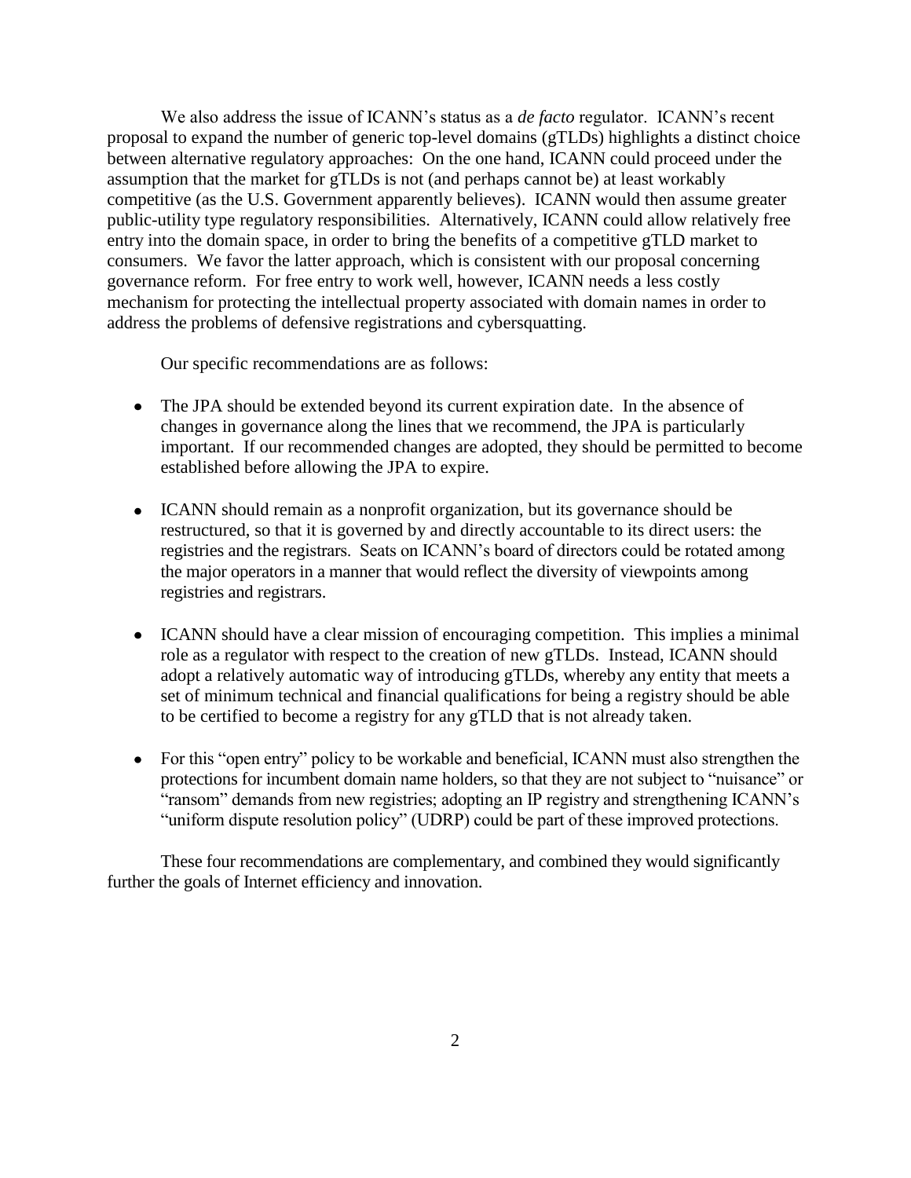We also address the issue of ICANN's status as a *de facto* regulator. ICANN's recent proposal to expand the number of generic top-level domains (gTLDs) highlights a distinct choice between alternative regulatory approaches: On the one hand, ICANN could proceed under the assumption that the market for gTLDs is not (and perhaps cannot be) at least workably competitive (as the U.S. Government apparently believes). ICANN would then assume greater public-utility type regulatory responsibilities. Alternatively, ICANN could allow relatively free entry into the domain space, in order to bring the benefits of a competitive gTLD market to consumers. We favor the latter approach, which is consistent with our proposal concerning governance reform. For free entry to work well, however, ICANN needs a less costly mechanism for protecting the intellectual property associated with domain names in order to address the problems of defensive registrations and cybersquatting.

Our specific recommendations are as follows:

- The JPA should be extended beyond its current expiration date. In the absence of changes in governance along the lines that we recommend, the JPA is particularly important. If our recommended changes are adopted, they should be permitted to become established before allowing the JPA to expire.
- ICANN should remain as a nonprofit organization, but its governance should be restructured, so that it is governed by and directly accountable to its direct users: the registries and the registrars. Seats on ICANN's board of directors could be rotated among the major operators in a manner that would reflect the diversity of viewpoints among registries and registrars.
- ICANN should have a clear mission of encouraging competition. This implies a minimal role as a regulator with respect to the creation of new gTLDs. Instead, ICANN should adopt a relatively automatic way of introducing gTLDs, whereby any entity that meets a set of minimum technical and financial qualifications for being a registry should be able to be certified to become a registry for any gTLD that is not already taken.
- For this "open entry" policy to be workable and beneficial, ICANN must also strengthen the protections for incumbent domain name holders, so that they are not subject to "nuisance" or "ransom" demands from new registries; adopting an IP registry and strengthening ICANN's "uniform dispute resolution policy" (UDRP) could be part of these improved protections.

These four recommendations are complementary, and combined they would significantly further the goals of Internet efficiency and innovation.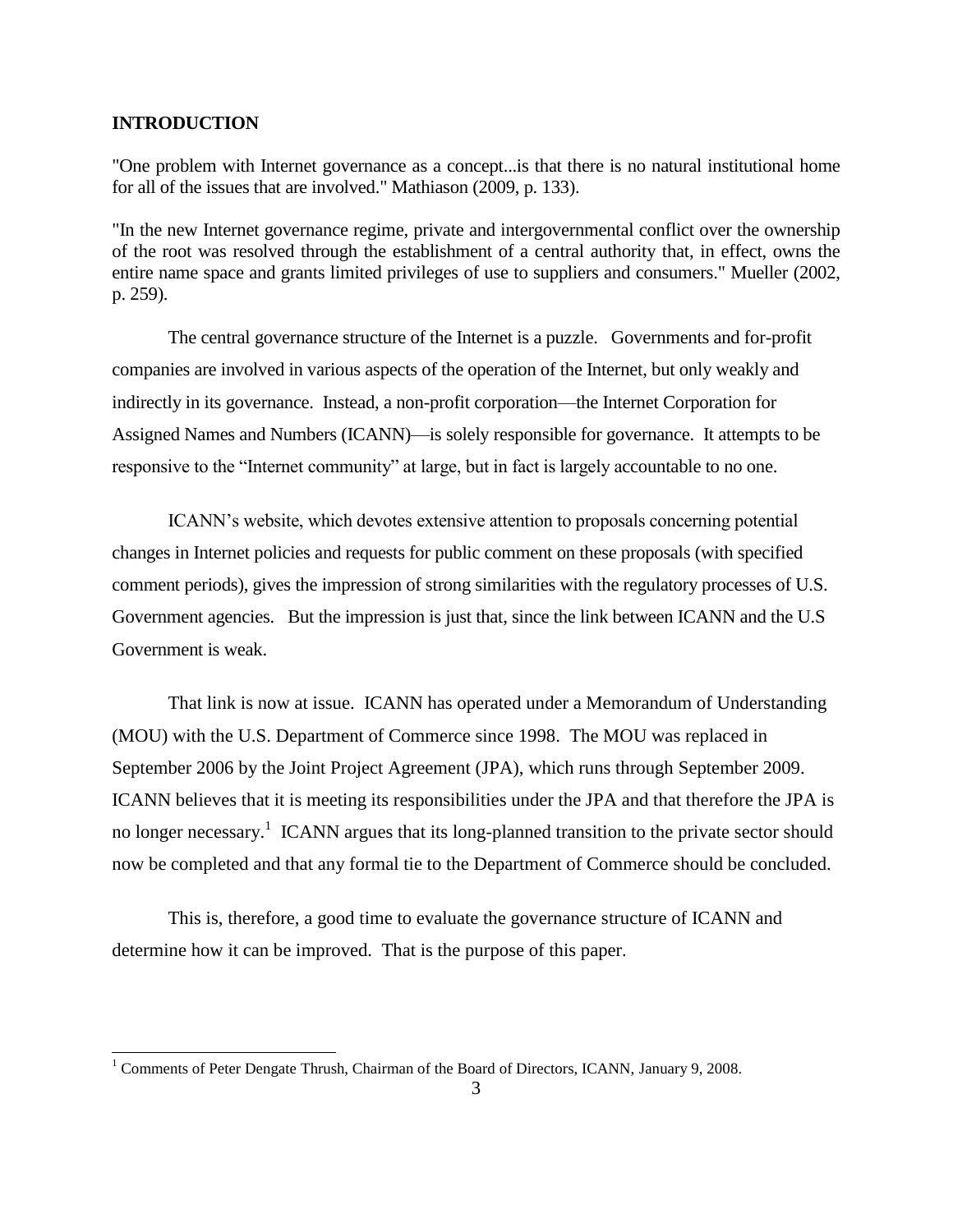## INTRODUCTION

"One problem with Internet governance as a concept...is that there is no natural institutional home for all of the issues that are involved." Mathiason (2009, p. 133).

"In the new Internet governance regime, private and intergovernmental conflict over the ownership of the root was resolved through the establishment of a central authority that, in effect, owns the entire name space and grants limited privileges of use to suppliers and consumers." Mueller (2002, p. 259).

The central governance structure of the Internet is a puzzle. Governments and for-profit companies are involved in various aspects of the operation of the Internet, but only weakly and indirectly in its governance. Instead, a non-profit corporation—the Internet Corporation for Assigned Names and Numbers (ICANN)—is solely responsible for governance. It attempts to be responsive to the "Internet community" at large, but in fact is largely accountable to no one.

ICANN's website, which devotes extensive attention to proposals concerning potential changes in Internet policies and requests for public comment on these proposals (with specified comment periods), gives the impression of strong similarities with the regulatory processes of U.S. Government agencies. But the impression is just that, since the link between ICANN and the U.S Government is weak.

That link is now at issue. ICANN has operated under a Memorandum of Understanding (MOU) with the U.S. Department of Commerce since 1998. The MOU was replaced in September 2006 by the Joint Project Agreement (JPA), which runs through September 2009. ICANN believes that it is meeting its responsibilities under the JPA and that therefore the JPA is no longer necessary.[1] ICANN argues that its long-planned transition to the private sector should now be completed and that any formal tie to the Department of Commerce should be concluded.

This is, therefore, a good time to evaluate the governance structure of ICANN and determine how it can be improved. That is the purpose of this paper.

---

[1] Comments of Peter Dengate Thrush, Chairman of the Board of Directors, ICANN, January 9, 2008.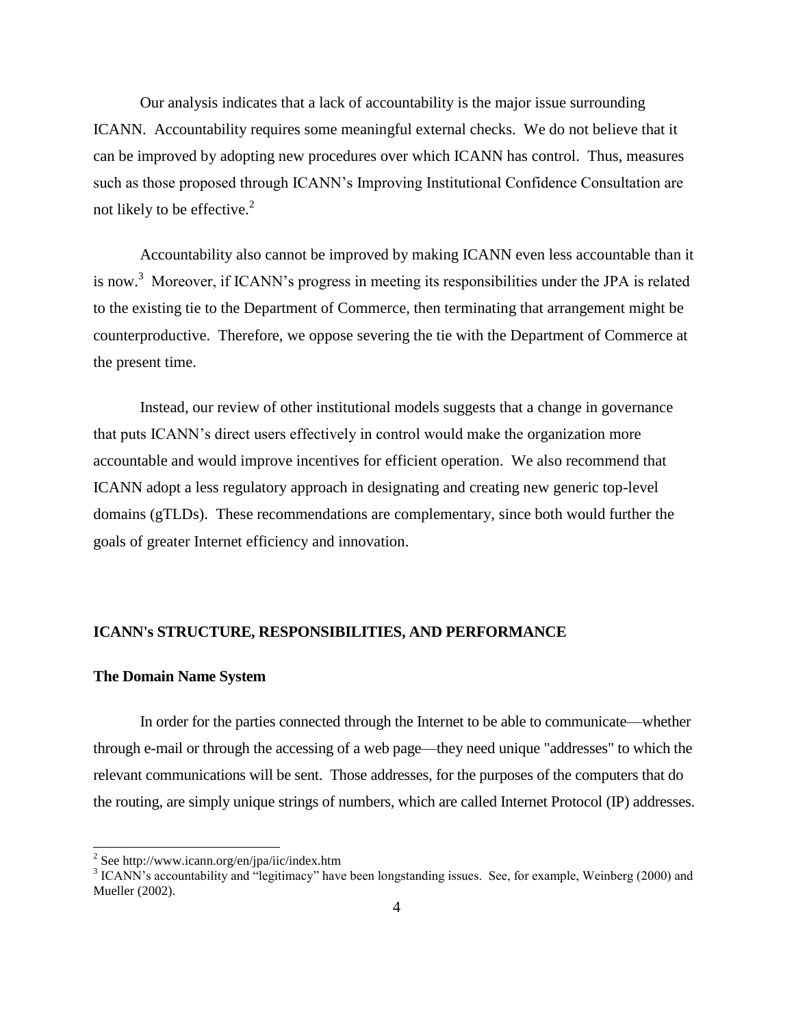Our analysis indicates that a lack of accountability is the major issue surrounding ICANN. Accountability requires some meaningful external checks. We do not believe that it can be improved by adopting new procedures over which ICANN has control. Thus, measures such as those proposed through ICANN's Improving Institutional Confidence Consultation are not likely to be effective.[2]

Accountability also cannot be improved by making ICANN even less accountable than it is now.[3] Moreover, if ICANN's progress in meeting its responsibilities under the JPA is related to the existing tie to the Department of Commerce, then terminating that arrangement might be counterproductive. Therefore, we oppose severing the tie with the Department of Commerce at the present time.

Instead, our review of other institutional models suggests that a change in governance that puts ICANN's direct users effectively in control would make the organization more accountable and would improve incentives for efficient operation. We also recommend that ICANN adopt a less regulatory approach in designating and creating new generic top-level domains (gTLDs). These recommendations are complementary, since both would further the goals of greater Internet efficiency and innovation.

## ICANN's STRUCTURE, RESPONSIBILITIES, AND PERFORMANCE

### The Domain Name System

In order for the parties connected through the Internet to be able to communicate—whether through e-mail or through the accessing of a web page—they need unique "addresses" to which the relevant communications will be sent. Those addresses, for the purposes of the computers that do the routing, are simply unique strings of numbers, which are called Internet Protocol (IP) addresses.

---

[2] See http://www.icann.org/en/jpa/iic/index.htm

[3] ICANN's accountability and "legitimacy" have been longstanding issues. See, for example, Weinberg (2000) and Mueller (2002).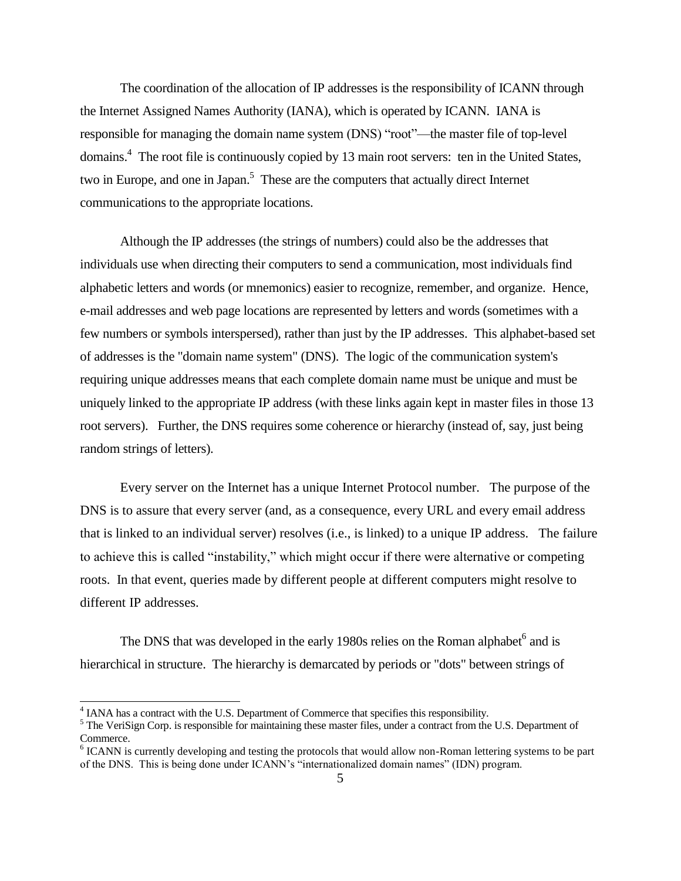The coordination of the allocation of IP addresses is the responsibility of ICANN through the Internet Assigned Names Authority (IANA), which is operated by ICANN. IANA is responsible for managing the domain name system (DNS) "root"—the master file of top-level domains.[4] The root file is continuously copied by 13 main root servers: ten in the United States, two in Europe, and one in Japan.[5] These are the computers that actually direct Internet communications to the appropriate locations.

Although the IP addresses (the strings of numbers) could also be the addresses that individuals use when directing their computers to send a communication, most individuals find alphabetic letters and words (or mnemonics) easier to recognize, remember, and organize. Hence, e-mail addresses and web page locations are represented by letters and words (sometimes with a few numbers or symbols interspersed), rather than just by the IP addresses. This alphabet-based set of addresses is the "domain name system" (DNS). The logic of the communication system's requiring unique addresses means that each complete domain name must be unique and must be uniquely linked to the appropriate IP address (with these links again kept in master files in those 13 root servers). Further, the DNS requires some coherence or hierarchy (instead of, say, just being random strings of letters).

Every server on the Internet has a unique Internet Protocol number. The purpose of the DNS is to assure that every server (and, as a consequence, every URL and every email address that is linked to an individual server) resolves (i.e., is linked) to a unique IP address. The failure to achieve this is called "instability," which might occur if there were alternative or competing roots. In that event, queries made by different people at different computers might resolve to different IP addresses.

The DNS that was developed in the early 1980s relies on the Roman alphabet[6] and is hierarchical in structure. The hierarchy is demarcated by periods or "dots" between strings of

[4] IANA has a contract with the U.S. Department of Commerce that specifies this responsibility.

[5] The VeriSign Corp. is responsible for maintaining these master files, under a contract from the U.S. Department of Commerce.

[6] ICANN is currently developing and testing the protocols that would allow non-Roman lettering systems to be part of the DNS. This is being done under ICANN's "internationalized domain names" (IDN) program.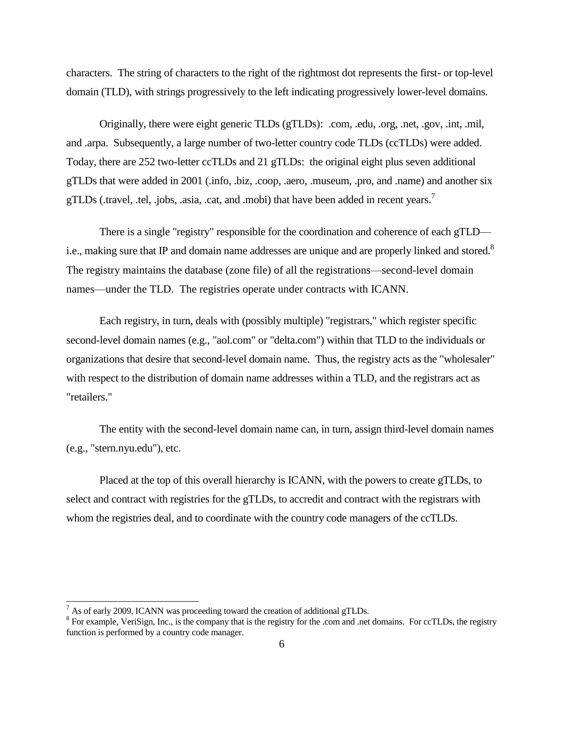characters. The string of characters to the right of the rightmost dot represents the first- or top-level domain (TLD), with strings progressively to the left indicating progressively lower-level domains.

Originally, there were eight generic TLDs (gTLDs): .com, .edu, .org, .net, .gov, .int, .mil, and .arpa. Subsequently, a large number of two-letter country code TLDs (ccTLDs) were added. Today, there are 252 two-letter ccTLDs and 21 gTLDs: the original eight plus seven additional gTLDs that were added in 2001 (.info, .biz, .coop, .aero, .museum, .pro, and .name) and another six gTLDs (.travel, .tel, .jobs, .asia, .cat, and .mobi) that have been added in recent years.[7]

There is a single "registry" responsible for the coordination and coherence of each gTLD—i.e., making sure that IP and domain name addresses are unique and are properly linked and stored.[8] The registry maintains the database (zone file) of all the registrations—second-level domain names—under the TLD. The registries operate under contracts with ICANN.

Each registry, in turn, deals with (possibly multiple) "registrars," which register specific second-level domain names (e.g., "aol.com" or "delta.com") within that TLD to the individuals or organizations that desire that second-level domain name. Thus, the registry acts as the "wholesaler" with respect to the distribution of domain name addresses within a TLD, and the registrars act as "retailers."

The entity with the second-level domain name can, in turn, assign third-level domain names (e.g., "stern.nyu.edu"), etc.

Placed at the top of this overall hierarchy is ICANN, with the powers to create gTLDs, to select and contract with registries for the gTLDs, to accredit and contract with the registrars with whom the registries deal, and to coordinate with the country code managers of the ccTLDs.

---

[7] As of early 2009, ICANN was proceeding toward the creation of additional gTLDs.

[8] For example, VeriSign, Inc., is the company that is the registry for the .com and .net domains. For ccTLDs, the registry function is performed by a country code manager.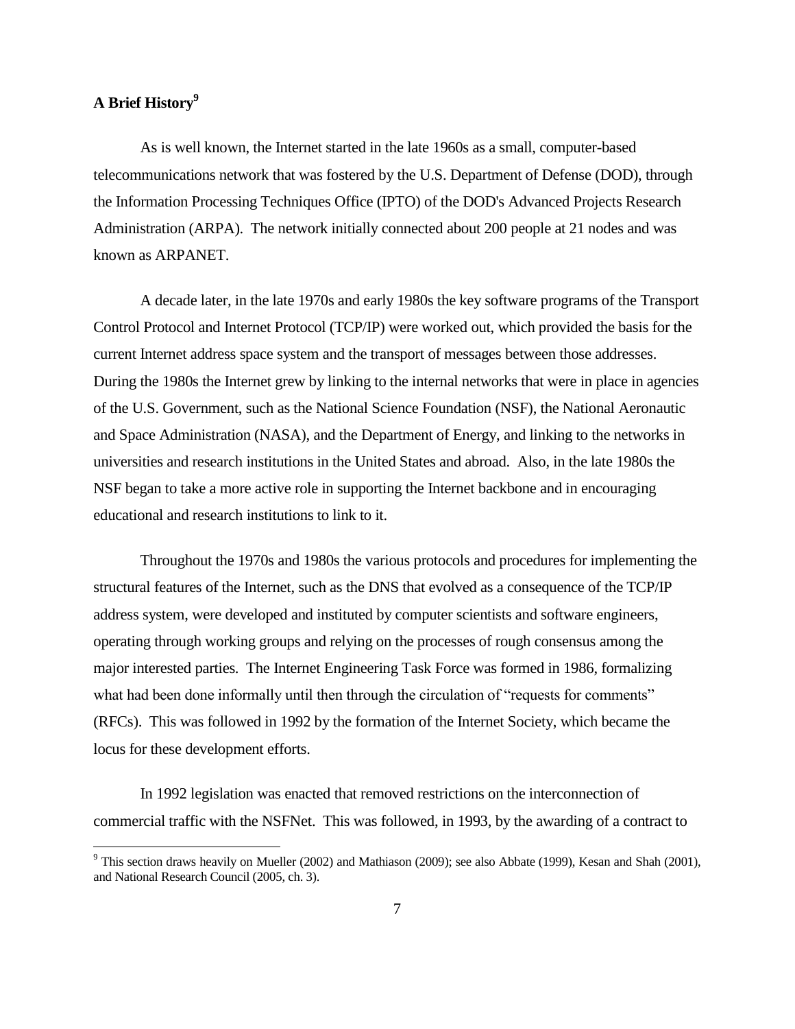## A Brief History[9]

As is well known, the Internet started in the late 1960s as a small, computer-based telecommunications network that was fostered by the U.S. Department of Defense (DOD), through the Information Processing Techniques Office (IPTO) of the DOD's Advanced Projects Research Administration (ARPA). The network initially connected about 200 people at 21 nodes and was known as ARPANET.

A decade later, in the late 1970s and early 1980s the key software programs of the Transport Control Protocol and Internet Protocol (TCP/IP) were worked out, which provided the basis for the current Internet address space system and the transport of messages between those addresses. During the 1980s the Internet grew by linking to the internal networks that were in place in agencies of the U.S. Government, such as the National Science Foundation (NSF), the National Aeronautic and Space Administration (NASA), and the Department of Energy, and linking to the networks in universities and research institutions in the United States and abroad. Also, in the late 1980s the NSF began to take a more active role in supporting the Internet backbone and in encouraging educational and research institutions to link to it.

Throughout the 1970s and 1980s the various protocols and procedures for implementing the structural features of the Internet, such as the DNS that evolved as a consequence of the TCP/IP address system, were developed and instituted by computer scientists and software engineers, operating through working groups and relying on the processes of rough consensus among the major interested parties. The Internet Engineering Task Force was formed in 1986, formalizing what had been done informally until then through the circulation of "requests for comments" (RFCs). This was followed in 1992 by the formation of the Internet Society, which became the locus for these development efforts.

In 1992 legislation was enacted that removed restrictions on the interconnection of commercial traffic with the NSFNet. This was followed, in 1993, by the awarding of a contract to

[9] This section draws heavily on Mueller (2002) and Mathiason (2009); see also Abbate (1999), Kesan and Shah (2001), and National Research Council (2005, ch. 3).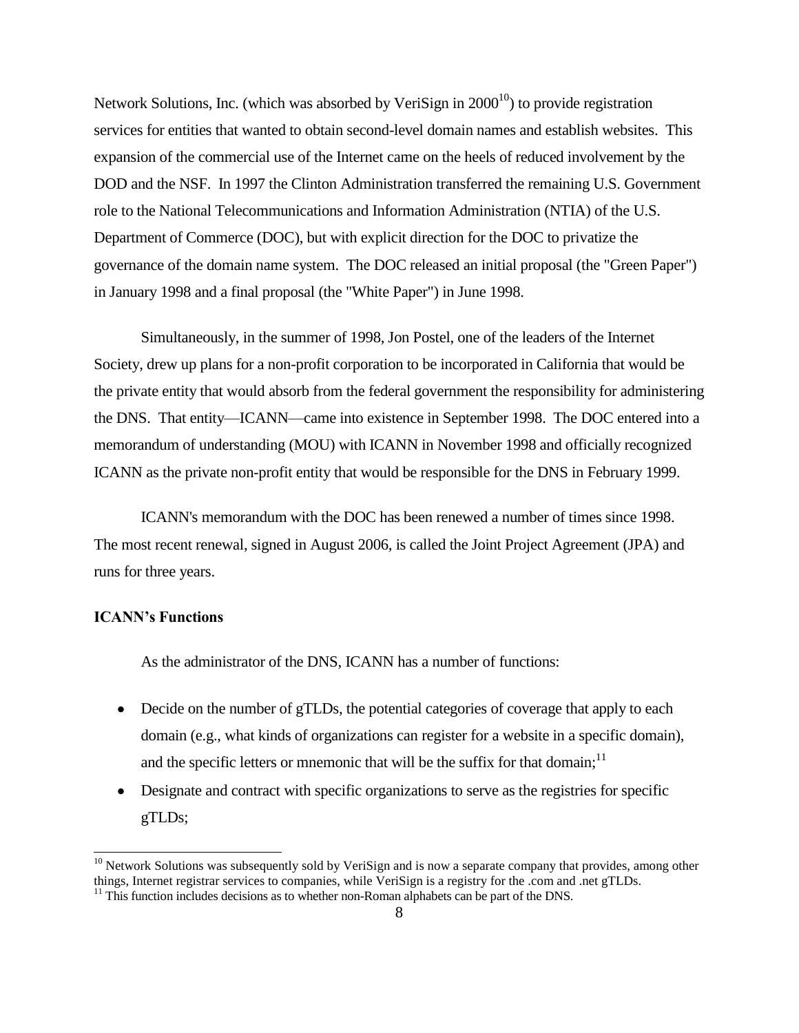Network Solutions, Inc. (which was absorbed by VeriSign in 2000[10]) to provide registration services for entities that wanted to obtain second-level domain names and establish websites. This expansion of the commercial use of the Internet came on the heels of reduced involvement by the DOD and the NSF. In 1997 the Clinton Administration transferred the remaining U.S. Government role to the National Telecommunications and Information Administration (NTIA) of the U.S. Department of Commerce (DOC), but with explicit direction for the DOC to privatize the governance of the domain name system. The DOC released an initial proposal (the "Green Paper") in January 1998 and a final proposal (the "White Paper") in June 1998.

Simultaneously, in the summer of 1998, Jon Postel, one of the leaders of the Internet Society, drew up plans for a non-profit corporation to be incorporated in California that would be the private entity that would absorb from the federal government the responsibility for administering the DNS. That entity—ICANN—came into existence in September 1998. The DOC entered into a memorandum of understanding (MOU) with ICANN in November 1998 and officially recognized ICANN as the private non-profit entity that would be responsible for the DNS in February 1999.

ICANN's memorandum with the DOC has been renewed a number of times since 1998. The most recent renewal, signed in August 2006, is called the Joint Project Agreement (JPA) and runs for three years.

**ICANN's Functions**

As the administrator of the DNS, ICANN has a number of functions:

- Decide on the number of gTLDs, the potential categories of coverage that apply to each domain (e.g., what kinds of organizations can register for a website in a specific domain), and the specific letters or mnemonic that will be the suffix for that domain;[11]
- Designate and contract with specific organizations to serve as the registries for specific gTLDs;

---

[10] Network Solutions was subsequently sold by VeriSign and is now a separate company that provides, among other things, Internet registrar services to companies, while VeriSign is a registry for the .com and .net gTLDs.

[11] This function includes decisions as to whether non-Roman alphabets can be part of the DNS.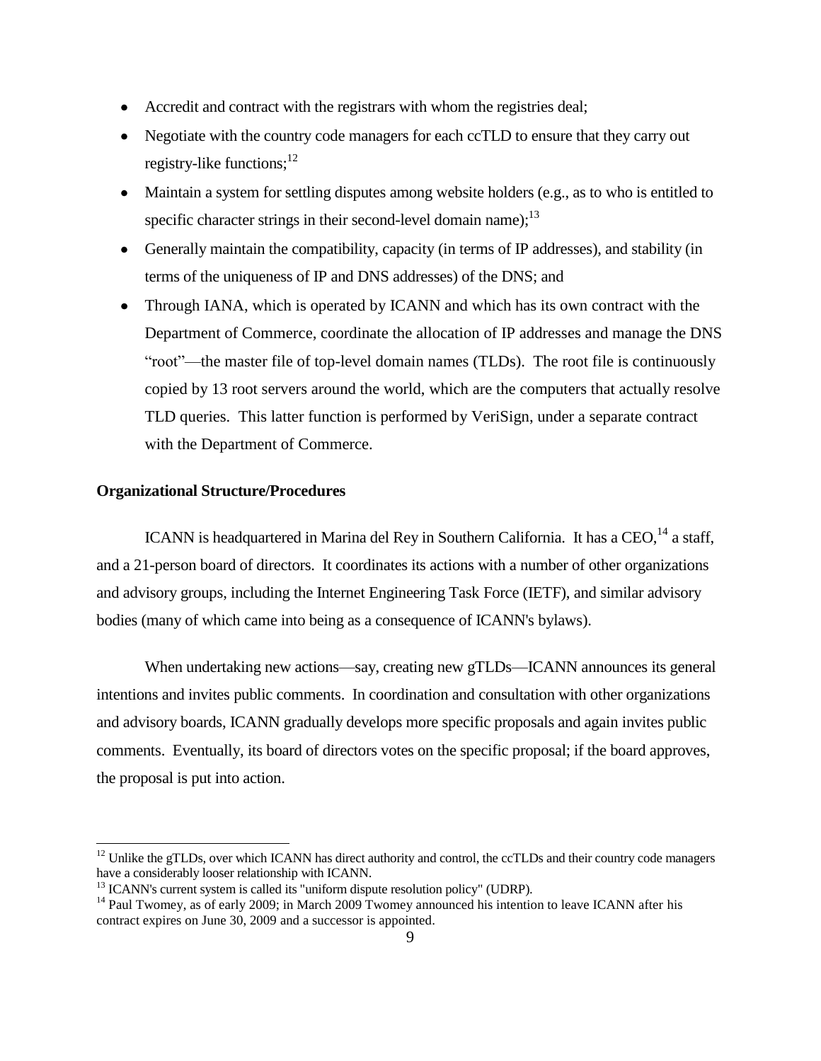- Accredit and contract with the registrars with whom the registries deal;
- Negotiate with the country code managers for each ccTLD to ensure that they carry out registry-like functions;[12]
- Maintain a system for settling disputes among website holders (e.g., as to who is entitled to specific character strings in their second-level domain name);[13]
- Generally maintain the compatibility, capacity (in terms of IP addresses), and stability (in terms of the uniqueness of IP and DNS addresses) of the DNS; and
- Through IANA, which is operated by ICANN and which has its own contract with the Department of Commerce, coordinate the allocation of IP addresses and manage the DNS "root"—the master file of top-level domain names (TLDs). The root file is continuously copied by 13 root servers around the world, which are the computers that actually resolve TLD queries. This latter function is performed by VeriSign, under a separate contract with the Department of Commerce.

**Organizational Structure/Procedures**

ICANN is headquartered in Marina del Rey in Southern California. It has a CEO,[14] a staff, and a 21-person board of directors. It coordinates its actions with a number of other organizations and advisory groups, including the Internet Engineering Task Force (IETF), and similar advisory bodies (many of which came into being as a consequence of ICANN's bylaws).

When undertaking new actions—say, creating new gTLDs—ICANN announces its general intentions and invites public comments. In coordination and consultation with other organizations and advisory boards, ICANN gradually develops more specific proposals and again invites public comments. Eventually, its board of directors votes on the specific proposal; if the board approves, the proposal is put into action.

---

[12] Unlike the gTLDs, over which ICANN has direct authority and control, the ccTLDs and their country code managers have a considerably looser relationship with ICANN.

[13] ICANN's current system is called its "uniform dispute resolution policy" (UDRP).

[14] Paul Twomey, as of early 2009; in March 2009 Twomey announced his intention to leave ICANN after his contract expires on June 30, 2009 and a successor is appointed.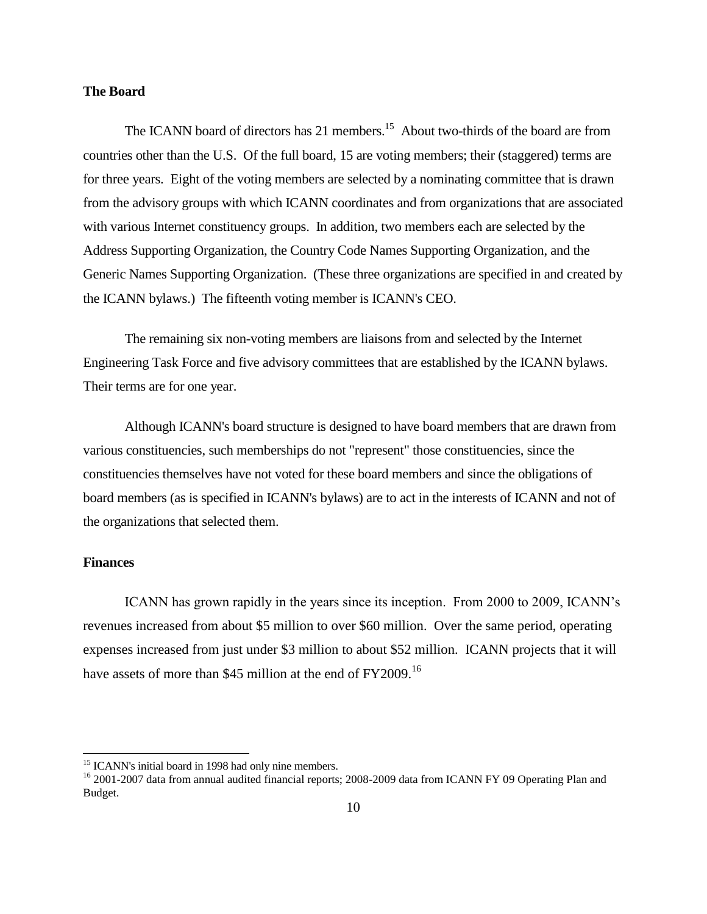**The Board**

The ICANN board of directors has 21 members.[15] About two-thirds of the board are from countries other than the U.S. Of the full board, 15 are voting members; their (staggered) terms are for three years. Eight of the voting members are selected by a nominating committee that is drawn from the advisory groups with which ICANN coordinates and from organizations that are associated with various Internet constituency groups. In addition, two members each are selected by the Address Supporting Organization, the Country Code Names Supporting Organization, and the Generic Names Supporting Organization. (These three organizations are specified in and created by the ICANN bylaws.) The fifteenth voting member is ICANN's CEO.

The remaining six non-voting members are liaisons from and selected by the Internet Engineering Task Force and five advisory committees that are established by the ICANN bylaws. Their terms are for one year.

Although ICANN's board structure is designed to have board members that are drawn from various constituencies, such memberships do not "represent" those constituencies, since the constituencies themselves have not voted for these board members and since the obligations of board members (as is specified in ICANN's bylaws) are to act in the interests of ICANN and not of the organizations that selected them.

**Finances**

ICANN has grown rapidly in the years since its inception. From 2000 to 2009, ICANN's revenues increased from about $5 million to over $60 million. Over the same period, operating expenses increased from just under $3 million to about $52 million. ICANN projects that it will have assets of more than $45 million at the end of FY2009.[16]

---

[15] ICANN's initial board in 1998 had only nine members.

[16] 2001-2007 data from annual audited financial reports; 2008-2009 data from ICANN FY 09 Operating Plan and Budget.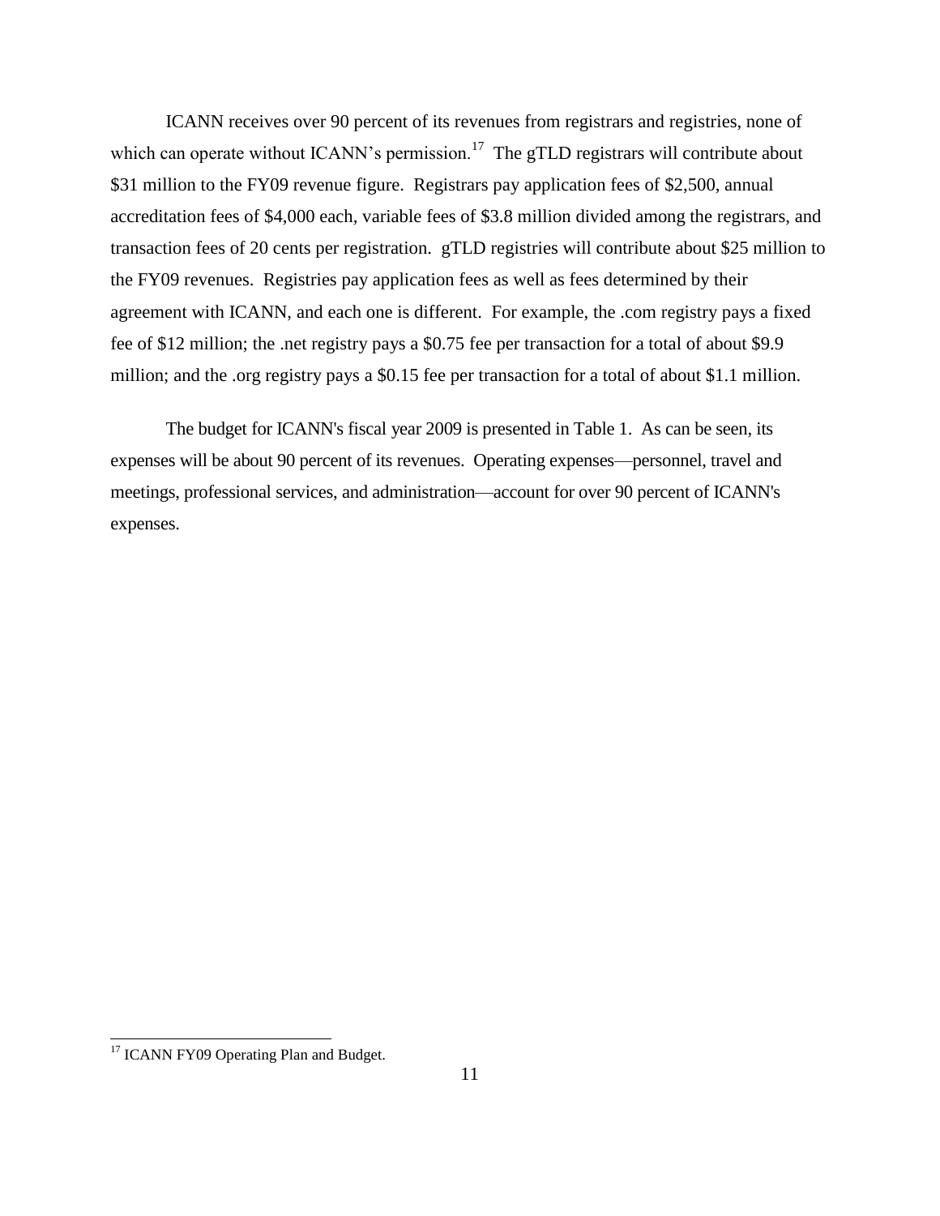ICANN receives over 90 percent of its revenues from registrars and registries, none of which can operate without ICANN's permission.[17] The gTLD registrars will contribute about $31 million to the FY09 revenue figure. Registrars pay application fees of $2,500, annual accreditation fees of $4,000 each, variable fees of $3.8 million divided among the registrars, and transaction fees of 20 cents per registration. gTLD registries will contribute about $25 million to the FY09 revenues. Registries pay application fees as well as fees determined by their agreement with ICANN, and each one is different. For example, the .com registry pays a fixed fee of $12 million; the .net registry pays a $0.75 fee per transaction for a total of about $9.9 million; and the .org registry pays a $0.15 fee per transaction for a total of about $1.1 million.

The budget for ICANN's fiscal year 2009 is presented in Table 1. As can be seen, its expenses will be about 90 percent of its revenues. Operating expenses—personnel, travel and meetings, professional services, and administration—account for over 90 percent of ICANN's expenses.

[17] ICANN FY09 Operating Plan and Budget.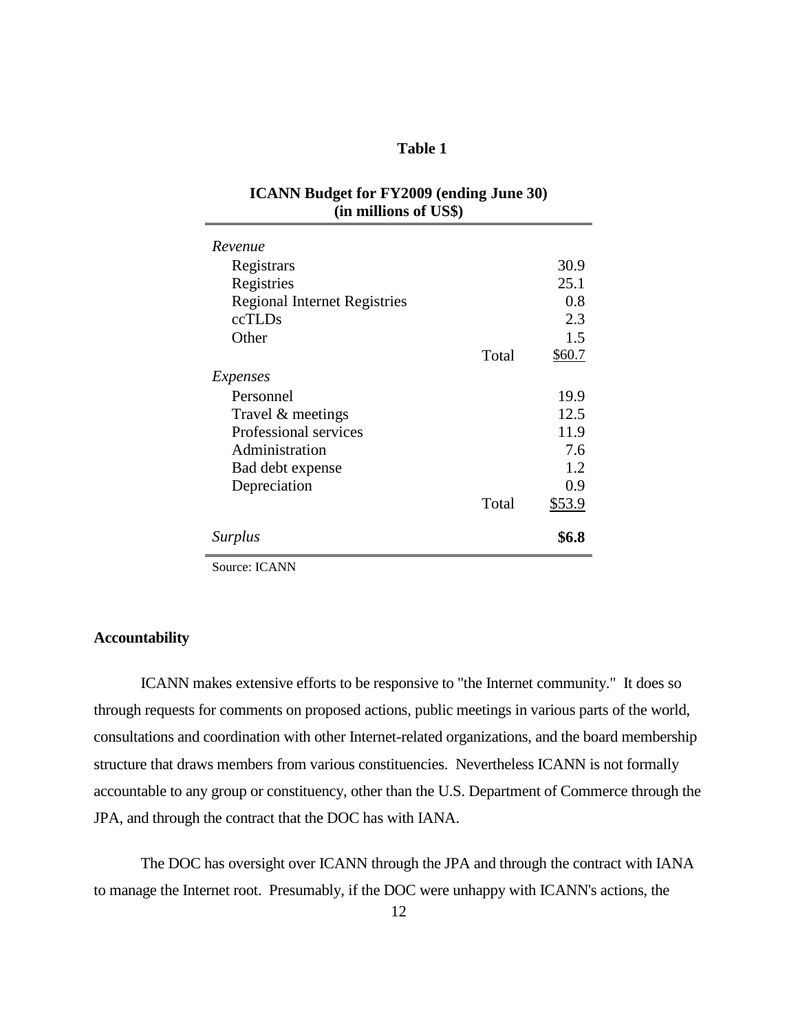**Table 1**

**ICANN Budget for FY2009 (ending June 30)**
**(in millions of US$)**

| | | |
|---|---|---|
| *Revenue* | | |
| Registrars | | 30.9 |
| Registries | | 25.1 |
| Regional Internet Registries | | 0.8 |
| ccTLDs | | 2.3 |
| Other | | 1.5 |
| | Total | $60.7 |
| *Expenses* | | |
| Personnel | | 19.9 |
| Travel & meetings | | 12.5 |
| Professional services | | 11.9 |
| Administration | | 7.6 |
| Bad debt expense | | 1.2 |
| Depreciation | | 0.9 |
| | Total | $53.9 |
| *Surplus* | | **$6.8** |

Source: ICANN

**Accountability**

ICANN makes extensive efforts to be responsive to "the Internet community." It does so through requests for comments on proposed actions, public meetings in various parts of the world, consultations and coordination with other Internet-related organizations, and the board membership structure that draws members from various constituencies. Nevertheless ICANN is not formally accountable to any group or constituency, other than the U.S. Department of Commerce through the JPA, and through the contract that the DOC has with IANA.

The DOC has oversight over ICANN through the JPA and through the contract with IANA to manage the Internet root. Presumably, if the DOC were unhappy with ICANN's actions, the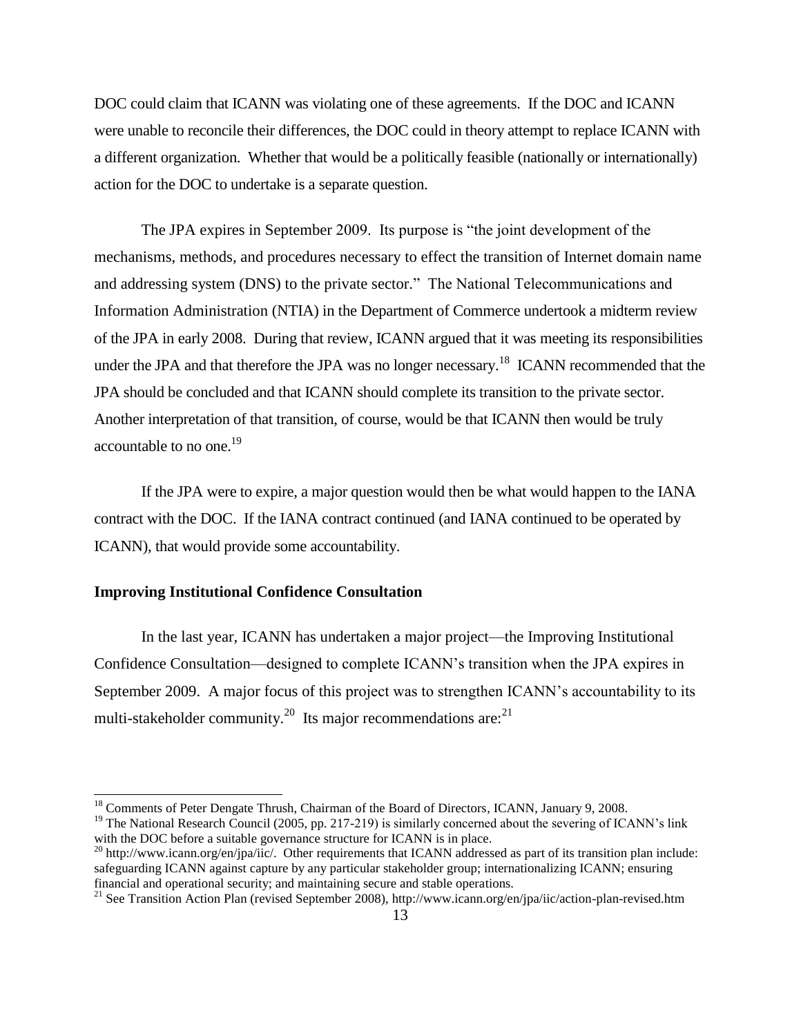DOC could claim that ICANN was violating one of these agreements. If the DOC and ICANN were unable to reconcile their differences, the DOC could in theory attempt to replace ICANN with a different organization. Whether that would be a politically feasible (nationally or internationally) action for the DOC to undertake is a separate question.

The JPA expires in September 2009. Its purpose is "the joint development of the mechanisms, methods, and procedures necessary to effect the transition of Internet domain name and addressing system (DNS) to the private sector." The National Telecommunications and Information Administration (NTIA) in the Department of Commerce undertook a midterm review of the JPA in early 2008. During that review, ICANN argued that it was meeting its responsibilities under the JPA and that therefore the JPA was no longer necessary.[18] ICANN recommended that the JPA should be concluded and that ICANN should complete its transition to the private sector. Another interpretation of that transition, of course, would be that ICANN then would be truly accountable to no one.[19]

If the JPA were to expire, a major question would then be what would happen to the IANA contract with the DOC. If the IANA contract continued (and IANA continued to be operated by ICANN), that would provide some accountability.

**Improving Institutional Confidence Consultation**

In the last year, ICANN has undertaken a major project—the Improving Institutional Confidence Consultation—designed to complete ICANN's transition when the JPA expires in September 2009. A major focus of this project was to strengthen ICANN's accountability to its multi-stakeholder community.[20] Its major recommendations are:[21]

---

[18] Comments of Peter Dengate Thrush, Chairman of the Board of Directors, ICANN, January 9, 2008.

[19] The National Research Council (2005, pp. 217-219) is similarly concerned about the severing of ICANN's link with the DOC before a suitable governance structure for ICANN is in place.

[20] http://www.icann.org/en/jpa/iic/. Other requirements that ICANN addressed as part of its transition plan include: safeguarding ICANN against capture by any particular stakeholder group; internationalizing ICANN; ensuring financial and operational security; and maintaining secure and stable operations.

[21] See Transition Action Plan (revised September 2008), http://www.icann.org/en/jpa/iic/action-plan-revised.htm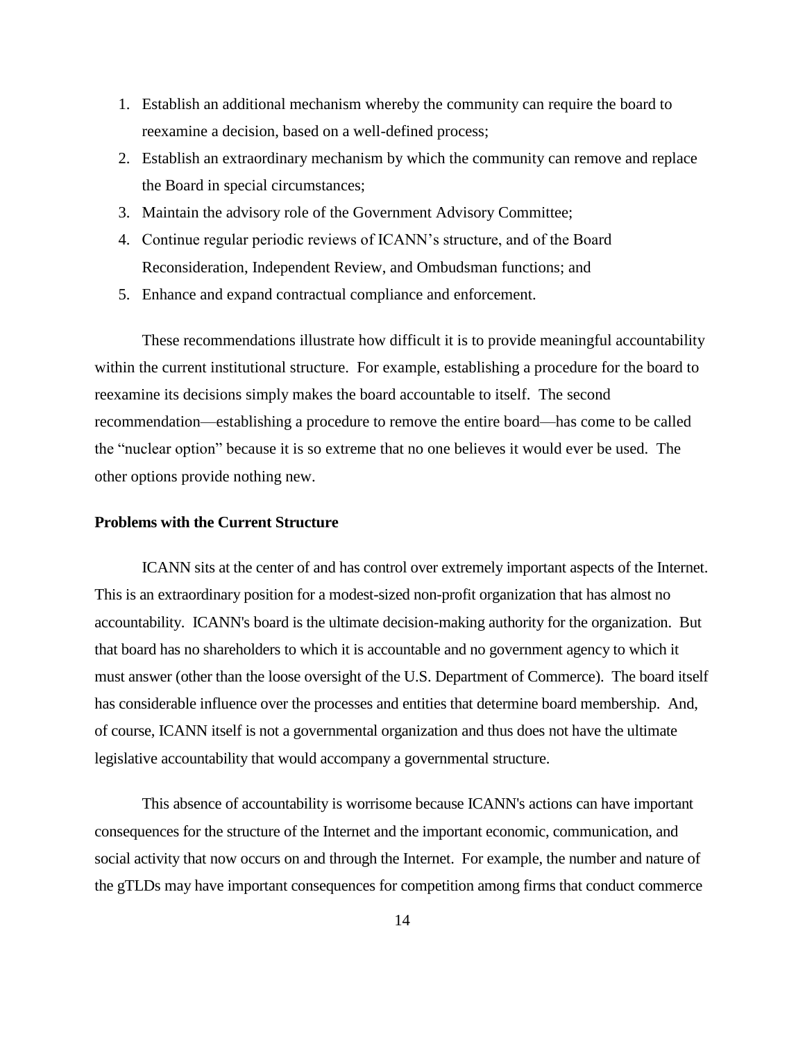1. Establish an additional mechanism whereby the community can require the board to reexamine a decision, based on a well-defined process;
2. Establish an extraordinary mechanism by which the community can remove and replace the Board in special circumstances;
3. Maintain the advisory role of the Government Advisory Committee;
4. Continue regular periodic reviews of ICANN's structure, and of the Board Reconsideration, Independent Review, and Ombudsman functions; and
5. Enhance and expand contractual compliance and enforcement.

These recommendations illustrate how difficult it is to provide meaningful accountability within the current institutional structure. For example, establishing a procedure for the board to reexamine its decisions simply makes the board accountable to itself. The second recommendation—establishing a procedure to remove the entire board—has come to be called the "nuclear option" because it is so extreme that no one believes it would ever be used. The other options provide nothing new.

**Problems with the Current Structure**

ICANN sits at the center of and has control over extremely important aspects of the Internet. This is an extraordinary position for a modest-sized non-profit organization that has almost no accountability. ICANN's board is the ultimate decision-making authority for the organization. But that board has no shareholders to which it is accountable and no government agency to which it must answer (other than the loose oversight of the U.S. Department of Commerce). The board itself has considerable influence over the processes and entities that determine board membership. And, of course, ICANN itself is not a governmental organization and thus does not have the ultimate legislative accountability that would accompany a governmental structure.

This absence of accountability is worrisome because ICANN's actions can have important consequences for the structure of the Internet and the important economic, communication, and social activity that now occurs on and through the Internet. For example, the number and nature of the gTLDs may have important consequences for competition among firms that conduct commerce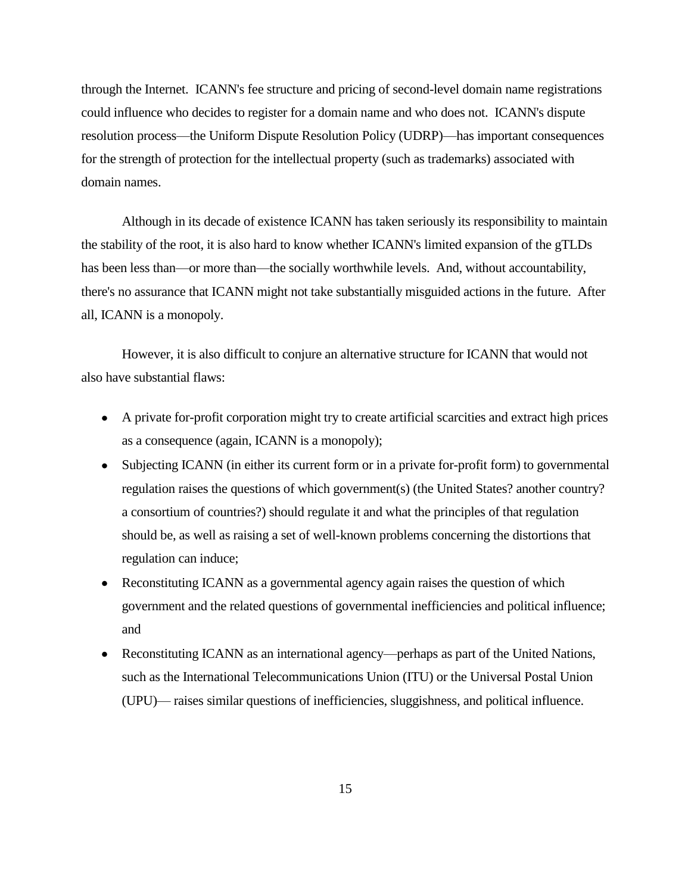through the Internet. ICANN's fee structure and pricing of second-level domain name registrations could influence who decides to register for a domain name and who does not. ICANN's dispute resolution process—the Uniform Dispute Resolution Policy (UDRP)—has important consequences for the strength of protection for the intellectual property (such as trademarks) associated with domain names.

Although in its decade of existence ICANN has taken seriously its responsibility to maintain the stability of the root, it is also hard to know whether ICANN's limited expansion of the gTLDs has been less than—or more than—the socially worthwhile levels. And, without accountability, there's no assurance that ICANN might not take substantially misguided actions in the future. After all, ICANN is a monopoly.

However, it is also difficult to conjure an alternative structure for ICANN that would not also have substantial flaws:

- A private for-profit corporation might try to create artificial scarcities and extract high prices as a consequence (again, ICANN is a monopoly);
- Subjecting ICANN (in either its current form or in a private for-profit form) to governmental regulation raises the questions of which government(s) (the United States? another country? a consortium of countries?) should regulate it and what the principles of that regulation should be, as well as raising a set of well-known problems concerning the distortions that regulation can induce;
- Reconstituting ICANN as a governmental agency again raises the question of which government and the related questions of governmental inefficiencies and political influence; and
- Reconstituting ICANN as an international agency—perhaps as part of the United Nations, such as the International Telecommunications Union (ITU) or the Universal Postal Union (UPU)— raises similar questions of inefficiencies, sluggishness, and political influence.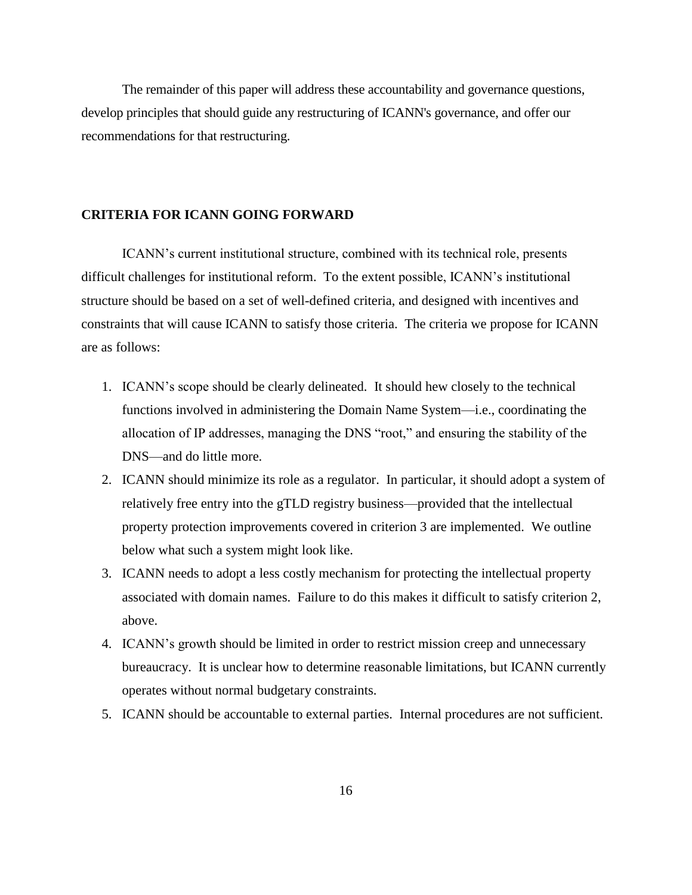The remainder of this paper will address these accountability and governance questions, develop principles that should guide any restructuring of ICANN's governance, and offer our recommendations for that restructuring.

## CRITERIA FOR ICANN GOING FORWARD

ICANN's current institutional structure, combined with its technical role, presents difficult challenges for institutional reform. To the extent possible, ICANN's institutional structure should be based on a set of well-defined criteria, and designed with incentives and constraints that will cause ICANN to satisfy those criteria. The criteria we propose for ICANN are as follows:

1. ICANN's scope should be clearly delineated. It should hew closely to the technical functions involved in administering the Domain Name System—i.e., coordinating the allocation of IP addresses, managing the DNS "root," and ensuring the stability of the DNS—and do little more.
2. ICANN should minimize its role as a regulator. In particular, it should adopt a system of relatively free entry into the gTLD registry business—provided that the intellectual property protection improvements covered in criterion 3 are implemented. We outline below what such a system might look like.
3. ICANN needs to adopt a less costly mechanism for protecting the intellectual property associated with domain names. Failure to do this makes it difficult to satisfy criterion 2, above.
4. ICANN's growth should be limited in order to restrict mission creep and unnecessary bureaucracy. It is unclear how to determine reasonable limitations, but ICANN currently operates without normal budgetary constraints.
5. ICANN should be accountable to external parties. Internal procedures are not sufficient.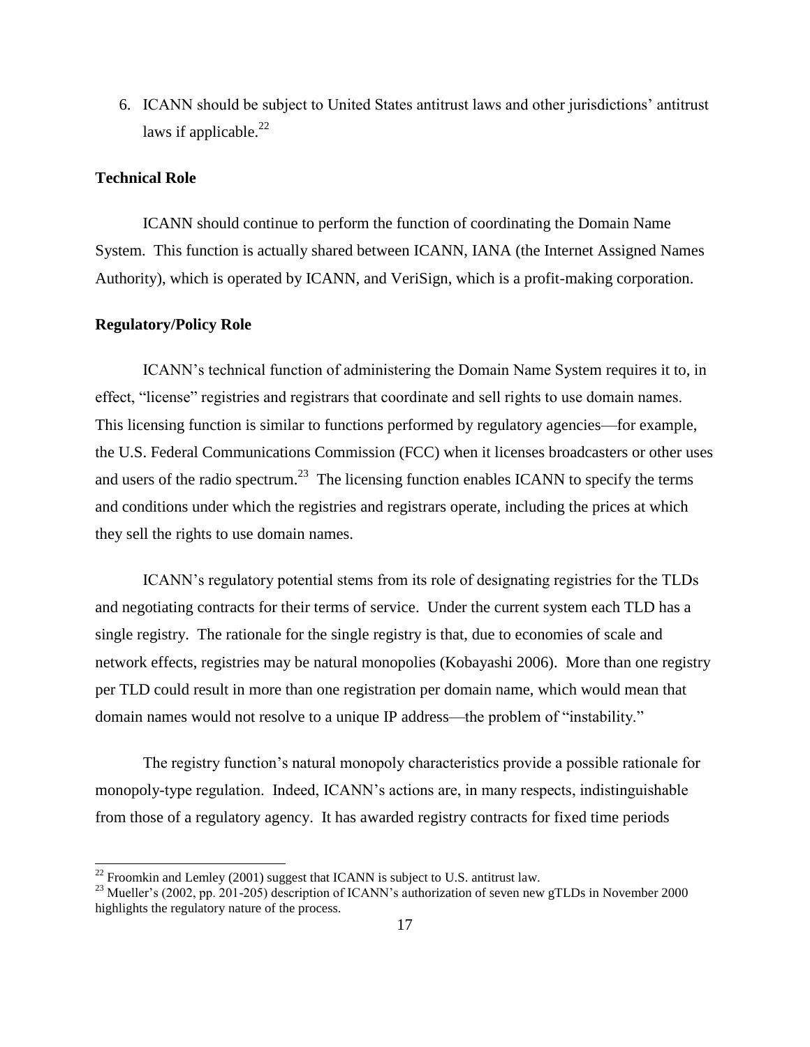6. ICANN should be subject to United States antitrust laws and other jurisdictions' antitrust laws if applicable.[22]

**Technical Role**

ICANN should continue to perform the function of coordinating the Domain Name System. This function is actually shared between ICANN, IANA (the Internet Assigned Names Authority), which is operated by ICANN, and VeriSign, which is a profit-making corporation.

**Regulatory/Policy Role**

ICANN's technical function of administering the Domain Name System requires it to, in effect, "license" registries and registrars that coordinate and sell rights to use domain names. This licensing function is similar to functions performed by regulatory agencies—for example, the U.S. Federal Communications Commission (FCC) when it licenses broadcasters or other uses and users of the radio spectrum.[23] The licensing function enables ICANN to specify the terms and conditions under which the registries and registrars operate, including the prices at which they sell the rights to use domain names.

ICANN's regulatory potential stems from its role of designating registries for the TLDs and negotiating contracts for their terms of service. Under the current system each TLD has a single registry. The rationale for the single registry is that, due to economies of scale and network effects, registries may be natural monopolies (Kobayashi 2006). More than one registry per TLD could result in more than one registration per domain name, which would mean that domain names would not resolve to a unique IP address—the problem of "instability."

The registry function's natural monopoly characteristics provide a possible rationale for monopoly-type regulation. Indeed, ICANN's actions are, in many respects, indistinguishable from those of a regulatory agency. It has awarded registry contracts for fixed time periods

[22] Froomkin and Lemley (2001) suggest that ICANN is subject to U.S. antitrust law.

[23] Mueller's (2002, pp. 201-205) description of ICANN's authorization of seven new gTLDs in November 2000 highlights the regulatory nature of the process.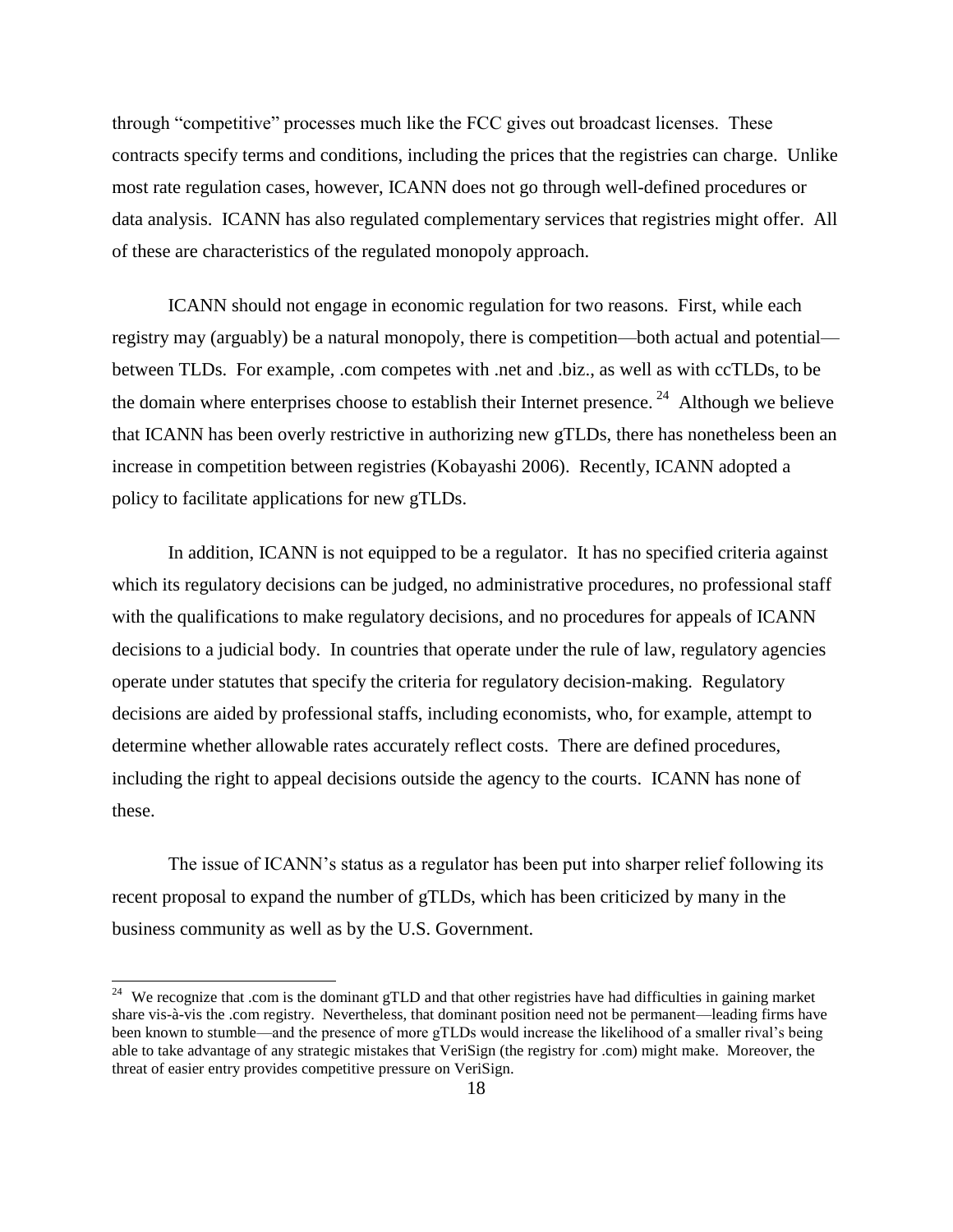through "competitive" processes much like the FCC gives out broadcast licenses. These contracts specify terms and conditions, including the prices that the registries can charge. Unlike most rate regulation cases, however, ICANN does not go through well-defined procedures or data analysis. ICANN has also regulated complementary services that registries might offer. All of these are characteristics of the regulated monopoly approach.

ICANN should not engage in economic regulation for two reasons. First, while each registry may (arguably) be a natural monopoly, there is competition—both actual and potential—between TLDs. For example, .com competes with .net and .biz., as well as with ccTLDs, to be the domain where enterprises choose to establish their Internet presence.[24] Although we believe that ICANN has been overly restrictive in authorizing new gTLDs, there has nonetheless been an increase in competition between registries (Kobayashi 2006). Recently, ICANN adopted a policy to facilitate applications for new gTLDs.

In addition, ICANN is not equipped to be a regulator. It has no specified criteria against which its regulatory decisions can be judged, no administrative procedures, no professional staff with the qualifications to make regulatory decisions, and no procedures for appeals of ICANN decisions to a judicial body. In countries that operate under the rule of law, regulatory agencies operate under statutes that specify the criteria for regulatory decision-making. Regulatory decisions are aided by professional staffs, including economists, who, for example, attempt to determine whether allowable rates accurately reflect costs. There are defined procedures, including the right to appeal decisions outside the agency to the courts. ICANN has none of these.

The issue of ICANN's status as a regulator has been put into sharper relief following its recent proposal to expand the number of gTLDs, which has been criticized by many in the business community as well as by the U.S. Government.

---

[24] We recognize that .com is the dominant gTLD and that other registries have had difficulties in gaining market share vis-à-vis the .com registry. Nevertheless, that dominant position need not be permanent—leading firms have been known to stumble—and the presence of more gTLDs would increase the likelihood of a smaller rival's being able to take advantage of any strategic mistakes that VeriSign (the registry for .com) might make. Moreover, the threat of easier entry provides competitive pressure on VeriSign.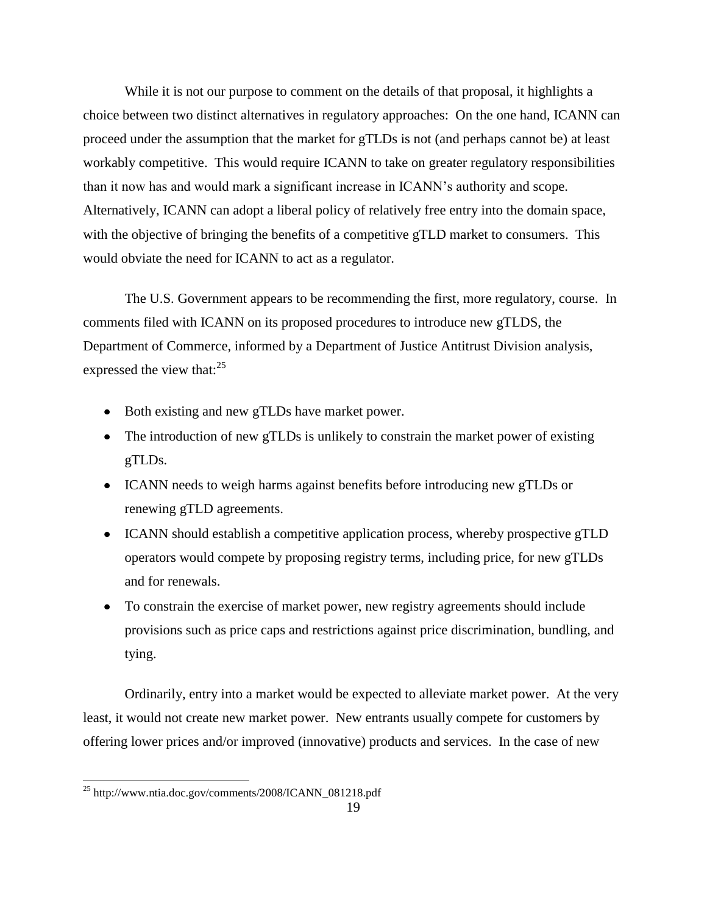While it is not our purpose to comment on the details of that proposal, it highlights a choice between two distinct alternatives in regulatory approaches: On the one hand, ICANN can proceed under the assumption that the market for gTLDs is not (and perhaps cannot be) at least workably competitive. This would require ICANN to take on greater regulatory responsibilities than it now has and would mark a significant increase in ICANN's authority and scope. Alternatively, ICANN can adopt a liberal policy of relatively free entry into the domain space, with the objective of bringing the benefits of a competitive gTLD market to consumers. This would obviate the need for ICANN to act as a regulator.

The U.S. Government appears to be recommending the first, more regulatory, course. In comments filed with ICANN on its proposed procedures to introduce new gTLDS, the Department of Commerce, informed by a Department of Justice Antitrust Division analysis, expressed the view that:[25]

- Both existing and new gTLDs have market power.
- The introduction of new gTLDs is unlikely to constrain the market power of existing gTLDs.
- ICANN needs to weigh harms against benefits before introducing new gTLDs or renewing gTLD agreements.
- ICANN should establish a competitive application process, whereby prospective gTLD operators would compete by proposing registry terms, including price, for new gTLDs and for renewals.
- To constrain the exercise of market power, new registry agreements should include provisions such as price caps and restrictions against price discrimination, bundling, and tying.

Ordinarily, entry into a market would be expected to alleviate market power. At the very least, it would not create new market power. New entrants usually compete for customers by offering lower prices and/or improved (innovative) products and services. In the case of new

[25] http://www.ntia.doc.gov/comments/2008/ICANN_081218.pdf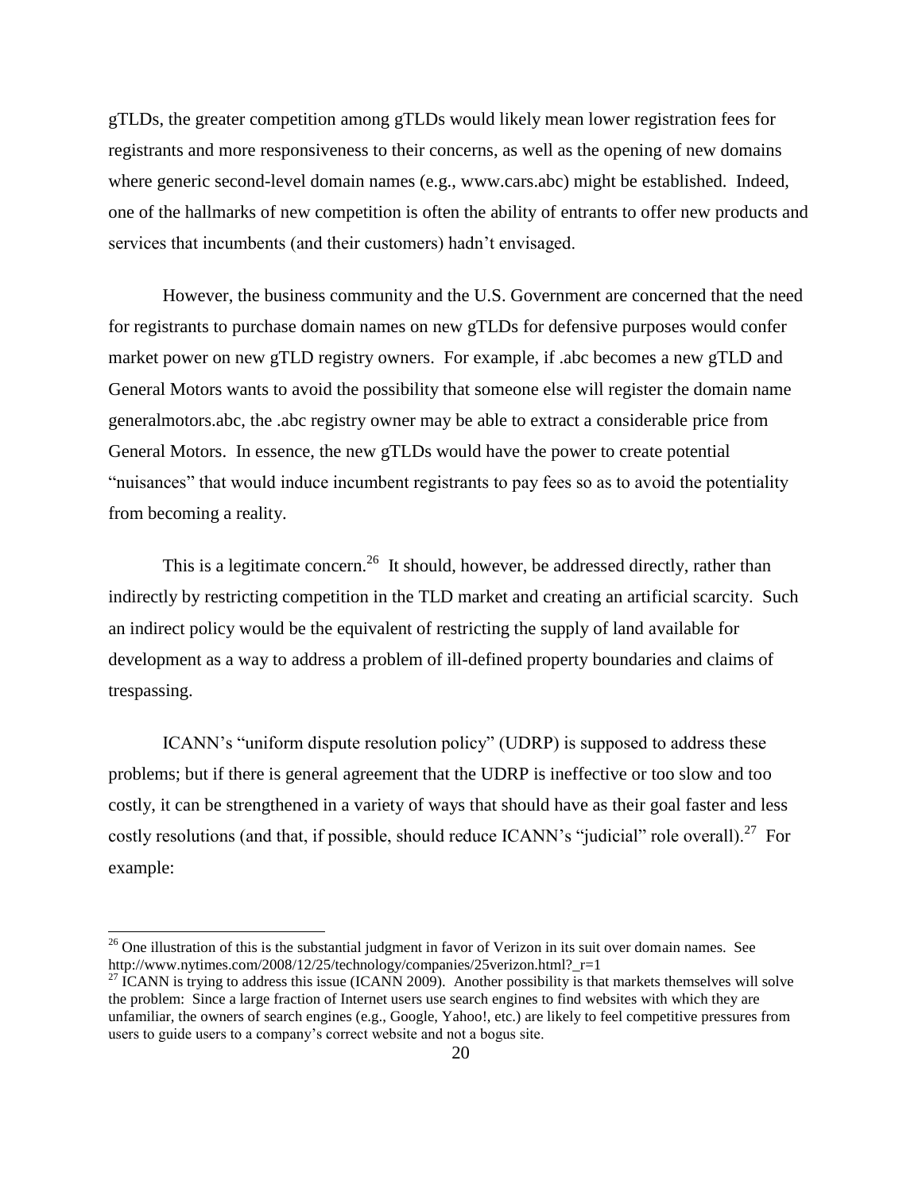gTLDs, the greater competition among gTLDs would likely mean lower registration fees for registrants and more responsiveness to their concerns, as well as the opening of new domains where generic second-level domain names (e.g., www.cars.abc) might be established. Indeed, one of the hallmarks of new competition is often the ability of entrants to offer new products and services that incumbents (and their customers) hadn't envisaged.

However, the business community and the U.S. Government are concerned that the need for registrants to purchase domain names on new gTLDs for defensive purposes would confer market power on new gTLD registry owners. For example, if .abc becomes a new gTLD and General Motors wants to avoid the possibility that someone else will register the domain name generalmotors.abc, the .abc registry owner may be able to extract a considerable price from General Motors. In essence, the new gTLDs would have the power to create potential "nuisances" that would induce incumbent registrants to pay fees so as to avoid the potentiality from becoming a reality.

This is a legitimate concern.[26] It should, however, be addressed directly, rather than indirectly by restricting competition in the TLD market and creating an artificial scarcity. Such an indirect policy would be the equivalent of restricting the supply of land available for development as a way to address a problem of ill-defined property boundaries and claims of trespassing.

ICANN's "uniform dispute resolution policy" (UDRP) is supposed to address these problems; but if there is general agreement that the UDRP is ineffective or too slow and too costly, it can be strengthened in a variety of ways that should have as their goal faster and less costly resolutions (and that, if possible, should reduce ICANN's "judicial" role overall).[27] For example:

---

[26] One illustration of this is the substantial judgment in favor of Verizon in its suit over domain names. See http://www.nytimes.com/2008/12/25/technology/companies/25verizon.html?_r=1

[27] ICANN is trying to address this issue (ICANN 2009). Another possibility is that markets themselves will solve the problem: Since a large fraction of Internet users use search engines to find websites with which they are unfamiliar, the owners of search engines (e.g., Google, Yahoo!, etc.) are likely to feel competitive pressures from users to guide users to a company's correct website and not a bogus site.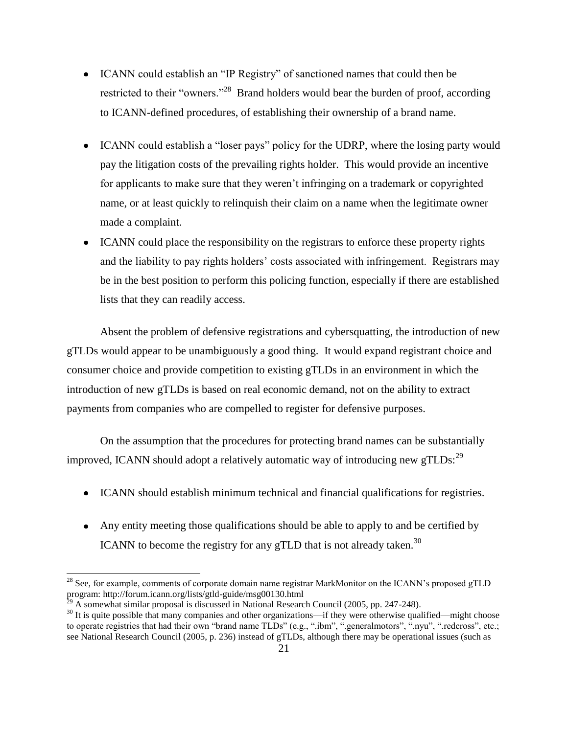- ICANN could establish an "IP Registry" of sanctioned names that could then be restricted to their "owners."[28] Brand holders would bear the burden of proof, according to ICANN-defined procedures, of establishing their ownership of a brand name.

- ICANN could establish a "loser pays" policy for the UDRP, where the losing party would pay the litigation costs of the prevailing rights holder. This would provide an incentive for applicants to make sure that they weren't infringing on a trademark or copyrighted name, or at least quickly to relinquish their claim on a name when the legitimate owner made a complaint.
- ICANN could place the responsibility on the registrars to enforce these property rights and the liability to pay rights holders' costs associated with infringement. Registrars may be in the best position to perform this policing function, especially if there are established lists that they can readily access.

Absent the problem of defensive registrations and cybersquatting, the introduction of new gTLDs would appear to be unambiguously a good thing. It would expand registrant choice and consumer choice and provide competition to existing gTLDs in an environment in which the introduction of new gTLDs is based on real economic demand, not on the ability to extract payments from companies who are compelled to register for defensive purposes.

On the assumption that the procedures for protecting brand names can be substantially improved, ICANN should adopt a relatively automatic way of introducing new gTLDs:[29]

- ICANN should establish minimum technical and financial qualifications for registries.

- Any entity meeting those qualifications should be able to apply to and be certified by ICANN to become the registry for any gTLD that is not already taken.[30]

---

[28] See, for example, comments of corporate domain name registrar MarkMonitor on the ICANN's proposed gTLD program: http://forum.icann.org/lists/gtld-guide/msg00130.html

[29] A somewhat similar proposal is discussed in National Research Council (2005, pp. 247-248).

[30] It is quite possible that many companies and other organizations—if they were otherwise qualified—might choose to operate registries that had their own "brand name TLDs" (e.g., ".ibm", ".generalmotors", ".nyu", ".redcross", etc.; see National Research Council (2005, p. 236) instead of gTLDs, although there may be operational issues (such as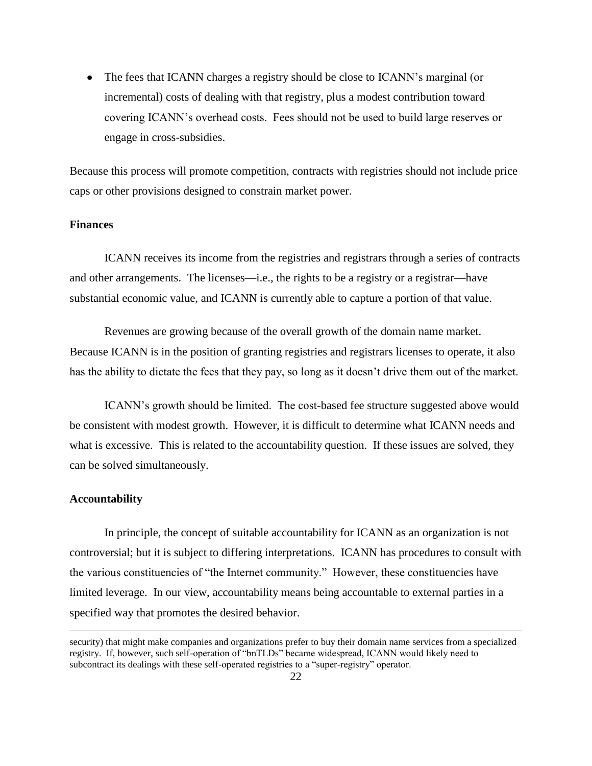- The fees that ICANN charges a registry should be close to ICANN's marginal (or incremental) costs of dealing with that registry, plus a modest contribution toward covering ICANN's overhead costs. Fees should not be used to build large reserves or engage in cross-subsidies.

Because this process will promote competition, contracts with registries should not include price caps or other provisions designed to constrain market power.

**Finances**

ICANN receives its income from the registries and registrars through a series of contracts and other arrangements. The licenses—i.e., the rights to be a registry or a registrar—have substantial economic value, and ICANN is currently able to capture a portion of that value.

Revenues are growing because of the overall growth of the domain name market. Because ICANN is in the position of granting registries and registrars licenses to operate, it also has the ability to dictate the fees that they pay, so long as it doesn't drive them out of the market.

ICANN's growth should be limited. The cost-based fee structure suggested above would be consistent with modest growth. However, it is difficult to determine what ICANN needs and what is excessive. This is related to the accountability question. If these issues are solved, they can be solved simultaneously.

**Accountability**

In principle, the concept of suitable accountability for ICANN as an organization is not controversial; but it is subject to differing interpretations. ICANN has procedures to consult with the various constituencies of "the Internet community." However, these constituencies have limited leverage. In our view, accountability means being accountable to external parties in a specified way that promotes the desired behavior.

---

security) that might make companies and organizations prefer to buy their domain name services from a specialized registry. If, however, such self-operation of "bnTLDs" became widespread, ICANN would likely need to subcontract its dealings with these self-operated registries to a "super-registry" operator.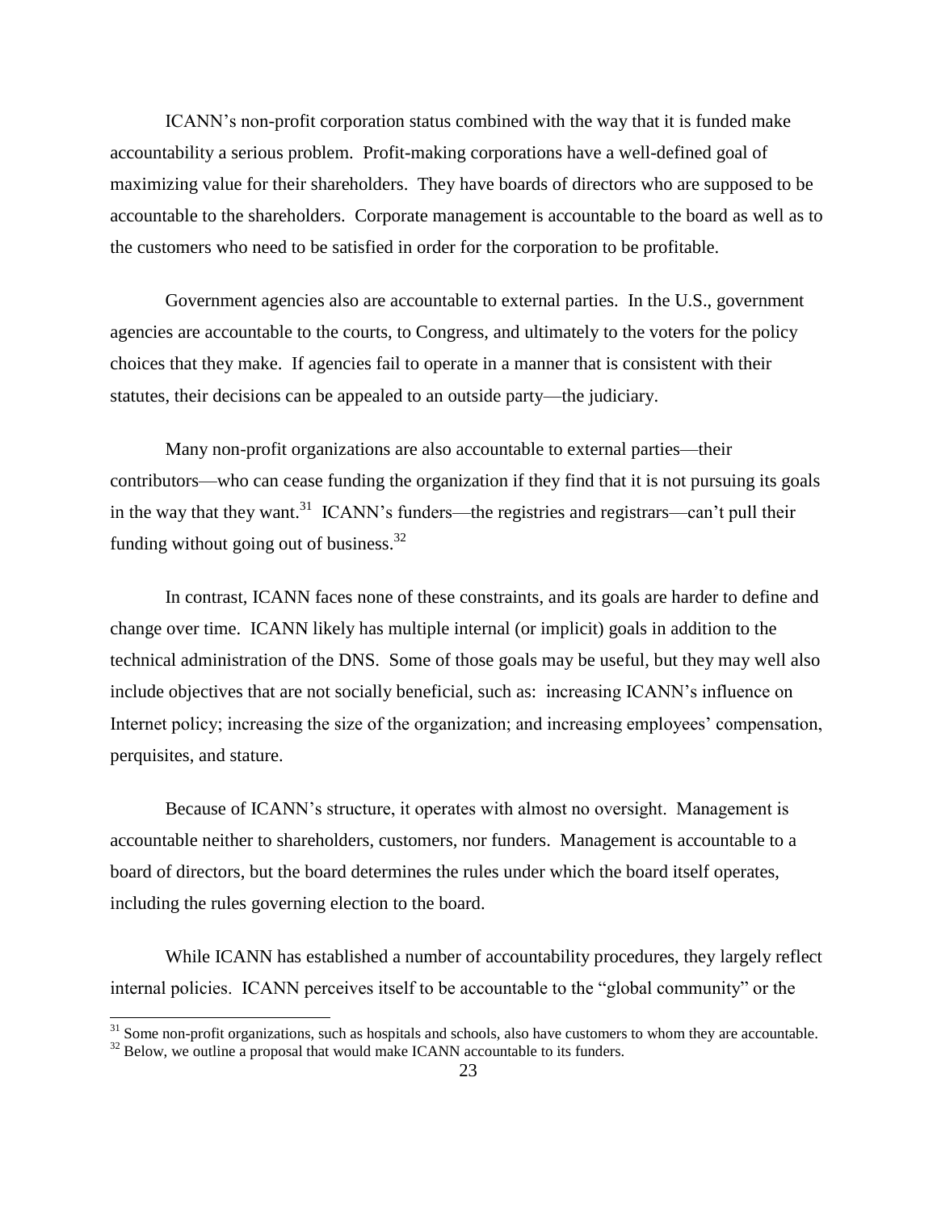ICANN's non-profit corporation status combined with the way that it is funded make accountability a serious problem. Profit-making corporations have a well-defined goal of maximizing value for their shareholders. They have boards of directors who are supposed to be accountable to the shareholders. Corporate management is accountable to the board as well as to the customers who need to be satisfied in order for the corporation to be profitable.

Government agencies also are accountable to external parties. In the U.S., government agencies are accountable to the courts, to Congress, and ultimately to the voters for the policy choices that they make. If agencies fail to operate in a manner that is consistent with their statutes, their decisions can be appealed to an outside party—the judiciary.

Many non-profit organizations are also accountable to external parties—their contributors—who can cease funding the organization if they find that it is not pursuing its goals in the way that they want.[31] ICANN's funders—the registries and registrars—can't pull their funding without going out of business.[32]

In contrast, ICANN faces none of these constraints, and its goals are harder to define and change over time. ICANN likely has multiple internal (or implicit) goals in addition to the technical administration of the DNS. Some of those goals may be useful, but they may well also include objectives that are not socially beneficial, such as: increasing ICANN's influence on Internet policy; increasing the size of the organization; and increasing employees' compensation, perquisites, and stature.

Because of ICANN's structure, it operates with almost no oversight. Management is accountable neither to shareholders, customers, nor funders. Management is accountable to a board of directors, but the board determines the rules under which the board itself operates, including the rules governing election to the board.

While ICANN has established a number of accountability procedures, they largely reflect internal policies. ICANN perceives itself to be accountable to the "global community" or the

---

[31] Some non-profit organizations, such as hospitals and schools, also have customers to whom they are accountable.

[32] Below, we outline a proposal that would make ICANN accountable to its funders.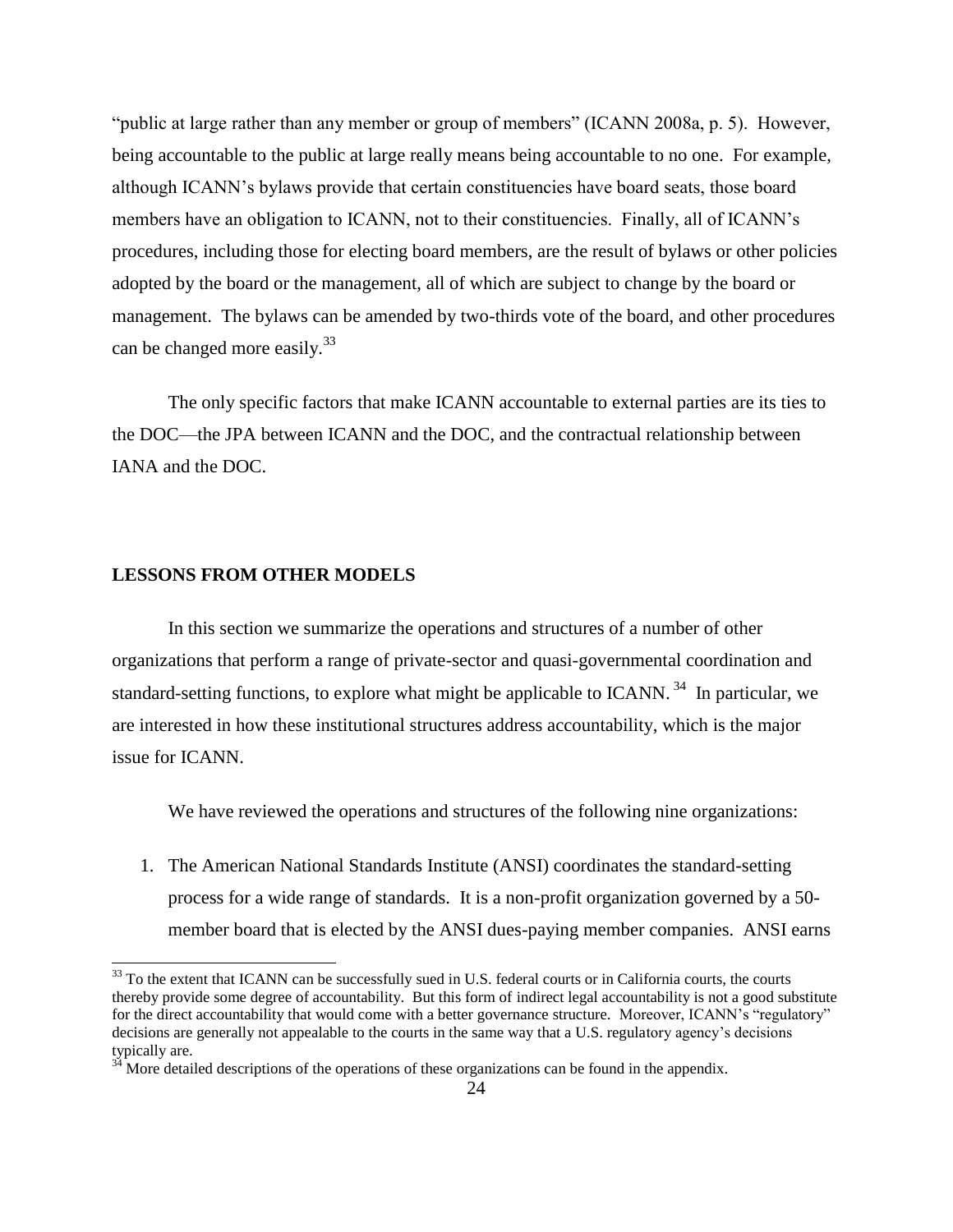"public at large rather than any member or group of members" (ICANN 2008a, p. 5). However, being accountable to the public at large really means being accountable to no one. For example, although ICANN's bylaws provide that certain constituencies have board seats, those board members have an obligation to ICANN, not to their constituencies. Finally, all of ICANN's procedures, including those for electing board members, are the result of bylaws or other policies adopted by the board or the management, all of which are subject to change by the board or management. The bylaws can be amended by two-thirds vote of the board, and other procedures can be changed more easily.[33]

The only specific factors that make ICANN accountable to external parties are its ties to the DOC—the JPA between ICANN and the DOC, and the contractual relationship between IANA and the DOC.

## LESSONS FROM OTHER MODELS

In this section we summarize the operations and structures of a number of other organizations that perform a range of private-sector and quasi-governmental coordination and standard-setting functions, to explore what might be applicable to ICANN.[34] In particular, we are interested in how these institutional structures address accountability, which is the major issue for ICANN.

We have reviewed the operations and structures of the following nine organizations:

1. The American National Standards Institute (ANSI) coordinates the standard-setting process for a wide range of standards. It is a non-profit organization governed by a 50-member board that is elected by the ANSI dues-paying member companies. ANSI earns

---

[33] To the extent that ICANN can be successfully sued in U.S. federal courts or in California courts, the courts thereby provide some degree of accountability. But this form of indirect legal accountability is not a good substitute for the direct accountability that would come with a better governance structure. Moreover, ICANN's "regulatory" decisions are generally not appealable to the courts in the same way that a U.S. regulatory agency's decisions typically are.

[34] More detailed descriptions of the operations of these organizations can be found in the appendix.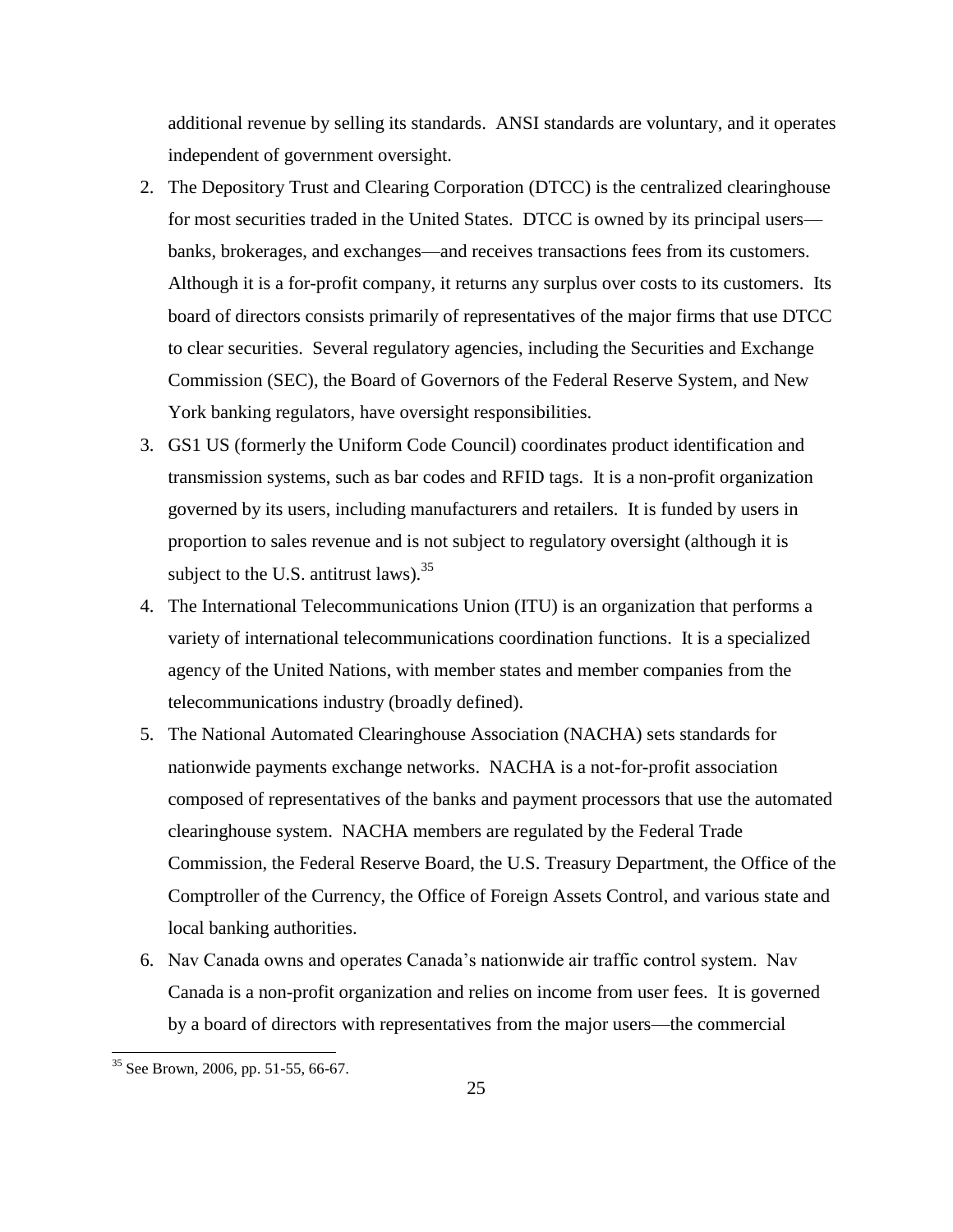additional revenue by selling its standards. ANSI standards are voluntary, and it operates independent of government oversight.

2. The Depository Trust and Clearing Corporation (DTCC) is the centralized clearinghouse for most securities traded in the United States. DTCC is owned by its principal users—banks, brokerages, and exchanges—and receives transactions fees from its customers. Although it is a for-profit company, it returns any surplus over costs to its customers. Its board of directors consists primarily of representatives of the major firms that use DTCC to clear securities. Several regulatory agencies, including the Securities and Exchange Commission (SEC), the Board of Governors of the Federal Reserve System, and New York banking regulators, have oversight responsibilities.
3. GS1 US (formerly the Uniform Code Council) coordinates product identification and transmission systems, such as bar codes and RFID tags. It is a non-profit organization governed by its users, including manufacturers and retailers. It is funded by users in proportion to sales revenue and is not subject to regulatory oversight (although it is subject to the U.S. antitrust laws).[35]
4. The International Telecommunications Union (ITU) is an organization that performs a variety of international telecommunications coordination functions. It is a specialized agency of the United Nations, with member states and member companies from the telecommunications industry (broadly defined).
5. The National Automated Clearinghouse Association (NACHA) sets standards for nationwide payments exchange networks. NACHA is a not-for-profit association composed of representatives of the banks and payment processors that use the automated clearinghouse system. NACHA members are regulated by the Federal Trade Commission, the Federal Reserve Board, the U.S. Treasury Department, the Office of the Comptroller of the Currency, the Office of Foreign Assets Control, and various state and local banking authorities.
6. Nav Canada owns and operates Canada's nationwide air traffic control system. Nav Canada is a non-profit organization and relies on income from user fees. It is governed by a board of directors with representatives from the major users—the commercial

[35] See Brown, 2006, pp. 51-55, 66-67.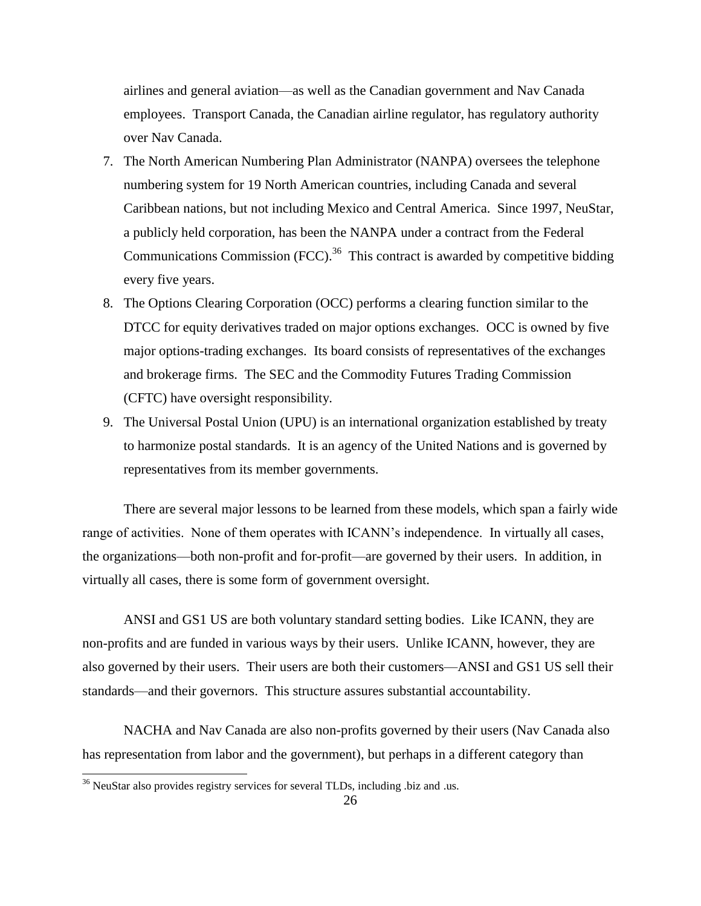airlines and general aviation—as well as the Canadian government and Nav Canada employees. Transport Canada, the Canadian airline regulator, has regulatory authority over Nav Canada.

7. The North American Numbering Plan Administrator (NANPA) oversees the telephone numbering system for 19 North American countries, including Canada and several Caribbean nations, but not including Mexico and Central America. Since 1997, NeuStar, a publicly held corporation, has been the NANPA under a contract from the Federal Communications Commission (FCC).[36] This contract is awarded by competitive bidding every five years.
8. The Options Clearing Corporation (OCC) performs a clearing function similar to the DTCC for equity derivatives traded on major options exchanges. OCC is owned by five major options-trading exchanges. Its board consists of representatives of the exchanges and brokerage firms. The SEC and the Commodity Futures Trading Commission (CFTC) have oversight responsibility.
9. The Universal Postal Union (UPU) is an international organization established by treaty to harmonize postal standards. It is an agency of the United Nations and is governed by representatives from its member governments.

There are several major lessons to be learned from these models, which span a fairly wide range of activities. None of them operates with ICANN's independence. In virtually all cases, the organizations—both non-profit and for-profit—are governed by their users. In addition, in virtually all cases, there is some form of government oversight.

ANSI and GS1 US are both voluntary standard setting bodies. Like ICANN, they are non-profits and are funded in various ways by their users. Unlike ICANN, however, they are also governed by their users. Their users are both their customers—ANSI and GS1 US sell their standards—and their governors. This structure assures substantial accountability.

NACHA and Nav Canada are also non-profits governed by their users (Nav Canada also has representation from labor and the government), but perhaps in a different category than

[36] NeuStar also provides registry services for several TLDs, including .biz and .us.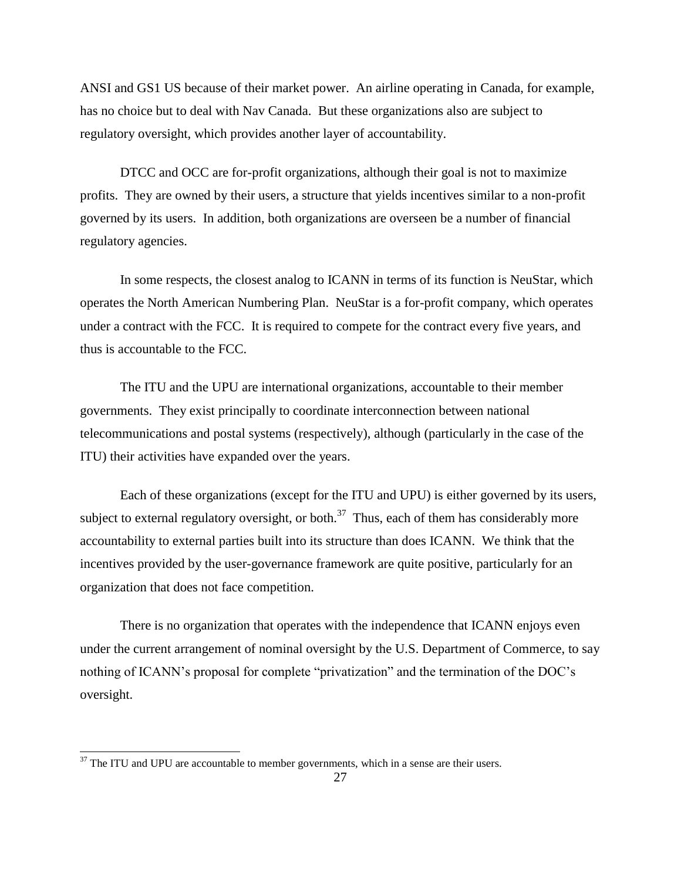ANSI and GS1 US because of their market power. An airline operating in Canada, for example, has no choice but to deal with Nav Canada. But these organizations also are subject to regulatory oversight, which provides another layer of accountability.

DTCC and OCC are for-profit organizations, although their goal is not to maximize profits. They are owned by their users, a structure that yields incentives similar to a non-profit governed by its users. In addition, both organizations are overseen be a number of financial regulatory agencies.

In some respects, the closest analog to ICANN in terms of its function is NeuStar, which operates the North American Numbering Plan. NeuStar is a for-profit company, which operates under a contract with the FCC. It is required to compete for the contract every five years, and thus is accountable to the FCC.

The ITU and the UPU are international organizations, accountable to their member governments. They exist principally to coordinate interconnection between national telecommunications and postal systems (respectively), although (particularly in the case of the ITU) their activities have expanded over the years.

Each of these organizations (except for the ITU and UPU) is either governed by its users, subject to external regulatory oversight, or both.[37] Thus, each of them has considerably more accountability to external parties built into its structure than does ICANN. We think that the incentives provided by the user-governance framework are quite positive, particularly for an organization that does not face competition.

There is no organization that operates with the independence that ICANN enjoys even under the current arrangement of nominal oversight by the U.S. Department of Commerce, to say nothing of ICANN's proposal for complete "privatization" and the termination of the DOC's oversight.

---

[37] The ITU and UPU are accountable to member governments, which in a sense are their users.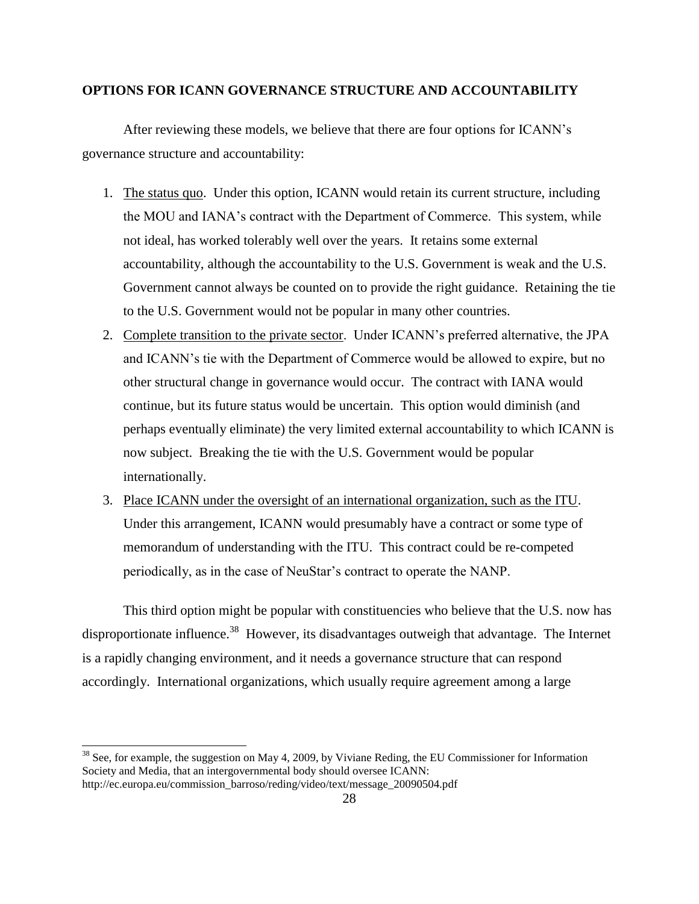**OPTIONS FOR ICANN GOVERNANCE STRUCTURE AND ACCOUNTABILITY**

After reviewing these models, we believe that there are four options for ICANN's governance structure and accountability:

1. The status quo. Under this option, ICANN would retain its current structure, including the MOU and IANA's contract with the Department of Commerce. This system, while not ideal, has worked tolerably well over the years. It retains some external accountability, although the accountability to the U.S. Government is weak and the U.S. Government cannot always be counted on to provide the right guidance. Retaining the tie to the U.S. Government would not be popular in many other countries.
2. Complete transition to the private sector. Under ICANN's preferred alternative, the JPA and ICANN's tie with the Department of Commerce would be allowed to expire, but no other structural change in governance would occur. The contract with IANA would continue, but its future status would be uncertain. This option would diminish (and perhaps eventually eliminate) the very limited external accountability to which ICANN is now subject. Breaking the tie with the U.S. Government would be popular internationally.
3. Place ICANN under the oversight of an international organization, such as the ITU. Under this arrangement, ICANN would presumably have a contract or some type of memorandum of understanding with the ITU. This contract could be re-competed periodically, as in the case of NeuStar's contract to operate the NANP.

This third option might be popular with constituencies who believe that the U.S. now has disproportionate influence.[38] However, its disadvantages outweigh that advantage. The Internet is a rapidly changing environment, and it needs a governance structure that can respond accordingly. International organizations, which usually require agreement among a large

[38] See, for example, the suggestion on May 4, 2009, by Viviane Reding, the EU Commissioner for Information Society and Media, that an intergovernmental body should oversee ICANN: http://ec.europa.eu/commission_barroso/reding/video/text/message_20090504.pdf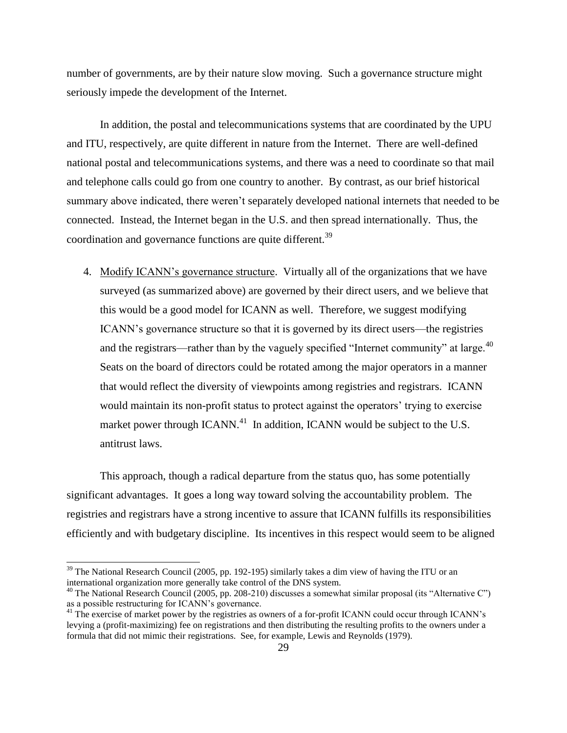number of governments, are by their nature slow moving. Such a governance structure might seriously impede the development of the Internet.

In addition, the postal and telecommunications systems that are coordinated by the UPU and ITU, respectively, are quite different in nature from the Internet. There are well-defined national postal and telecommunications systems, and there was a need to coordinate so that mail and telephone calls could go from one country to another. By contrast, as our brief historical summary above indicated, there weren't separately developed national internets that needed to be connected. Instead, the Internet began in the U.S. and then spread internationally. Thus, the coordination and governance functions are quite different.[39]

4. Modify ICANN's governance structure. Virtually all of the organizations that we have surveyed (as summarized above) are governed by their direct users, and we believe that this would be a good model for ICANN as well. Therefore, we suggest modifying ICANN's governance structure so that it is governed by its direct users—the registries and the registrars—rather than by the vaguely specified "Internet community" at large.[40] Seats on the board of directors could be rotated among the major operators in a manner that would reflect the diversity of viewpoints among registries and registrars. ICANN would maintain its non-profit status to protect against the operators' trying to exercise market power through ICANN.[41] In addition, ICANN would be subject to the U.S. antitrust laws.

This approach, though a radical departure from the status quo, has some potentially significant advantages. It goes a long way toward solving the accountability problem. The registries and registrars have a strong incentive to assure that ICANN fulfills its responsibilities efficiently and with budgetary discipline. Its incentives in this respect would seem to be aligned

[39] The National Research Council (2005, pp. 192-195) similarly takes a dim view of having the ITU or an international organization more generally take control of the DNS system.

[40] The National Research Council (2005, pp. 208-210) discusses a somewhat similar proposal (its "Alternative C") as a possible restructuring for ICANN's governance.

[41] The exercise of market power by the registries as owners of a for-profit ICANN could occur through ICANN's levying a (profit-maximizing) fee on registrations and then distributing the resulting profits to the owners under a formula that did not mimic their registrations. See, for example, Lewis and Reynolds (1979).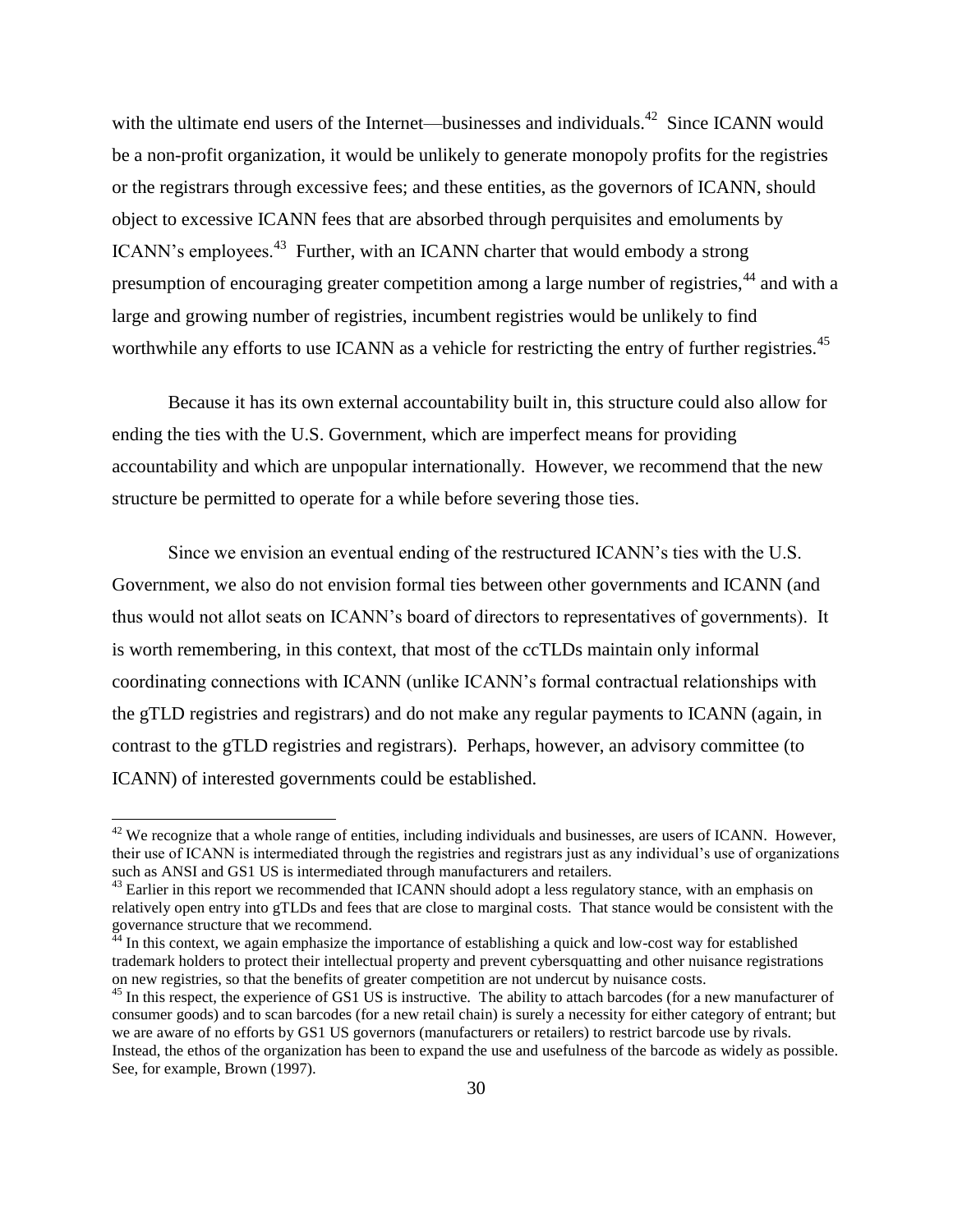with the ultimate end users of the Internet—businesses and individuals.[42] Since ICANN would be a non-profit organization, it would be unlikely to generate monopoly profits for the registries or the registrars through excessive fees; and these entities, as the governors of ICANN, should object to excessive ICANN fees that are absorbed through perquisites and emoluments by ICANN's employees.[43] Further, with an ICANN charter that would embody a strong presumption of encouraging greater competition among a large number of registries,[44] and with a large and growing number of registries, incumbent registries would be unlikely to find worthwhile any efforts to use ICANN as a vehicle for restricting the entry of further registries.[45]

Because it has its own external accountability built in, this structure could also allow for ending the ties with the U.S. Government, which are imperfect means for providing accountability and which are unpopular internationally. However, we recommend that the new structure be permitted to operate for a while before severing those ties.

Since we envision an eventual ending of the restructured ICANN's ties with the U.S. Government, we also do not envision formal ties between other governments and ICANN (and thus would not allot seats on ICANN's board of directors to representatives of governments). It is worth remembering, in this context, that most of the ccTLDs maintain only informal coordinating connections with ICANN (unlike ICANN's formal contractual relationships with the gTLD registries and registrars) and do not make any regular payments to ICANN (again, in contrast to the gTLD registries and registrars). Perhaps, however, an advisory committee (to ICANN) of interested governments could be established.

---

[42] We recognize that a whole range of entities, including individuals and businesses, are users of ICANN. However, their use of ICANN is intermediated through the registries and registrars just as any individual's use of organizations such as ANSI and GS1 US is intermediated through manufacturers and retailers.

[43] Earlier in this report we recommended that ICANN should adopt a less regulatory stance, with an emphasis on relatively open entry into gTLDs and fees that are close to marginal costs. That stance would be consistent with the governance structure that we recommend.

[44] In this context, we again emphasize the importance of establishing a quick and low-cost way for established trademark holders to protect their intellectual property and prevent cybersquatting and other nuisance registrations on new registries, so that the benefits of greater competition are not undercut by nuisance costs.

[45] In this respect, the experience of GS1 US is instructive. The ability to attach barcodes (for a new manufacturer of consumer goods) and to scan barcodes (for a new retail chain) is surely a necessity for either category of entrant; but we are aware of no efforts by GS1 US governors (manufacturers or retailers) to restrict barcode use by rivals. Instead, the ethos of the organization has been to expand the use and usefulness of the barcode as widely as possible. See, for example, Brown (1997).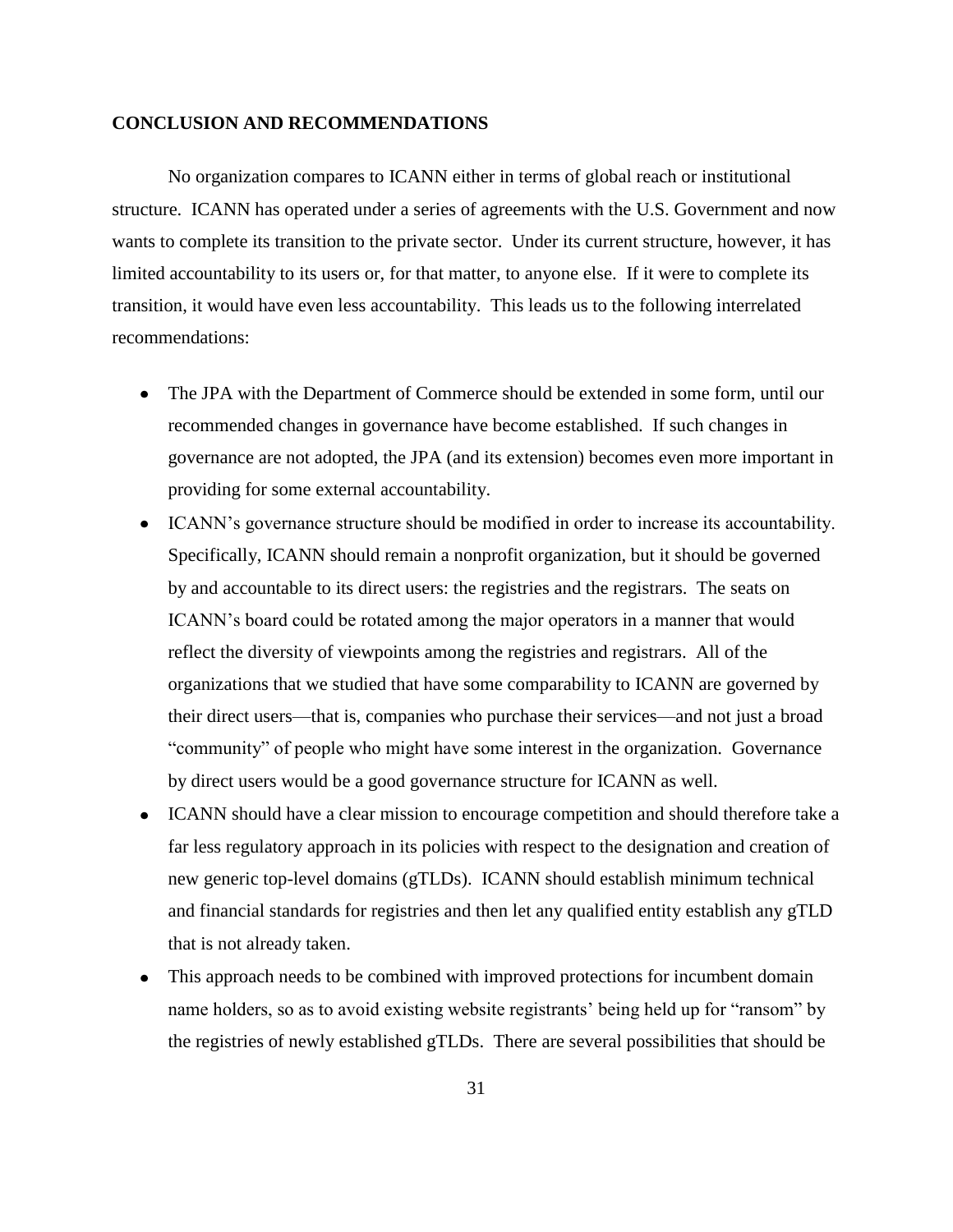## CONCLUSION AND RECOMMENDATIONS

No organization compares to ICANN either in terms of global reach or institutional structure. ICANN has operated under a series of agreements with the U.S. Government and now wants to complete its transition to the private sector. Under its current structure, however, it has limited accountability to its users or, for that matter, to anyone else. If it were to complete its transition, it would have even less accountability. This leads us to the following interrelated recommendations:

- The JPA with the Department of Commerce should be extended in some form, until our recommended changes in governance have become established. If such changes in governance are not adopted, the JPA (and its extension) becomes even more important in providing for some external accountability.
- ICANN's governance structure should be modified in order to increase its accountability. Specifically, ICANN should remain a nonprofit organization, but it should be governed by and accountable to its direct users: the registries and the registrars. The seats on ICANN's board could be rotated among the major operators in a manner that would reflect the diversity of viewpoints among the registries and registrars. All of the organizations that we studied that have some comparability to ICANN are governed by their direct users—that is, companies who purchase their services—and not just a broad "community" of people who might have some interest in the organization. Governance by direct users would be a good governance structure for ICANN as well.
- ICANN should have a clear mission to encourage competition and should therefore take a far less regulatory approach in its policies with respect to the designation and creation of new generic top-level domains (gTLDs). ICANN should establish minimum technical and financial standards for registries and then let any qualified entity establish any gTLD that is not already taken.
- This approach needs to be combined with improved protections for incumbent domain name holders, so as to avoid existing website registrants' being held up for "ransom" by the registries of newly established gTLDs. There are several possibilities that should be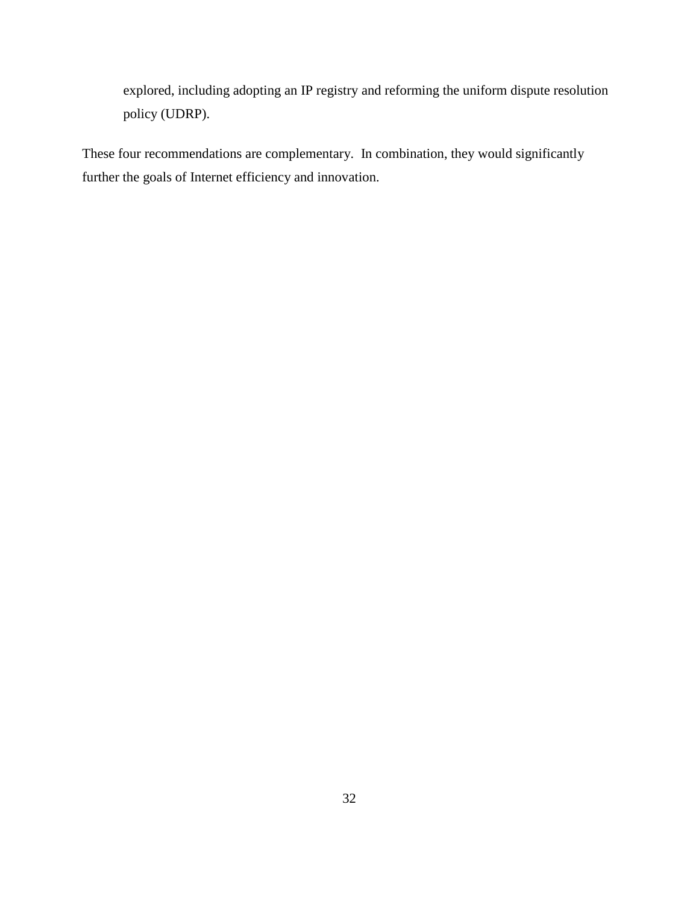explored, including adopting an IP registry and reforming the uniform dispute resolution policy (UDRP).

These four recommendations are complementary. In combination, they would significantly further the goals of Internet efficiency and innovation.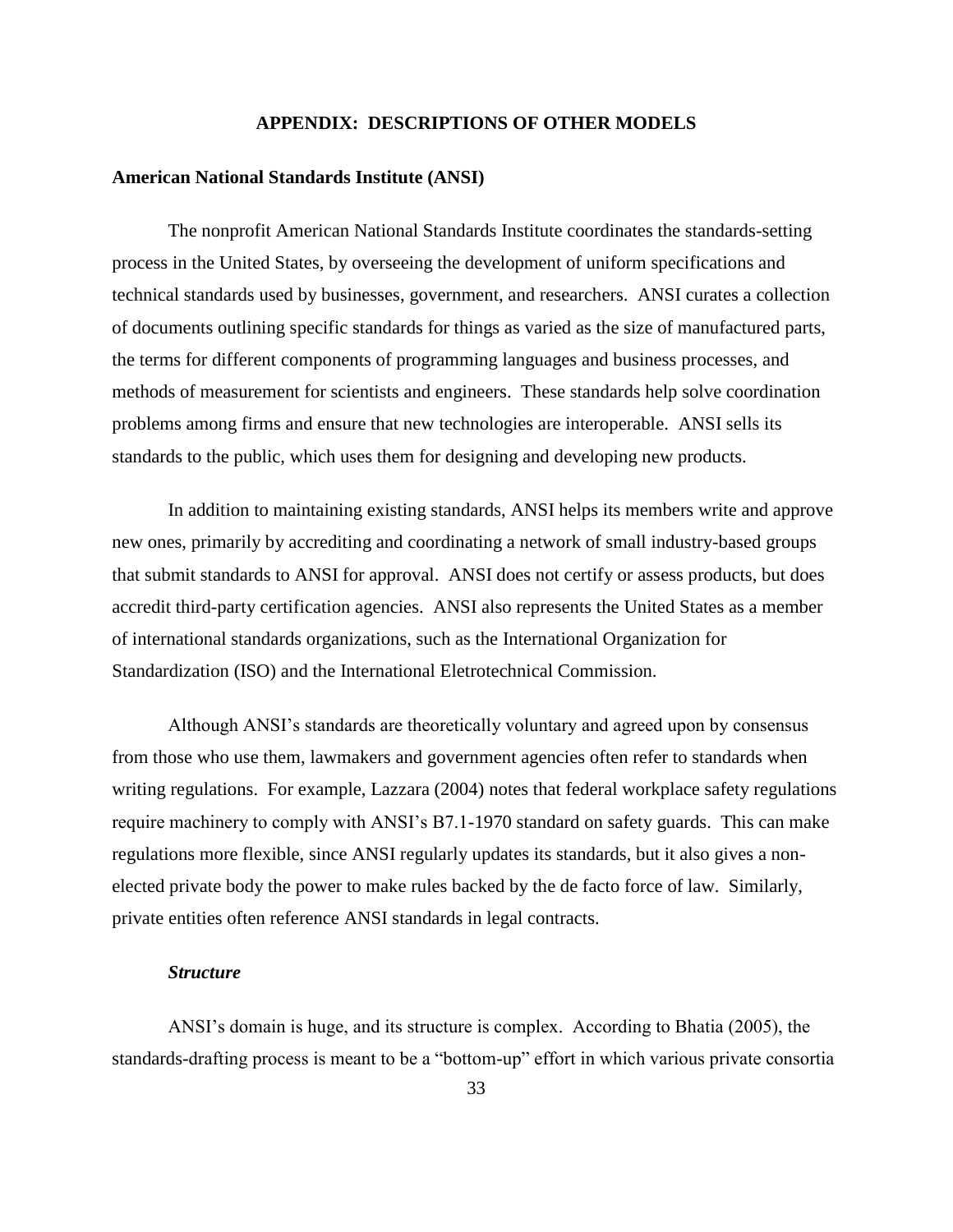# APPENDIX: DESCRIPTIONS OF OTHER MODELS

## American National Standards Institute (ANSI)

The nonprofit American National Standards Institute coordinates the standards-setting process in the United States, by overseeing the development of uniform specifications and technical standards used by businesses, government, and researchers. ANSI curates a collection of documents outlining specific standards for things as varied as the size of manufactured parts, the terms for different components of programming languages and business processes, and methods of measurement for scientists and engineers. These standards help solve coordination problems among firms and ensure that new technologies are interoperable. ANSI sells its standards to the public, which uses them for designing and developing new products.

In addition to maintaining existing standards, ANSI helps its members write and approve new ones, primarily by accrediting and coordinating a network of small industry-based groups that submit standards to ANSI for approval. ANSI does not certify or assess products, but does accredit third-party certification agencies. ANSI also represents the United States as a member of international standards organizations, such as the International Organization for Standardization (ISO) and the International Eletrotechnical Commission.

Although ANSI's standards are theoretically voluntary and agreed upon by consensus from those who use them, lawmakers and government agencies often refer to standards when writing regulations. For example, Lazzara (2004) notes that federal workplace safety regulations require machinery to comply with ANSI's B7.1-1970 standard on safety guards. This can make regulations more flexible, since ANSI regularly updates its standards, but it also gives a non-elected private body the power to make rules backed by the de facto force of law. Similarly, private entities often reference ANSI standards in legal contracts.

### *Structure*

ANSI's domain is huge, and its structure is complex. According to Bhatia (2005), the standards-drafting process is meant to be a "bottom-up" effort in which various private consortia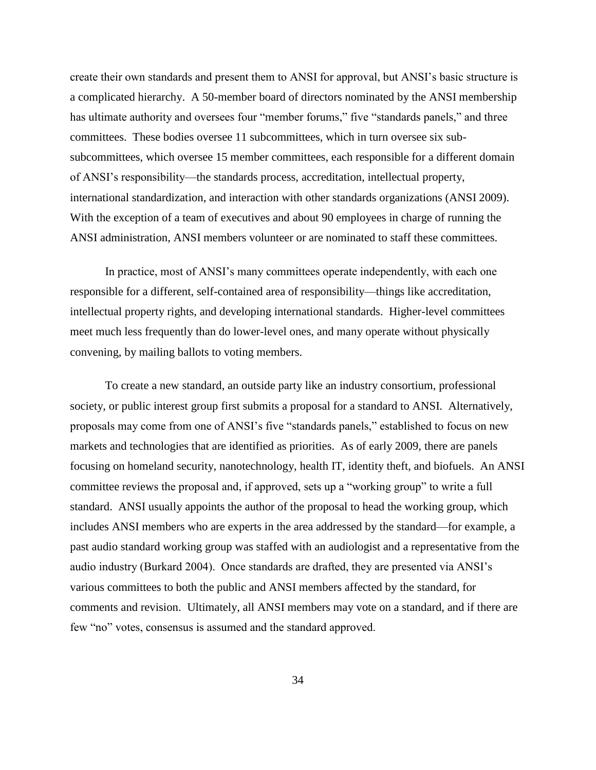create their own standards and present them to ANSI for approval, but ANSI's basic structure is a complicated hierarchy. A 50-member board of directors nominated by the ANSI membership has ultimate authority and oversees four "member forums," five "standards panels," and three committees. These bodies oversee 11 subcommittees, which in turn oversee six sub-subcommittees, which oversee 15 member committees, each responsible for a different domain of ANSI's responsibility—the standards process, accreditation, intellectual property, international standardization, and interaction with other standards organizations (ANSI 2009). With the exception of a team of executives and about 90 employees in charge of running the ANSI administration, ANSI members volunteer or are nominated to staff these committees.

In practice, most of ANSI's many committees operate independently, with each one responsible for a different, self-contained area of responsibility—things like accreditation, intellectual property rights, and developing international standards. Higher-level committees meet much less frequently than do lower-level ones, and many operate without physically convening, by mailing ballots to voting members.

To create a new standard, an outside party like an industry consortium, professional society, or public interest group first submits a proposal for a standard to ANSI. Alternatively, proposals may come from one of ANSI's five "standards panels," established to focus on new markets and technologies that are identified as priorities. As of early 2009, there are panels focusing on homeland security, nanotechnology, health IT, identity theft, and biofuels. An ANSI committee reviews the proposal and, if approved, sets up a "working group" to write a full standard. ANSI usually appoints the author of the proposal to head the working group, which includes ANSI members who are experts in the area addressed by the standard—for example, a past audio standard working group was staffed with an audiologist and a representative from the audio industry (Burkard 2004). Once standards are drafted, they are presented via ANSI's various committees to both the public and ANSI members affected by the standard, for comments and revision. Ultimately, all ANSI members may vote on a standard, and if there are few "no" votes, consensus is assumed and the standard approved.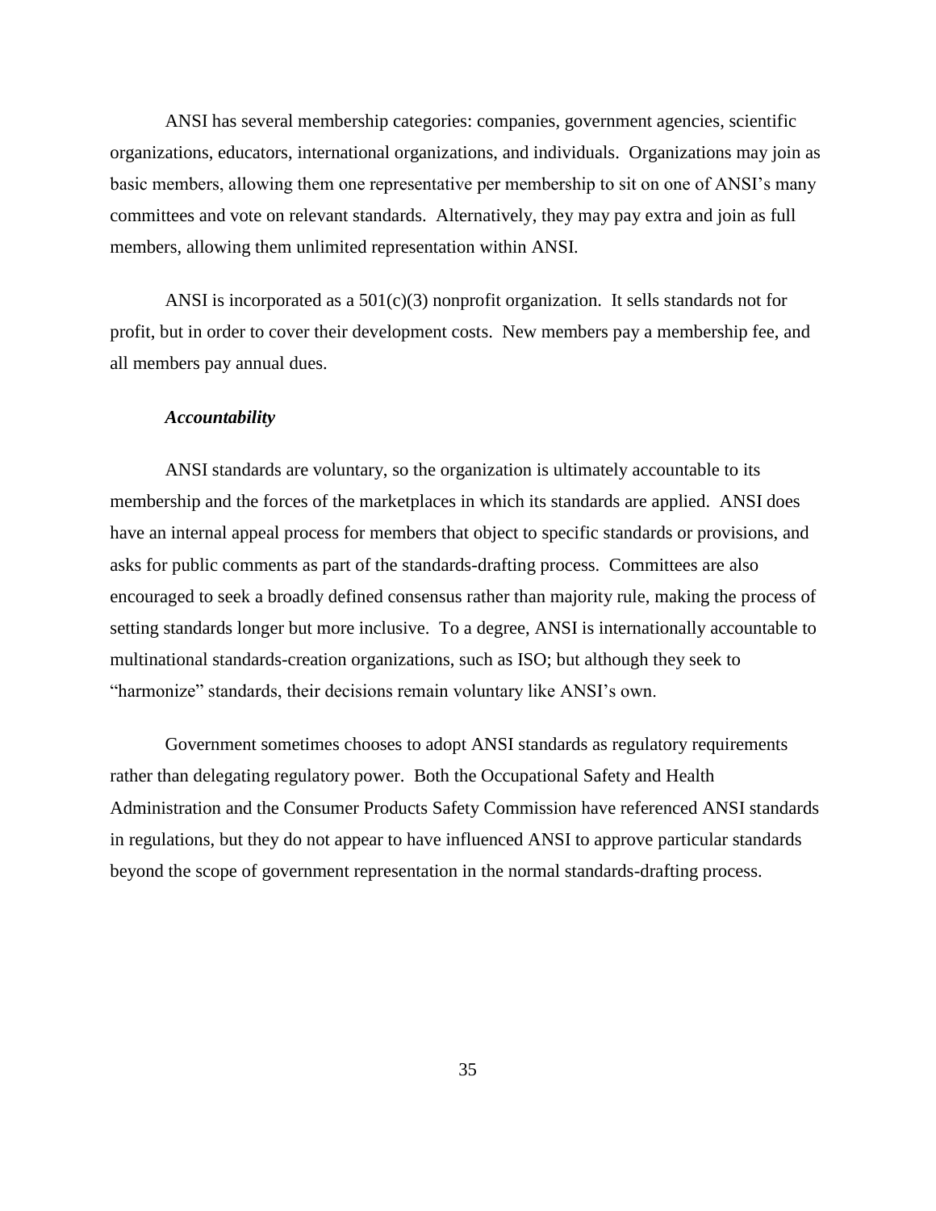ANSI has several membership categories: companies, government agencies, scientific organizations, educators, international organizations, and individuals. Organizations may join as basic members, allowing them one representative per membership to sit on one of ANSI's many committees and vote on relevant standards. Alternatively, they may pay extra and join as full members, allowing them unlimited representation within ANSI.

ANSI is incorporated as a 501(c)(3) nonprofit organization. It sells standards not for profit, but in order to cover their development costs. New members pay a membership fee, and all members pay annual dues.

***Accountability***

ANSI standards are voluntary, so the organization is ultimately accountable to its membership and the forces of the marketplaces in which its standards are applied. ANSI does have an internal appeal process for members that object to specific standards or provisions, and asks for public comments as part of the standards-drafting process. Committees are also encouraged to seek a broadly defined consensus rather than majority rule, making the process of setting standards longer but more inclusive. To a degree, ANSI is internationally accountable to multinational standards-creation organizations, such as ISO; but although they seek to "harmonize" standards, their decisions remain voluntary like ANSI's own.

Government sometimes chooses to adopt ANSI standards as regulatory requirements rather than delegating regulatory power. Both the Occupational Safety and Health Administration and the Consumer Products Safety Commission have referenced ANSI standards in regulations, but they do not appear to have influenced ANSI to approve particular standards beyond the scope of government representation in the normal standards-drafting process.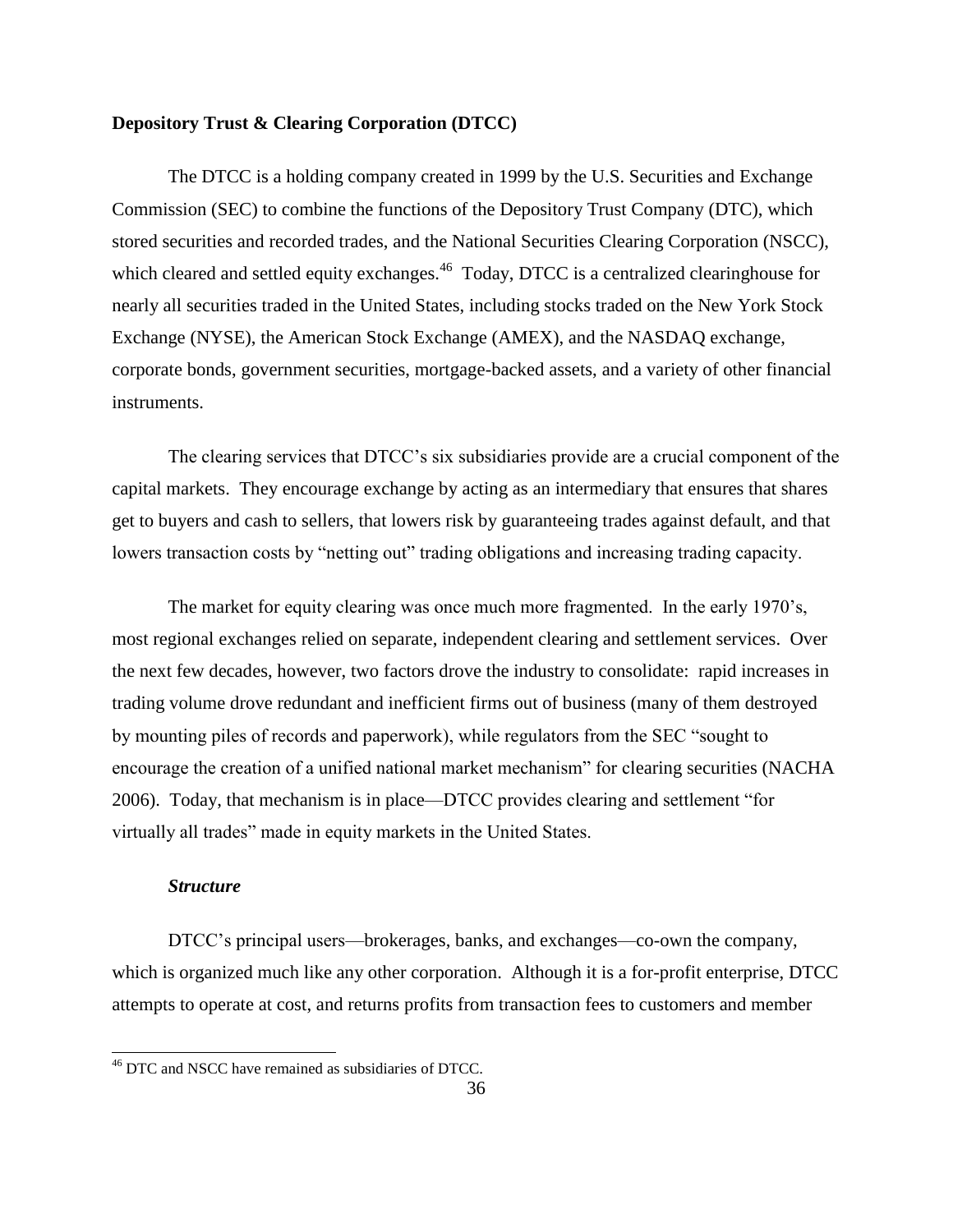**Depository Trust & Clearing Corporation (DTCC)**

The DTCC is a holding company created in 1999 by the U.S. Securities and Exchange Commission (SEC) to combine the functions of the Depository Trust Company (DTC), which stored securities and recorded trades, and the National Securities Clearing Corporation (NSCC), which cleared and settled equity exchanges.[46] Today, DTCC is a centralized clearinghouse for nearly all securities traded in the United States, including stocks traded on the New York Stock Exchange (NYSE), the American Stock Exchange (AMEX), and the NASDAQ exchange, corporate bonds, government securities, mortgage-backed assets, and a variety of other financial instruments.

The clearing services that DTCC's six subsidiaries provide are a crucial component of the capital markets. They encourage exchange by acting as an intermediary that ensures that shares get to buyers and cash to sellers, that lowers risk by guaranteeing trades against default, and that lowers transaction costs by "netting out" trading obligations and increasing trading capacity.

The market for equity clearing was once much more fragmented. In the early 1970's, most regional exchanges relied on separate, independent clearing and settlement services. Over the next few decades, however, two factors drove the industry to consolidate: rapid increases in trading volume drove redundant and inefficient firms out of business (many of them destroyed by mounting piles of records and paperwork), while regulators from the SEC "sought to encourage the creation of a unified national market mechanism" for clearing securities (NACHA 2006). Today, that mechanism is in place—DTCC provides clearing and settlement "for virtually all trades" made in equity markets in the United States.

***Structure***

DTCC's principal users—brokerages, banks, and exchanges—co-own the company, which is organized much like any other corporation. Although it is a for-profit enterprise, DTCC attempts to operate at cost, and returns profits from transaction fees to customers and member

---

[46] DTC and NSCC have remained as subsidiaries of DTCC.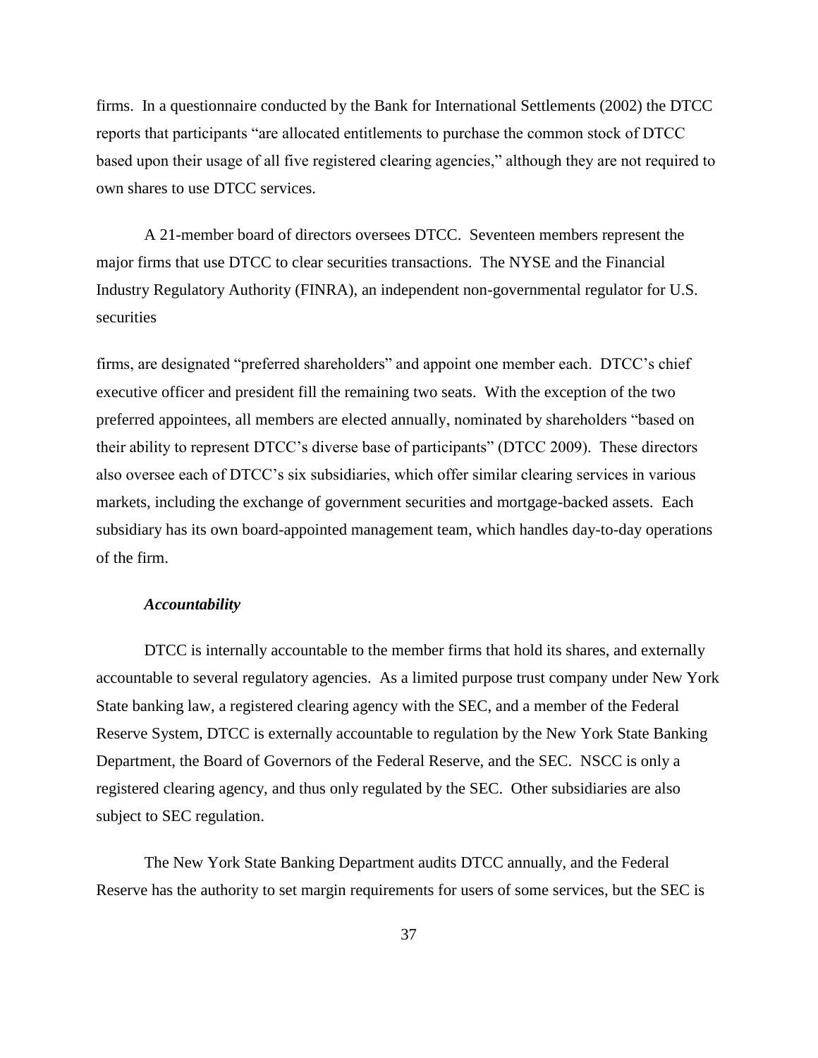firms. In a questionnaire conducted by the Bank for International Settlements (2002) the DTCC reports that participants "are allocated entitlements to purchase the common stock of DTCC based upon their usage of all five registered clearing agencies," although they are not required to own shares to use DTCC services.

A 21-member board of directors oversees DTCC. Seventeen members represent the major firms that use DTCC to clear securities transactions. The NYSE and the Financial Industry Regulatory Authority (FINRA), an independent non-governmental regulator for U.S. securities firms, are designated "preferred shareholders" and appoint one member each. DTCC's chief executive officer and president fill the remaining two seats. With the exception of the two preferred appointees, all members are elected annually, nominated by shareholders "based on their ability to represent DTCC's diverse base of participants" (DTCC 2009). These directors also oversee each of DTCC's six subsidiaries, which offer similar clearing services in various markets, including the exchange of government securities and mortgage-backed assets. Each subsidiary has its own board-appointed management team, which handles day-to-day operations of the firm.

***Accountability***

DTCC is internally accountable to the member firms that hold its shares, and externally accountable to several regulatory agencies. As a limited purpose trust company under New York State banking law, a registered clearing agency with the SEC, and a member of the Federal Reserve System, DTCC is externally accountable to regulation by the New York State Banking Department, the Board of Governors of the Federal Reserve, and the SEC. NSCC is only a registered clearing agency, and thus only regulated by the SEC. Other subsidiaries are also subject to SEC regulation.

The New York State Banking Department audits DTCC annually, and the Federal Reserve has the authority to set margin requirements for users of some services, but the SEC is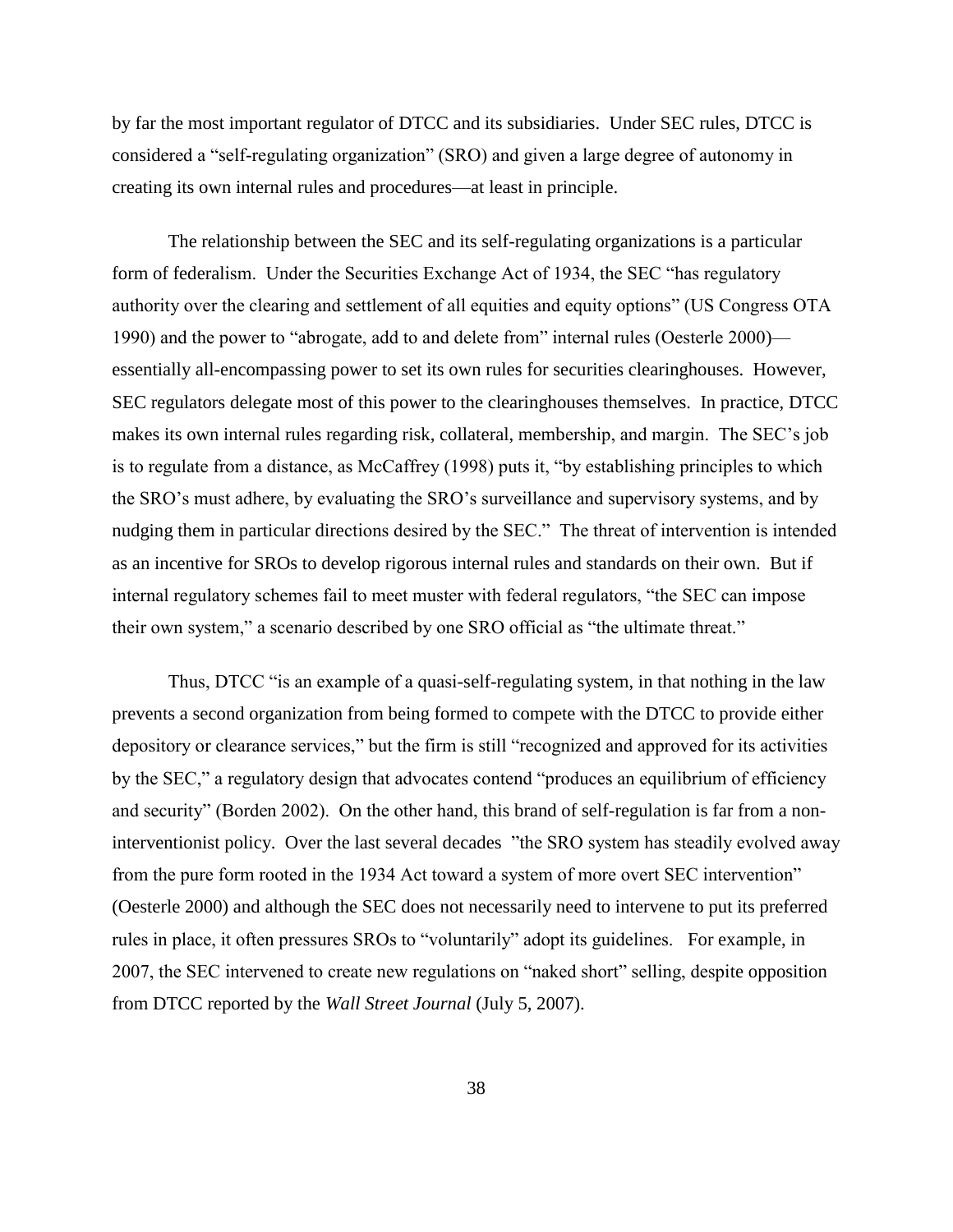by far the most important regulator of DTCC and its subsidiaries. Under SEC rules, DTCC is considered a "self-regulating organization" (SRO) and given a large degree of autonomy in creating its own internal rules and procedures—at least in principle.

The relationship between the SEC and its self-regulating organizations is a particular form of federalism. Under the Securities Exchange Act of 1934, the SEC "has regulatory authority over the clearing and settlement of all equities and equity options" (US Congress OTA 1990) and the power to "abrogate, add to and delete from" internal rules (Oesterle 2000)—essentially all-encompassing power to set its own rules for securities clearinghouses. However, SEC regulators delegate most of this power to the clearinghouses themselves. In practice, DTCC makes its own internal rules regarding risk, collateral, membership, and margin. The SEC's job is to regulate from a distance, as McCaffrey (1998) puts it, "by establishing principles to which the SRO's must adhere, by evaluating the SRO's surveillance and supervisory systems, and by nudging them in particular directions desired by the SEC." The threat of intervention is intended as an incentive for SROs to develop rigorous internal rules and standards on their own. But if internal regulatory schemes fail to meet muster with federal regulators, "the SEC can impose their own system," a scenario described by one SRO official as "the ultimate threat."

Thus, DTCC "is an example of a quasi-self-regulating system, in that nothing in the law prevents a second organization from being formed to compete with the DTCC to provide either depository or clearance services," but the firm is still "recognized and approved for its activities by the SEC," a regulatory design that advocates contend "produces an equilibrium of efficiency and security" (Borden 2002). On the other hand, this brand of self-regulation is far from a non-interventionist policy. Over the last several decades "the SRO system has steadily evolved away from the pure form rooted in the 1934 Act toward a system of more overt SEC intervention" (Oesterle 2000) and although the SEC does not necessarily need to intervene to put its preferred rules in place, it often pressures SROs to "voluntarily" adopt its guidelines. For example, in 2007, the SEC intervened to create new regulations on "naked short" selling, despite opposition from DTCC reported by the *Wall Street Journal* (July 5, 2007).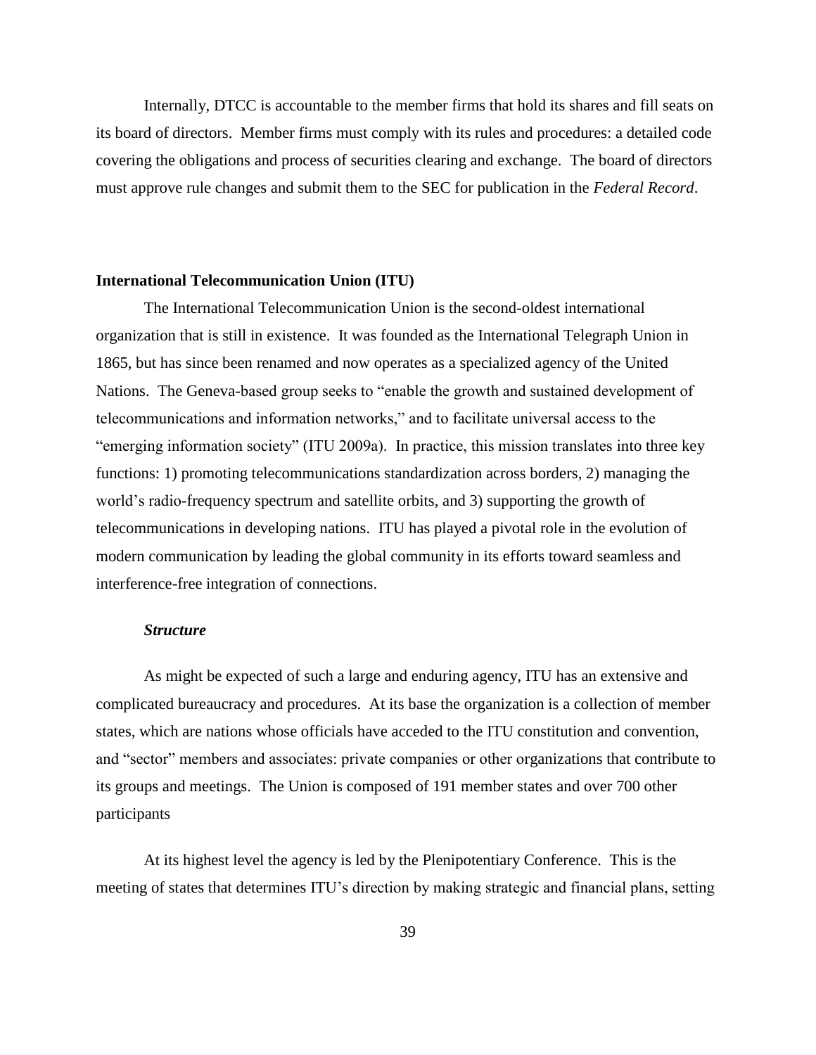Internally, DTCC is accountable to the member firms that hold its shares and fill seats on its board of directors. Member firms must comply with its rules and procedures: a detailed code covering the obligations and process of securities clearing and exchange. The board of directors must approve rule changes and submit them to the SEC for publication in the *Federal Record*.

## International Telecommunication Union (ITU)

The International Telecommunication Union is the second-oldest international organization that is still in existence. It was founded as the International Telegraph Union in 1865, but has since been renamed and now operates as a specialized agency of the United Nations. The Geneva-based group seeks to "enable the growth and sustained development of telecommunications and information networks," and to facilitate universal access to the "emerging information society" (ITU 2009a). In practice, this mission translates into three key functions: 1) promoting telecommunications standardization across borders, 2) managing the world's radio-frequency spectrum and satellite orbits, and 3) supporting the growth of telecommunications in developing nations. ITU has played a pivotal role in the evolution of modern communication by leading the global community in its efforts toward seamless and interference-free integration of connections.

### *Structure*

As might be expected of such a large and enduring agency, ITU has an extensive and complicated bureaucracy and procedures. At its base the organization is a collection of member states, which are nations whose officials have acceded to the ITU constitution and convention, and "sector" members and associates: private companies or other organizations that contribute to its groups and meetings. The Union is composed of 191 member states and over 700 other participants

At its highest level the agency is led by the Plenipotentiary Conference. This is the meeting of states that determines ITU's direction by making strategic and financial plans, setting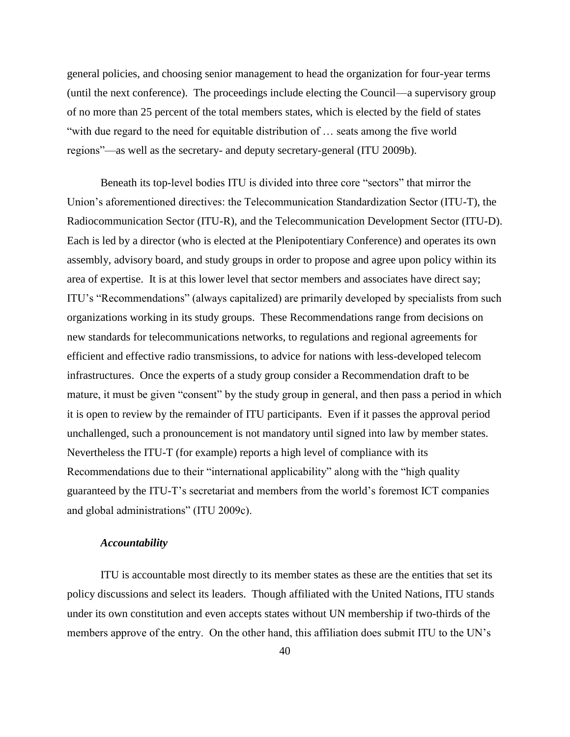general policies, and choosing senior management to head the organization for four-year terms (until the next conference). The proceedings include electing the Council—a supervisory group of no more than 25 percent of the total members states, which is elected by the field of states "with due regard to the need for equitable distribution of … seats among the five world regions"—as well as the secretary- and deputy secretary-general (ITU 2009b).

Beneath its top-level bodies ITU is divided into three core "sectors" that mirror the Union's aforementioned directives: the Telecommunication Standardization Sector (ITU-T), the Radiocommunication Sector (ITU-R), and the Telecommunication Development Sector (ITU-D). Each is led by a director (who is elected at the Plenipotentiary Conference) and operates its own assembly, advisory board, and study groups in order to propose and agree upon policy within its area of expertise. It is at this lower level that sector members and associates have direct say; ITU's "Recommendations" (always capitalized) are primarily developed by specialists from such organizations working in its study groups. These Recommendations range from decisions on new standards for telecommunications networks, to regulations and regional agreements for efficient and effective radio transmissions, to advice for nations with less-developed telecom infrastructures. Once the experts of a study group consider a Recommendation draft to be mature, it must be given "consent" by the study group in general, and then pass a period in which it is open to review by the remainder of ITU participants. Even if it passes the approval period unchallenged, such a pronouncement is not mandatory until signed into law by member states. Nevertheless the ITU-T (for example) reports a high level of compliance with its Recommendations due to their "international applicability" along with the "high quality guaranteed by the ITU-T's secretariat and members from the world's foremost ICT companies and global administrations" (ITU 2009c).

### *Accountability*

ITU is accountable most directly to its member states as these are the entities that set its policy discussions and select its leaders. Though affiliated with the United Nations, ITU stands under its own constitution and even accepts states without UN membership if two-thirds of the members approve of the entry. On the other hand, this affiliation does submit ITU to the UN's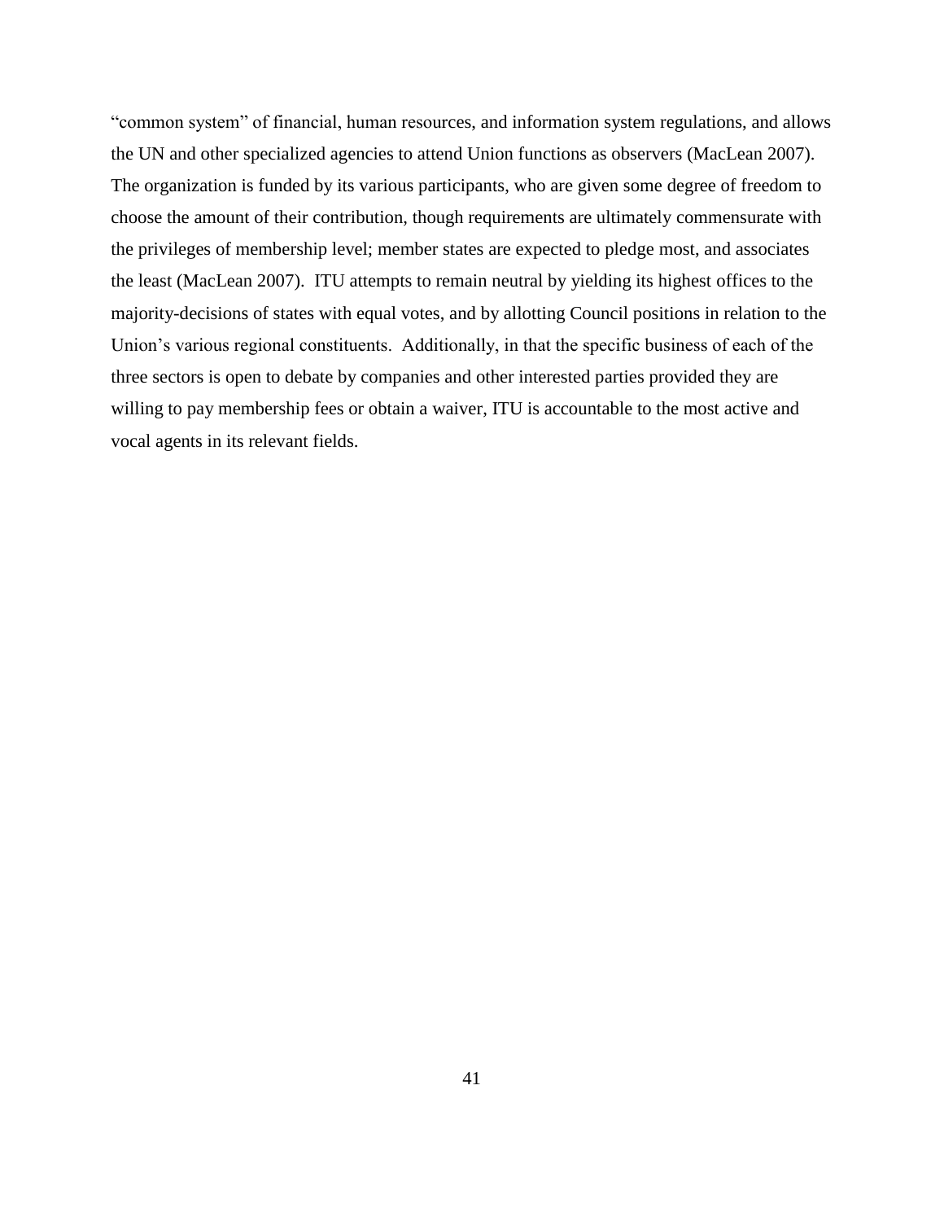“common system” of financial, human resources, and information system regulations, and allows the UN and other specialized agencies to attend Union functions as observers (MacLean 2007). The organization is funded by its various participants, who are given some degree of freedom to choose the amount of their contribution, though requirements are ultimately commensurate with the privileges of membership level; member states are expected to pledge most, and associates the least (MacLean 2007). ITU attempts to remain neutral by yielding its highest offices to the majority-decisions of states with equal votes, and by allotting Council positions in relation to the Union’s various regional constituents. Additionally, in that the specific business of each of the three sectors is open to debate by companies and other interested parties provided they are willing to pay membership fees or obtain a waiver, ITU is accountable to the most active and vocal agents in its relevant fields.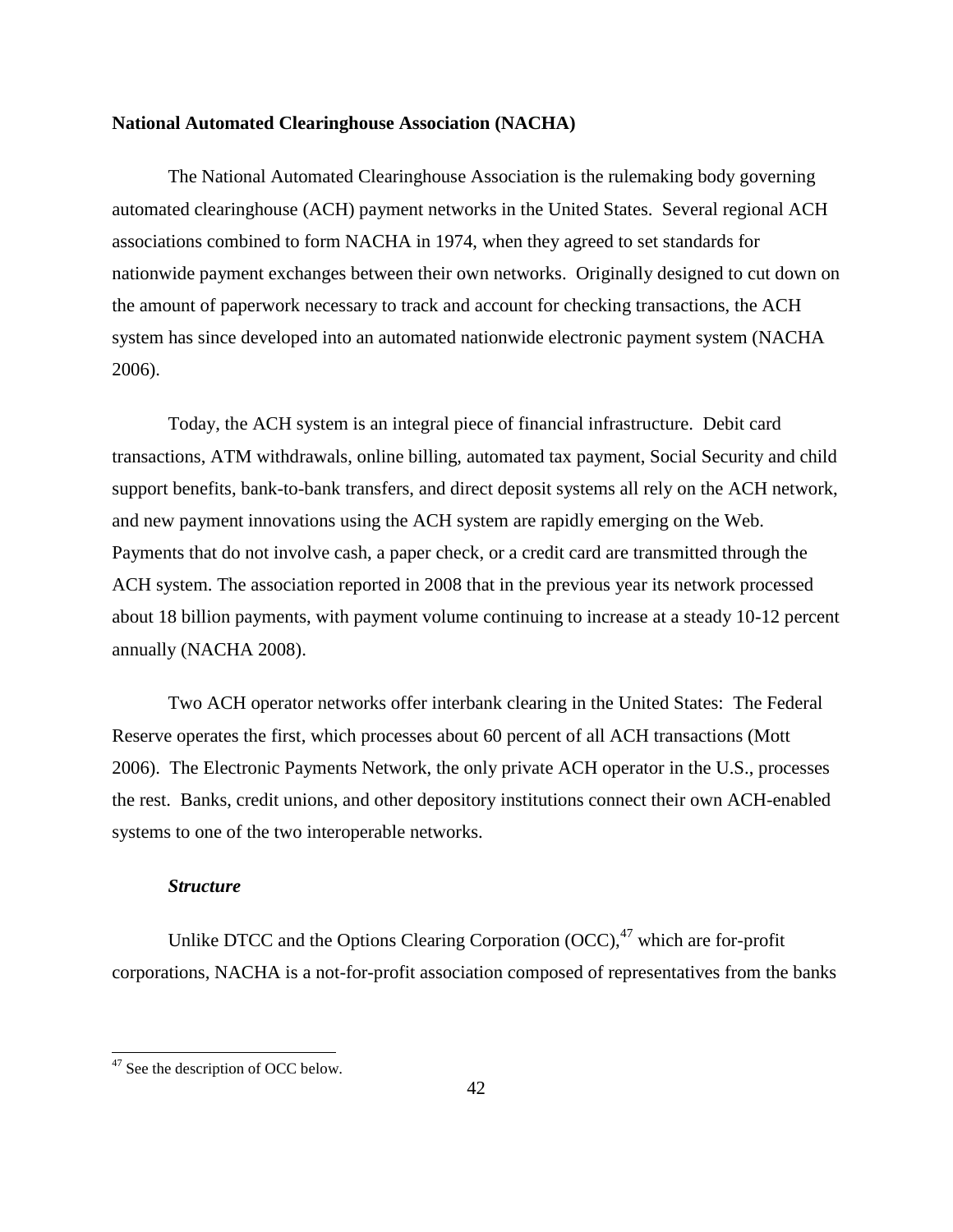**National Automated Clearinghouse Association (NACHA)**

The National Automated Clearinghouse Association is the rulemaking body governing automated clearinghouse (ACH) payment networks in the United States. Several regional ACH associations combined to form NACHA in 1974, when they agreed to set standards for nationwide payment exchanges between their own networks. Originally designed to cut down on the amount of paperwork necessary to track and account for checking transactions, the ACH system has since developed into an automated nationwide electronic payment system (NACHA 2006).

Today, the ACH system is an integral piece of financial infrastructure. Debit card transactions, ATM withdrawals, online billing, automated tax payment, Social Security and child support benefits, bank-to-bank transfers, and direct deposit systems all rely on the ACH network, and new payment innovations using the ACH system are rapidly emerging on the Web. Payments that do not involve cash, a paper check, or a credit card are transmitted through the ACH system. The association reported in 2008 that in the previous year its network processed about 18 billion payments, with payment volume continuing to increase at a steady 10-12 percent annually (NACHA 2008).

Two ACH operator networks offer interbank clearing in the United States: The Federal Reserve operates the first, which processes about 60 percent of all ACH transactions (Mott 2006). The Electronic Payments Network, the only private ACH operator in the U.S., processes the rest. Banks, credit unions, and other depository institutions connect their own ACH-enabled systems to one of the two interoperable networks.

***Structure***

Unlike DTCC and the Options Clearing Corporation (OCC),[47] which are for-profit corporations, NACHA is a not-for-profit association composed of representatives from the banks

---

[47] See the description of OCC below.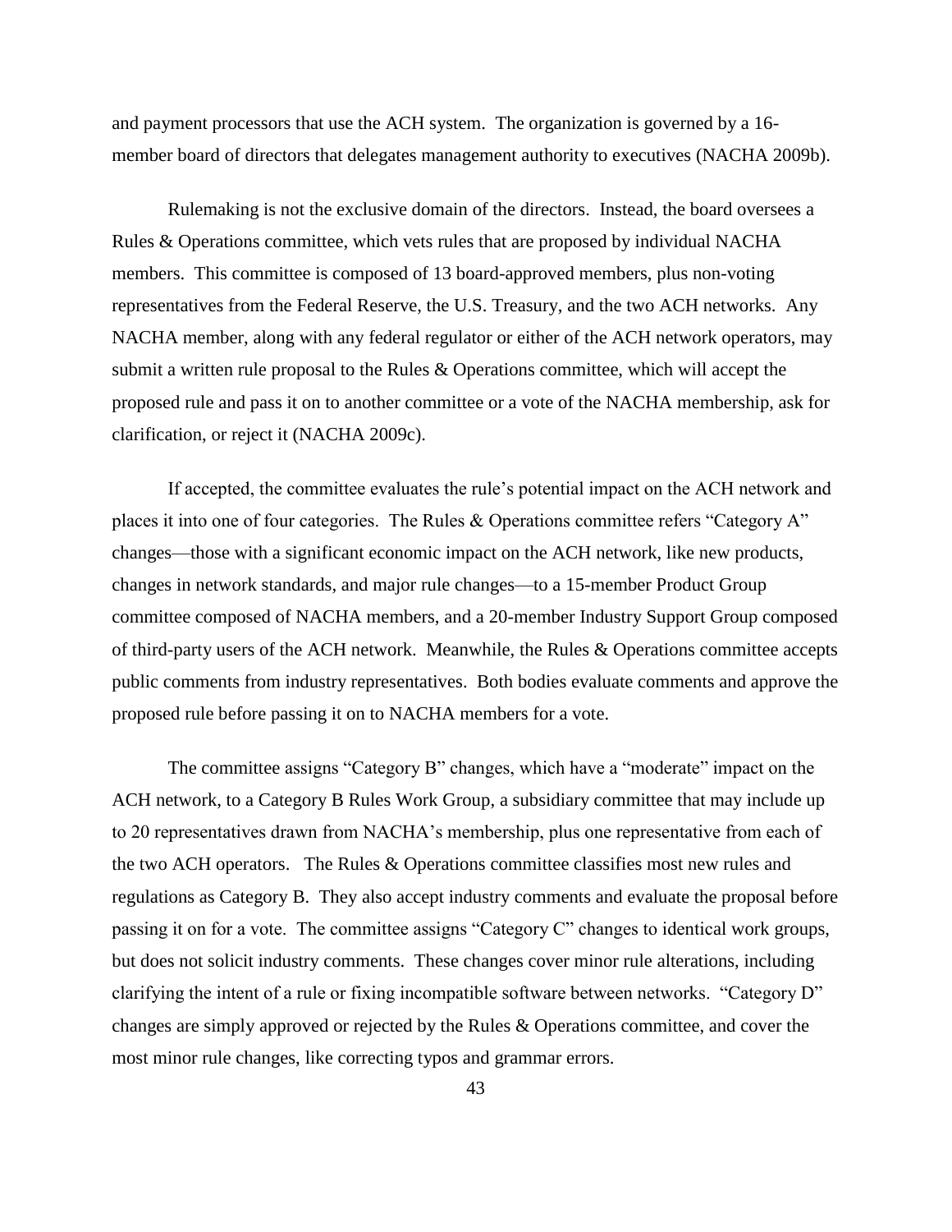and payment processors that use the ACH system. The organization is governed by a 16-member board of directors that delegates management authority to executives (NACHA 2009b).

Rulemaking is not the exclusive domain of the directors. Instead, the board oversees a Rules & Operations committee, which vets rules that are proposed by individual NACHA members. This committee is composed of 13 board-approved members, plus non-voting representatives from the Federal Reserve, the U.S. Treasury, and the two ACH networks. Any NACHA member, along with any federal regulator or either of the ACH network operators, may submit a written rule proposal to the Rules & Operations committee, which will accept the proposed rule and pass it on to another committee or a vote of the NACHA membership, ask for clarification, or reject it (NACHA 2009c).

If accepted, the committee evaluates the rule's potential impact on the ACH network and places it into one of four categories. The Rules & Operations committee refers "Category A" changes—those with a significant economic impact on the ACH network, like new products, changes in network standards, and major rule changes—to a 15-member Product Group committee composed of NACHA members, and a 20-member Industry Support Group composed of third-party users of the ACH network. Meanwhile, the Rules & Operations committee accepts public comments from industry representatives. Both bodies evaluate comments and approve the proposed rule before passing it on to NACHA members for a vote.

The committee assigns "Category B" changes, which have a "moderate" impact on the ACH network, to a Category B Rules Work Group, a subsidiary committee that may include up to 20 representatives drawn from NACHA's membership, plus one representative from each of the two ACH operators. The Rules & Operations committee classifies most new rules and regulations as Category B. They also accept industry comments and evaluate the proposal before passing it on for a vote. The committee assigns "Category C" changes to identical work groups, but does not solicit industry comments. These changes cover minor rule alterations, including clarifying the intent of a rule or fixing incompatible software between networks. "Category D" changes are simply approved or rejected by the Rules & Operations committee, and cover the most minor rule changes, like correcting typos and grammar errors.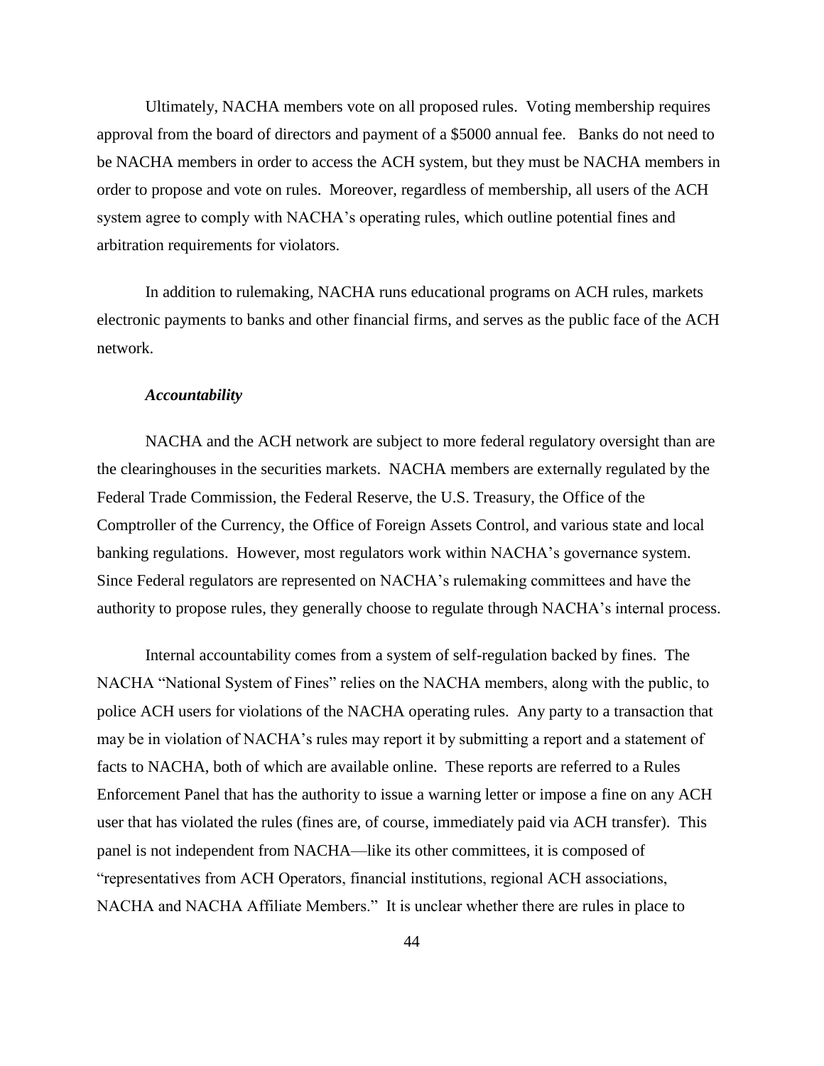Ultimately, NACHA members vote on all proposed rules. Voting membership requires approval from the board of directors and payment of a $5000 annual fee. Banks do not need to be NACHA members in order to access the ACH system, but they must be NACHA members in order to propose and vote on rules. Moreover, regardless of membership, all users of the ACH system agree to comply with NACHA's operating rules, which outline potential fines and arbitration requirements for violators.

In addition to rulemaking, NACHA runs educational programs on ACH rules, markets electronic payments to banks and other financial firms, and serves as the public face of the ACH network.

***Accountability***

NACHA and the ACH network are subject to more federal regulatory oversight than are the clearinghouses in the securities markets. NACHA members are externally regulated by the Federal Trade Commission, the Federal Reserve, the U.S. Treasury, the Office of the Comptroller of the Currency, the Office of Foreign Assets Control, and various state and local banking regulations. However, most regulators work within NACHA's governance system. Since Federal regulators are represented on NACHA's rulemaking committees and have the authority to propose rules, they generally choose to regulate through NACHA's internal process.

Internal accountability comes from a system of self-regulation backed by fines. The NACHA "National System of Fines" relies on the NACHA members, along with the public, to police ACH users for violations of the NACHA operating rules. Any party to a transaction that may be in violation of NACHA's rules may report it by submitting a report and a statement of facts to NACHA, both of which are available online. These reports are referred to a Rules Enforcement Panel that has the authority to issue a warning letter or impose a fine on any ACH user that has violated the rules (fines are, of course, immediately paid via ACH transfer). This panel is not independent from NACHA—like its other committees, it is composed of "representatives from ACH Operators, financial institutions, regional ACH associations, NACHA and NACHA Affiliate Members." It is unclear whether there are rules in place to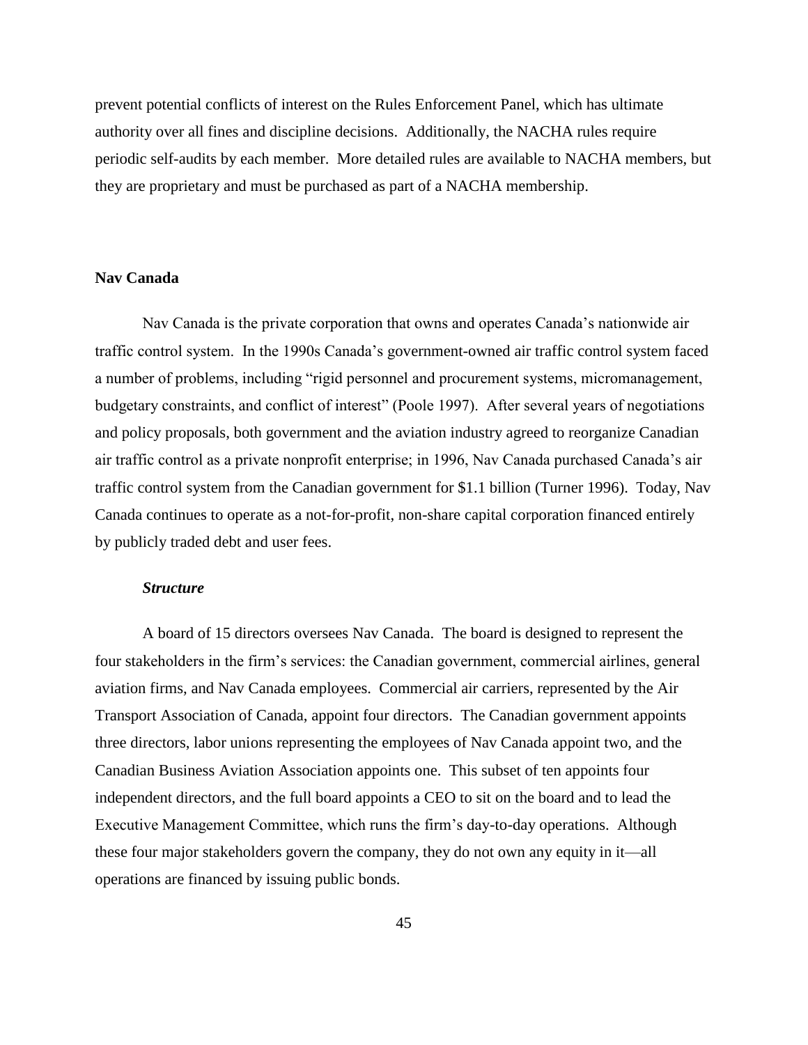prevent potential conflicts of interest on the Rules Enforcement Panel, which has ultimate authority over all fines and discipline decisions. Additionally, the NACHA rules require periodic self-audits by each member. More detailed rules are available to NACHA members, but they are proprietary and must be purchased as part of a NACHA membership.

## Nav Canada

Nav Canada is the private corporation that owns and operates Canada's nationwide air traffic control system. In the 1990s Canada's government-owned air traffic control system faced a number of problems, including "rigid personnel and procurement systems, micromanagement, budgetary constraints, and conflict of interest" (Poole 1997). After several years of negotiations and policy proposals, both government and the aviation industry agreed to reorganize Canadian air traffic control as a private nonprofit enterprise; in 1996, Nav Canada purchased Canada's air traffic control system from the Canadian government for $1.1 billion (Turner 1996). Today, Nav Canada continues to operate as a not-for-profit, non-share capital corporation financed entirely by publicly traded debt and user fees.

### *Structure*

A board of 15 directors oversees Nav Canada. The board is designed to represent the four stakeholders in the firm's services: the Canadian government, commercial airlines, general aviation firms, and Nav Canada employees. Commercial air carriers, represented by the Air Transport Association of Canada, appoint four directors. The Canadian government appoints three directors, labor unions representing the employees of Nav Canada appoint two, and the Canadian Business Aviation Association appoints one. This subset of ten appoints four independent directors, and the full board appoints a CEO to sit on the board and to lead the Executive Management Committee, which runs the firm's day-to-day operations. Although these four major stakeholders govern the company, they do not own any equity in it—all operations are financed by issuing public bonds.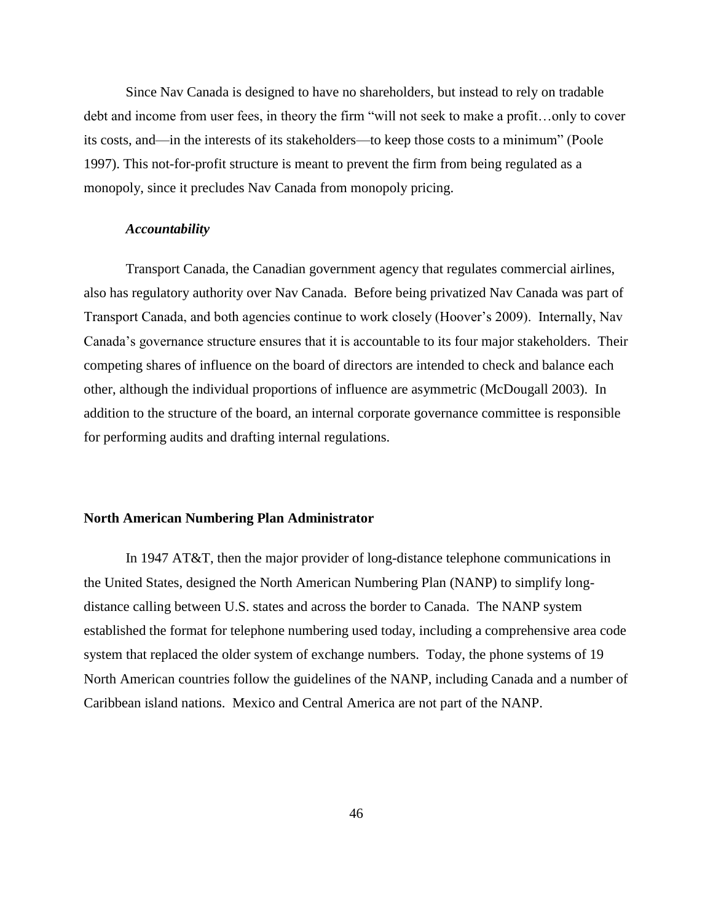Since Nav Canada is designed to have no shareholders, but instead to rely on tradable debt and income from user fees, in theory the firm "will not seek to make a profit…only to cover its costs, and—in the interests of its stakeholders—to keep those costs to a minimum" (Poole 1997). This not-for-profit structure is meant to prevent the firm from being regulated as a monopoly, since it precludes Nav Canada from monopoly pricing.

***Accountability***

Transport Canada, the Canadian government agency that regulates commercial airlines, also has regulatory authority over Nav Canada. Before being privatized Nav Canada was part of Transport Canada, and both agencies continue to work closely (Hoover's 2009). Internally, Nav Canada's governance structure ensures that it is accountable to its four major stakeholders. Their competing shares of influence on the board of directors are intended to check and balance each other, although the individual proportions of influence are asymmetric (McDougall 2003). In addition to the structure of the board, an internal corporate governance committee is responsible for performing audits and drafting internal regulations.

**North American Numbering Plan Administrator**

In 1947 AT&T, then the major provider of long-distance telephone communications in the United States, designed the North American Numbering Plan (NANP) to simplify long-distance calling between U.S. states and across the border to Canada. The NANP system established the format for telephone numbering used today, including a comprehensive area code system that replaced the older system of exchange numbers. Today, the phone systems of 19 North American countries follow the guidelines of the NANP, including Canada and a number of Caribbean island nations. Mexico and Central America are not part of the NANP.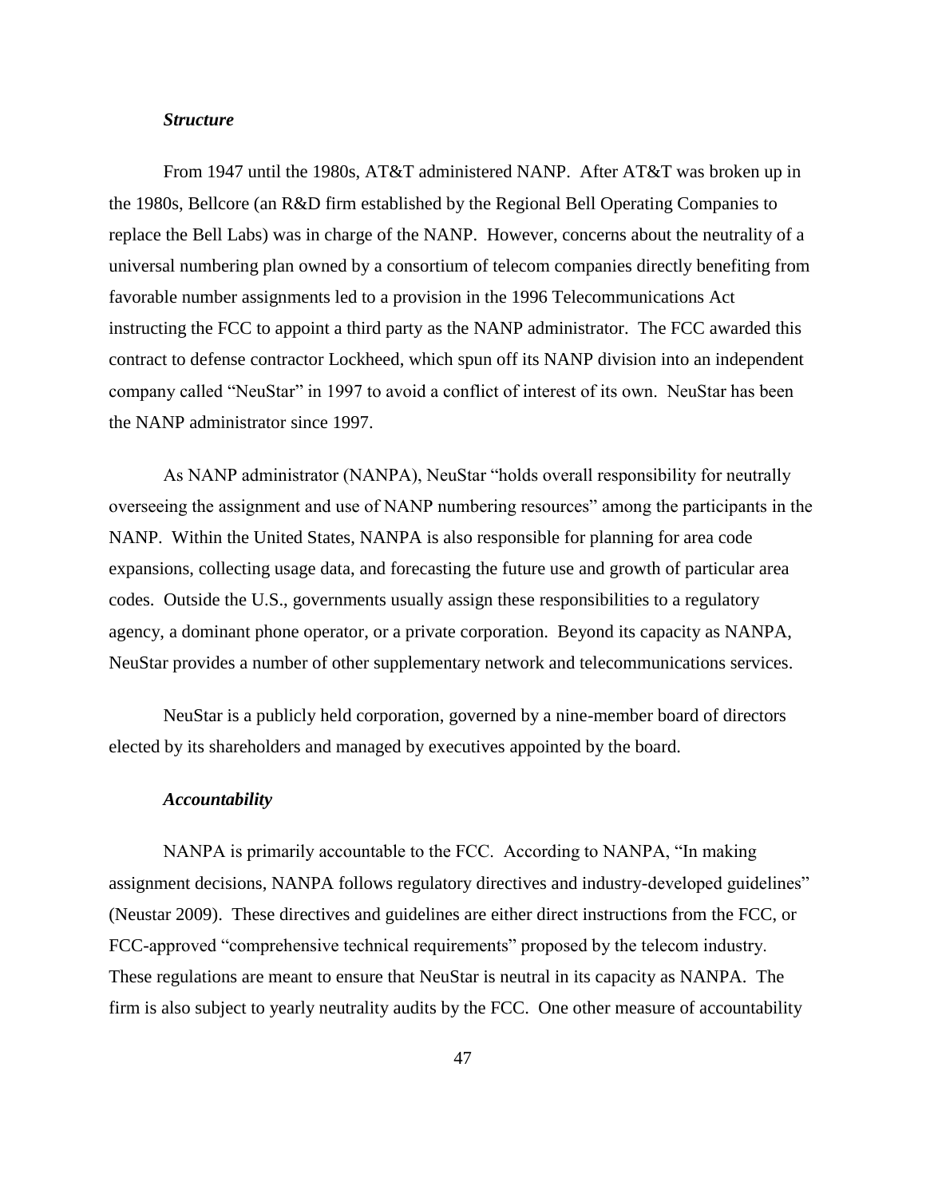### *Structure*

From 1947 until the 1980s, AT&T administered NANP. After AT&T was broken up in the 1980s, Bellcore (an R&D firm established by the Regional Bell Operating Companies to replace the Bell Labs) was in charge of the NANP. However, concerns about the neutrality of a universal numbering plan owned by a consortium of telecom companies directly benefiting from favorable number assignments led to a provision in the 1996 Telecommunications Act instructing the FCC to appoint a third party as the NANP administrator. The FCC awarded this contract to defense contractor Lockheed, which spun off its NANP division into an independent company called "NeuStar" in 1997 to avoid a conflict of interest of its own. NeuStar has been the NANP administrator since 1997.

As NANP administrator (NANPA), NeuStar "holds overall responsibility for neutrally overseeing the assignment and use of NANP numbering resources" among the participants in the NANP. Within the United States, NANPA is also responsible for planning for area code expansions, collecting usage data, and forecasting the future use and growth of particular area codes. Outside the U.S., governments usually assign these responsibilities to a regulatory agency, a dominant phone operator, or a private corporation. Beyond its capacity as NANPA, NeuStar provides a number of other supplementary network and telecommunications services.

NeuStar is a publicly held corporation, governed by a nine-member board of directors elected by its shareholders and managed by executives appointed by the board.

### *Accountability*

NANPA is primarily accountable to the FCC. According to NANPA, "In making assignment decisions, NANPA follows regulatory directives and industry-developed guidelines" (Neustar 2009). These directives and guidelines are either direct instructions from the FCC, or FCC-approved "comprehensive technical requirements" proposed by the telecom industry. These regulations are meant to ensure that NeuStar is neutral in its capacity as NANPA. The firm is also subject to yearly neutrality audits by the FCC. One other measure of accountability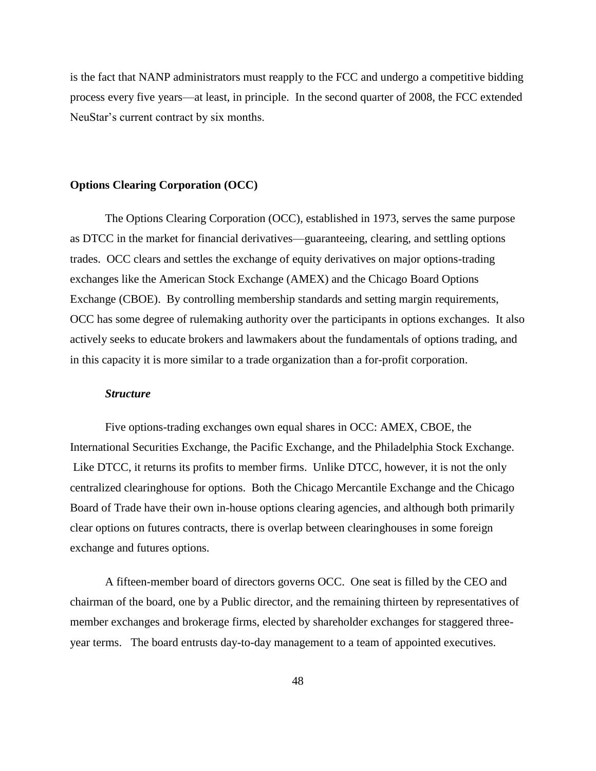is the fact that NANP administrators must reapply to the FCC and undergo a competitive bidding process every five years—at least, in principle. In the second quarter of 2008, the FCC extended NeuStar's current contract by six months.

**Options Clearing Corporation (OCC)**

The Options Clearing Corporation (OCC), established in 1973, serves the same purpose as DTCC in the market for financial derivatives—guaranteeing, clearing, and settling options trades. OCC clears and settles the exchange of equity derivatives on major options-trading exchanges like the American Stock Exchange (AMEX) and the Chicago Board Options Exchange (CBOE). By controlling membership standards and setting margin requirements, OCC has some degree of rulemaking authority over the participants in options exchanges. It also actively seeks to educate brokers and lawmakers about the fundamentals of options trading, and in this capacity it is more similar to a trade organization than a for-profit corporation.

***Structure***

Five options-trading exchanges own equal shares in OCC: AMEX, CBOE, the International Securities Exchange, the Pacific Exchange, and the Philadelphia Stock Exchange. Like DTCC, it returns its profits to member firms. Unlike DTCC, however, it is not the only centralized clearinghouse for options. Both the Chicago Mercantile Exchange and the Chicago Board of Trade have their own in-house options clearing agencies, and although both primarily clear options on futures contracts, there is overlap between clearinghouses in some foreign exchange and futures options.

A fifteen-member board of directors governs OCC. One seat is filled by the CEO and chairman of the board, one by a Public director, and the remaining thirteen by representatives of member exchanges and brokerage firms, elected by shareholder exchanges for staggered three-year terms. The board entrusts day-to-day management to a team of appointed executives.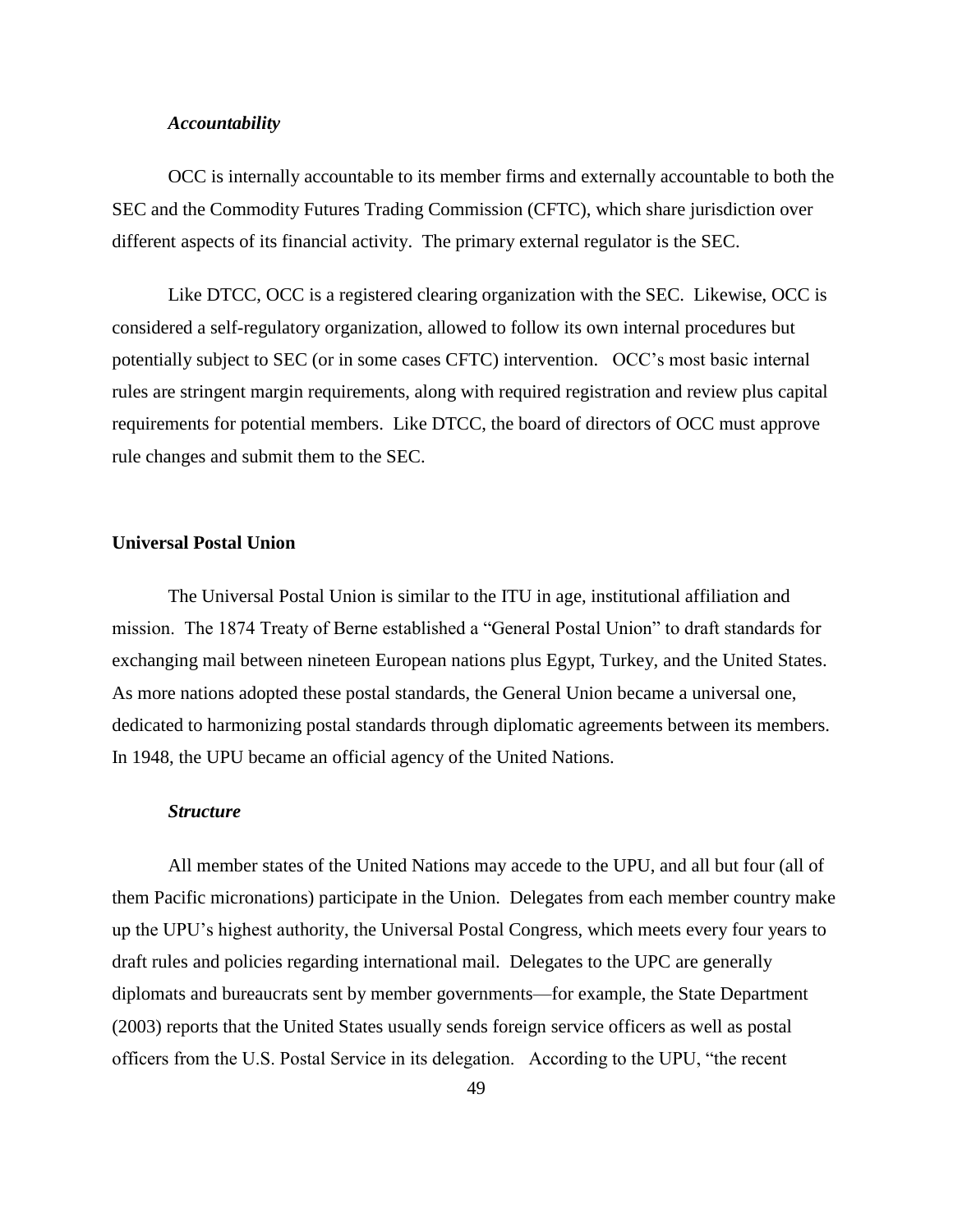### *Accountability*

OCC is internally accountable to its member firms and externally accountable to both the SEC and the Commodity Futures Trading Commission (CFTC), which share jurisdiction over different aspects of its financial activity. The primary external regulator is the SEC.

Like DTCC, OCC is a registered clearing organization with the SEC. Likewise, OCC is considered a self-regulatory organization, allowed to follow its own internal procedures but potentially subject to SEC (or in some cases CFTC) intervention. OCC's most basic internal rules are stringent margin requirements, along with required registration and review plus capital requirements for potential members. Like DTCC, the board of directors of OCC must approve rule changes and submit them to the SEC.

## Universal Postal Union

The Universal Postal Union is similar to the ITU in age, institutional affiliation and mission. The 1874 Treaty of Berne established a "General Postal Union" to draft standards for exchanging mail between nineteen European nations plus Egypt, Turkey, and the United States. As more nations adopted these postal standards, the General Union became a universal one, dedicated to harmonizing postal standards through diplomatic agreements between its members. In 1948, the UPU became an official agency of the United Nations.

### *Structure*

All member states of the United Nations may accede to the UPU, and all but four (all of them Pacific micronations) participate in the Union. Delegates from each member country make up the UPU's highest authority, the Universal Postal Congress, which meets every four years to draft rules and policies regarding international mail. Delegates to the UPC are generally diplomats and bureaucrats sent by member governments—for example, the State Department (2003) reports that the United States usually sends foreign service officers as well as postal officers from the U.S. Postal Service in its delegation. According to the UPU, "the recent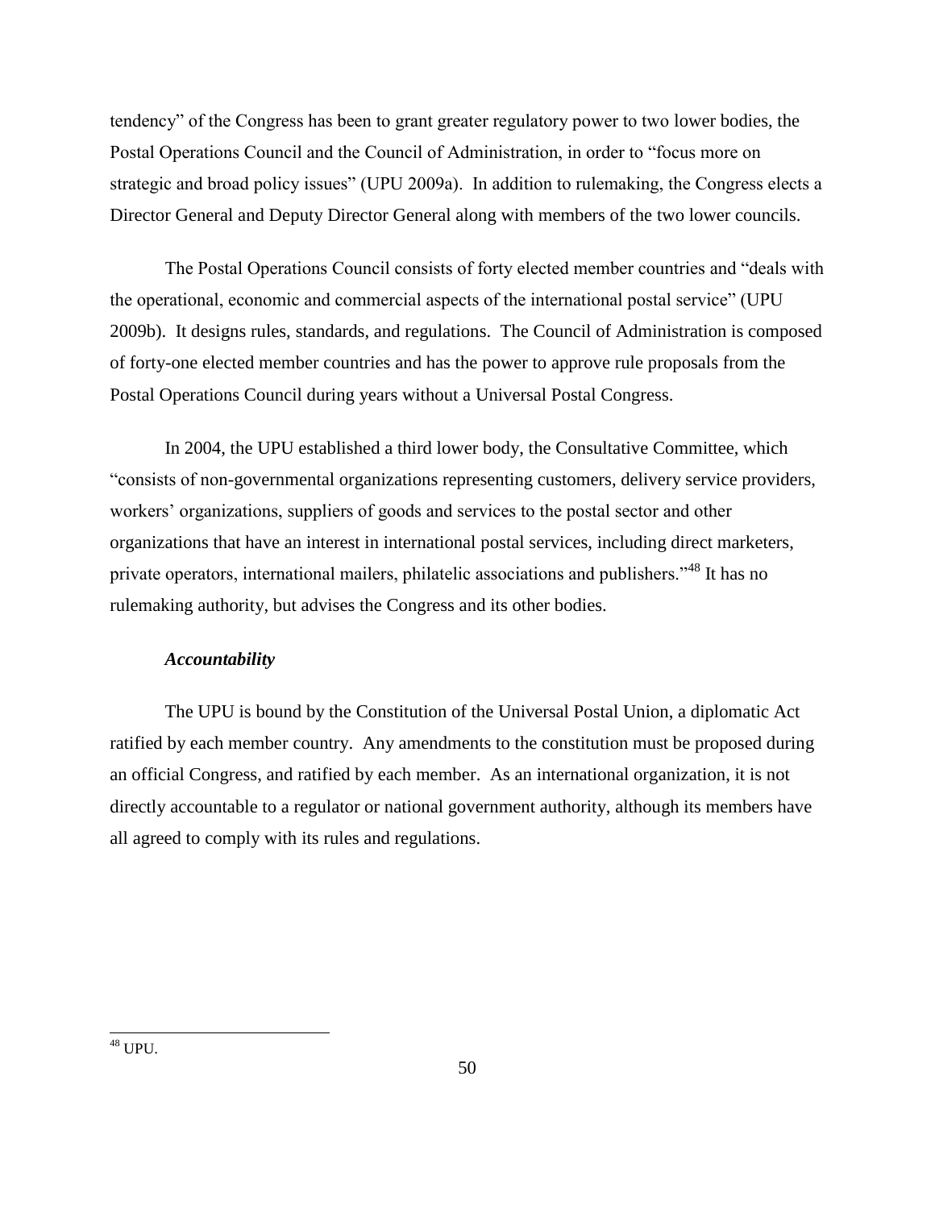tendency" of the Congress has been to grant greater regulatory power to two lower bodies, the Postal Operations Council and the Council of Administration, in order to "focus more on strategic and broad policy issues" (UPU 2009a). In addition to rulemaking, the Congress elects a Director General and Deputy Director General along with members of the two lower councils.

The Postal Operations Council consists of forty elected member countries and "deals with the operational, economic and commercial aspects of the international postal service" (UPU 2009b). It designs rules, standards, and regulations. The Council of Administration is composed of forty-one elected member countries and has the power to approve rule proposals from the Postal Operations Council during years without a Universal Postal Congress.

In 2004, the UPU established a third lower body, the Consultative Committee, which "consists of non-governmental organizations representing customers, delivery service providers, workers' organizations, suppliers of goods and services to the postal sector and other organizations that have an interest in international postal services, including direct marketers, private operators, international mailers, philatelic associations and publishers."[48] It has no rulemaking authority, but advises the Congress and its other bodies.

***Accountability***

The UPU is bound by the Constitution of the Universal Postal Union, a diplomatic Act ratified by each member country. Any amendments to the constitution must be proposed during an official Congress, and ratified by each member. As an international organization, it is not directly accountable to a regulator or national government authority, although its members have all agreed to comply with its rules and regulations.

---

[48] UPU.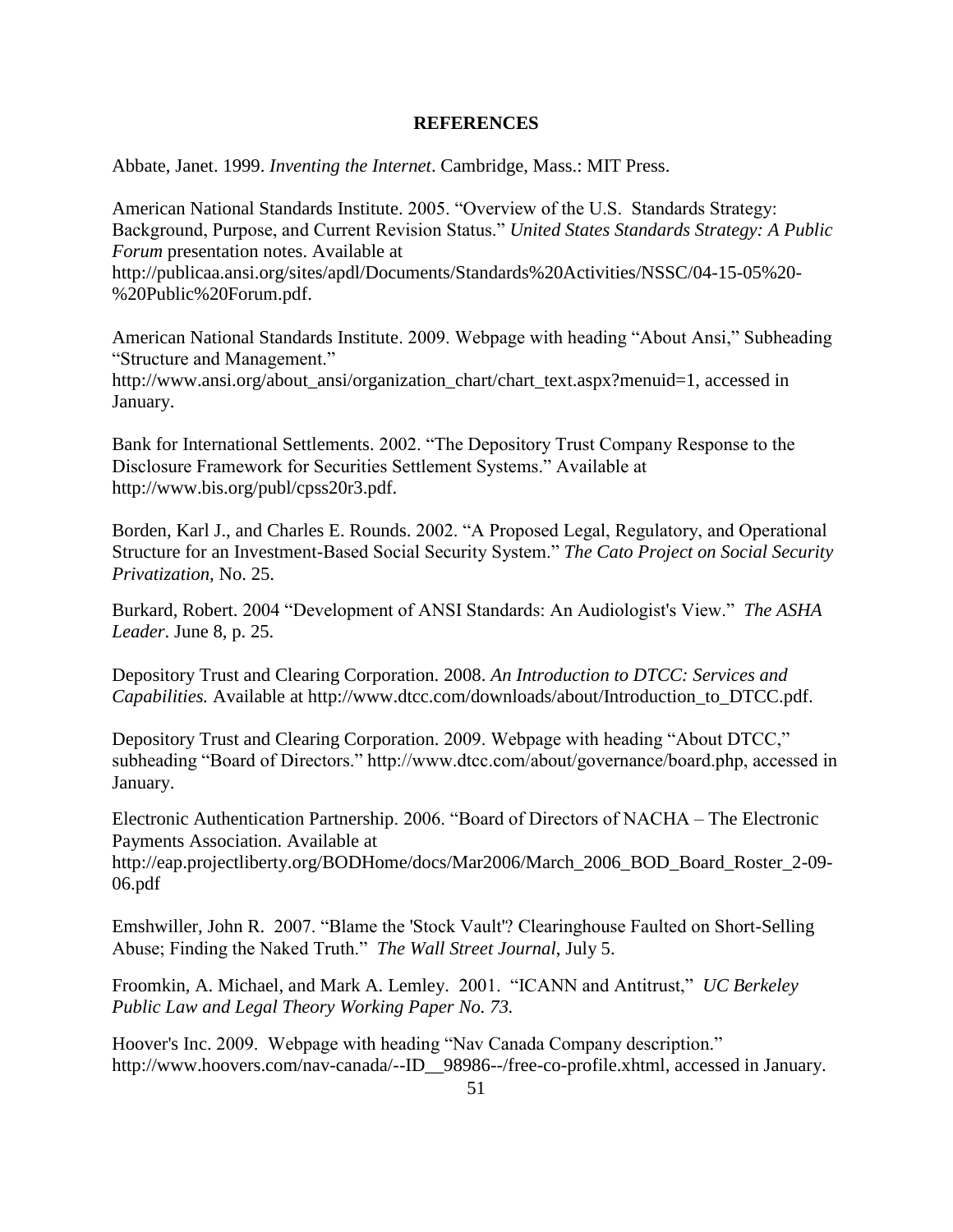# REFERENCES

Abbate, Janet. 1999. *Inventing the Internet*. Cambridge, Mass.: MIT Press.

American National Standards Institute. 2005. "Overview of the U.S. Standards Strategy: Background, Purpose, and Current Revision Status." *United States Standards Strategy: A Public Forum* presentation notes. Available at http://publicaa.ansi.org/sites/apdl/Documents/Standards%20Activities/NSSC/04-15-05%20-%20Public%20Forum.pdf.

American National Standards Institute. 2009. Webpage with heading "About Ansi," Subheading "Structure and Management." http://www.ansi.org/about_ansi/organization_chart/chart_text.aspx?menuid=1, accessed in January.

Bank for International Settlements. 2002. "The Depository Trust Company Response to the Disclosure Framework for Securities Settlement Systems." Available at http://www.bis.org/publ/cpss20r3.pdf.

Borden, Karl J., and Charles E. Rounds. 2002. "A Proposed Legal, Regulatory, and Operational Structure for an Investment-Based Social Security System." *The Cato Project on Social Security Privatization,* No. 25.

Burkard, Robert. 2004 "Development of ANSI Standards: An Audiologist's View." *The ASHA Leader*. June 8, p. 25.

Depository Trust and Clearing Corporation. 2008. *An Introduction to DTCC: Services and Capabilities.* Available at http://www.dtcc.com/downloads/about/Introduction_to_DTCC.pdf.

Depository Trust and Clearing Corporation. 2009. Webpage with heading "About DTCC," subheading "Board of Directors." http://www.dtcc.com/about/governance/board.php, accessed in January.

Electronic Authentication Partnership. 2006. "Board of Directors of NACHA – The Electronic Payments Association. Available at http://eap.projectliberty.org/BODHome/docs/Mar2006/March_2006_BOD_Board_Roster_2-09-06.pdf

Emshwiller, John R. 2007. "Blame the 'Stock Vault'? Clearinghouse Faulted on Short-Selling Abuse; Finding the Naked Truth." *The Wall Street Journal*, July 5.

Froomkin, A. Michael, and Mark A. Lemley. 2001. "ICANN and Antitrust," *UC Berkeley Public Law and Legal Theory Working Paper No. 73.*

Hoover's Inc. 2009. Webpage with heading "Nav Canada Company description." http://www.hoovers.com/nav-canada/--ID__98986--/free-co-profile.xhtml, accessed in January.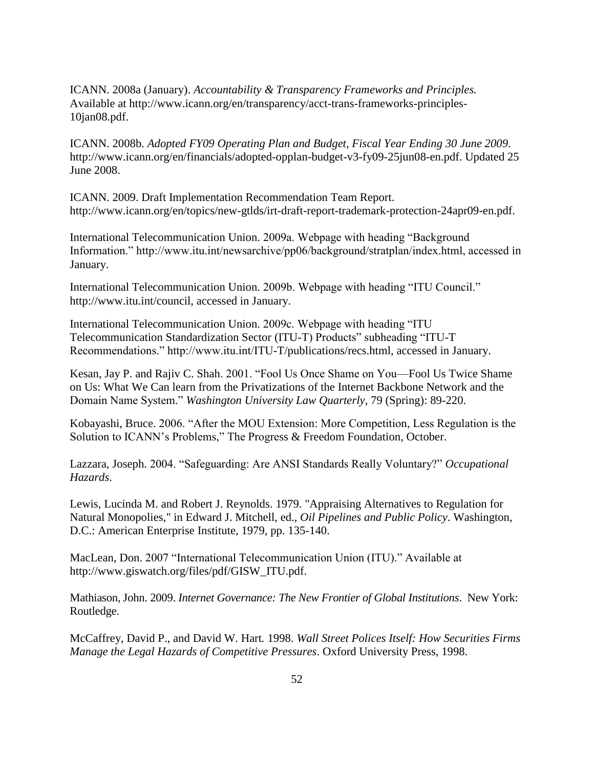ICANN. 2008a (January). *Accountability & Transparency Frameworks and Principles.* Available at http://www.icann.org/en/transparency/acct-trans-frameworks-principles-10jan08.pdf.

ICANN. 2008b. *Adopted FY09 Operating Plan and Budget, Fiscal Year Ending 30 June 2009*. http://www.icann.org/en/financials/adopted-opplan-budget-v3-fy09-25jun08-en.pdf. Updated 25 June 2008.

ICANN. 2009. Draft Implementation Recommendation Team Report. http://www.icann.org/en/topics/new-gtlds/irt-draft-report-trademark-protection-24apr09-en.pdf.

International Telecommunication Union. 2009a. Webpage with heading "Background Information." http://www.itu.int/newsarchive/pp06/background/stratplan/index.html, accessed in January.

International Telecommunication Union. 2009b. Webpage with heading "ITU Council." http://www.itu.int/council, accessed in January.

International Telecommunication Union. 2009c. Webpage with heading "ITU Telecommunication Standardization Sector (ITU-T) Products" subheading "ITU-T Recommendations." http://www.itu.int/ITU-T/publications/recs.html, accessed in January.

Kesan, Jay P. and Rajiv C. Shah. 2001. "Fool Us Once Shame on You—Fool Us Twice Shame on Us: What We Can learn from the Privatizations of the Internet Backbone Network and the Domain Name System." *Washington University Law Quarterly*, 79 (Spring): 89-220.

Kobayashi, Bruce. 2006. "After the MOU Extension: More Competition, Less Regulation is the Solution to ICANN's Problems," The Progress & Freedom Foundation, October.

Lazzara, Joseph. 2004. "Safeguarding: Are ANSI Standards Really Voluntary?" *Occupational Hazards*.

Lewis, Lucinda M. and Robert J. Reynolds. 1979. "Appraising Alternatives to Regulation for Natural Monopolies," in Edward J. Mitchell, ed., *Oil Pipelines and Public Policy*. Washington, D.C.: American Enterprise Institute, 1979, pp. 135-140.

MacLean, Don. 2007 "International Telecommunication Union (ITU)." Available at http://www.giswatch.org/files/pdf/GISW_ITU.pdf.

Mathiason, John. 2009. *Internet Governance: The New Frontier of Global Institutions*. New York: Routledge.

McCaffrey, David P., and David W. Hart. 1998. *Wall Street Polices Itself: How Securities Firms Manage the Legal Hazards of Competitive Pressures*. Oxford University Press, 1998.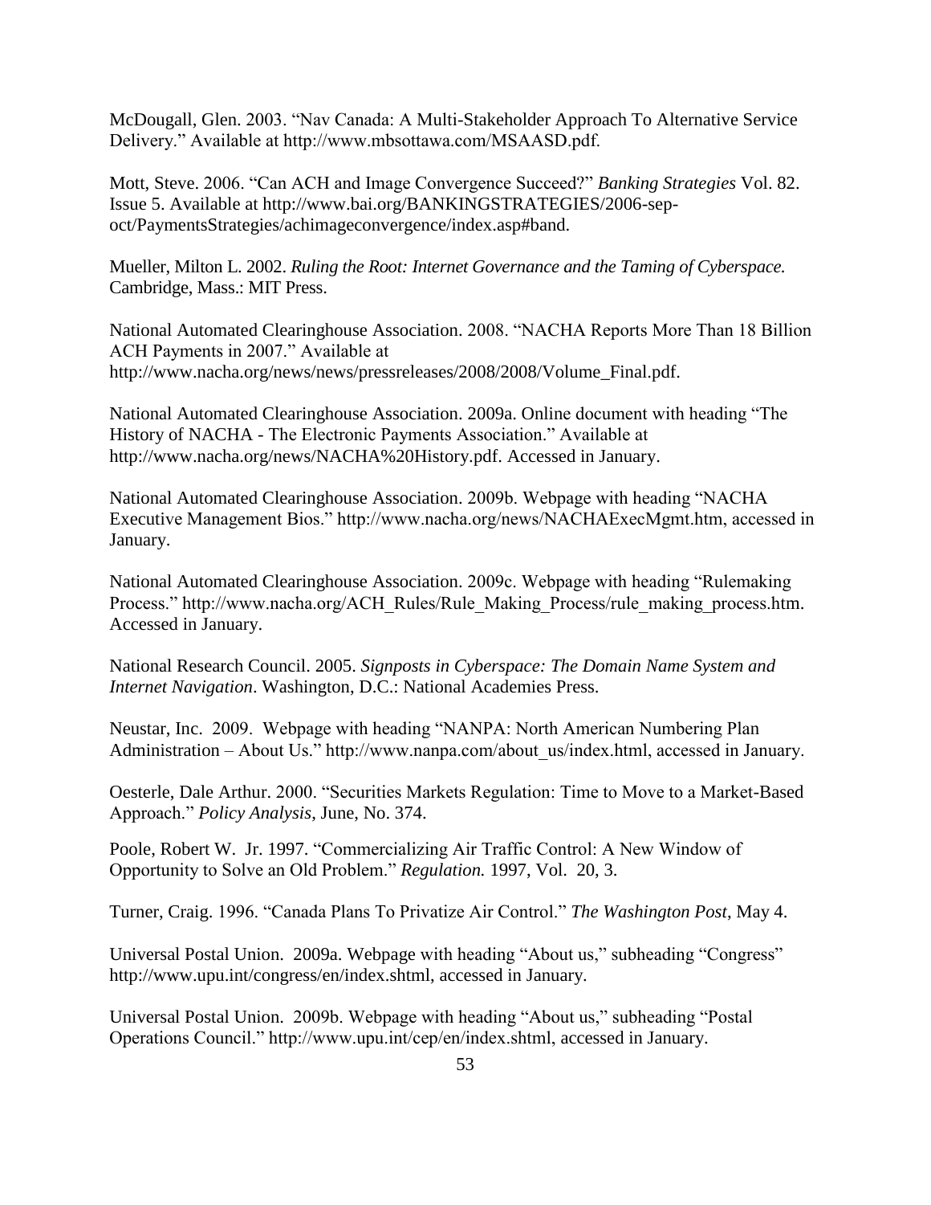McDougall, Glen. 2003. "Nav Canada: A Multi-Stakeholder Approach To Alternative Service Delivery." Available at http://www.mbsottawa.com/MSAASD.pdf.

Mott, Steve. 2006. "Can ACH and Image Convergence Succeed?" *Banking Strategies* Vol. 82. Issue 5. Available at http://www.bai.org/BANKINGSTRATEGIES/2006-sep-oct/PaymentsStrategies/achimageconvergence/index.asp#band.

Mueller, Milton L. 2002. *Ruling the Root: Internet Governance and the Taming of Cyberspace.* Cambridge, Mass.: MIT Press.

National Automated Clearinghouse Association. 2008. "NACHA Reports More Than 18 Billion ACH Payments in 2007." Available at http://www.nacha.org/news/news/pressreleases/2008/2008/Volume_Final.pdf.

National Automated Clearinghouse Association. 2009a. Online document with heading "The History of NACHA - The Electronic Payments Association." Available at http://www.nacha.org/news/NACHA%20History.pdf. Accessed in January.

National Automated Clearinghouse Association. 2009b. Webpage with heading "NACHA Executive Management Bios." http://www.nacha.org/news/NACHAExecMgmt.htm, accessed in January.

National Automated Clearinghouse Association. 2009c. Webpage with heading "Rulemaking Process." http://www.nacha.org/ACH_Rules/Rule_Making_Process/rule_making_process.htm. Accessed in January.

National Research Council. 2005. *Signposts in Cyberspace: The Domain Name System and Internet Navigation*. Washington, D.C.: National Academies Press.

Neustar, Inc. 2009. Webpage with heading "NANPA: North American Numbering Plan Administration – About Us." http://www.nanpa.com/about_us/index.html, accessed in January.

Oesterle, Dale Arthur. 2000. "Securities Markets Regulation: Time to Move to a Market-Based Approach." *Policy Analysis*, June, No. 374.

Poole, Robert W. Jr. 1997. "Commercializing Air Traffic Control: A New Window of Opportunity to Solve an Old Problem." *Regulation.* 1997, Vol. 20, 3.

Turner, Craig. 1996. "Canada Plans To Privatize Air Control." *The Washington Post*, May 4.

Universal Postal Union. 2009a. Webpage with heading "About us," subheading "Congress" http://www.upu.int/congress/en/index.shtml, accessed in January.

Universal Postal Union. 2009b. Webpage with heading "About us," subheading "Postal Operations Council." http://www.upu.int/cep/en/index.shtml, accessed in January.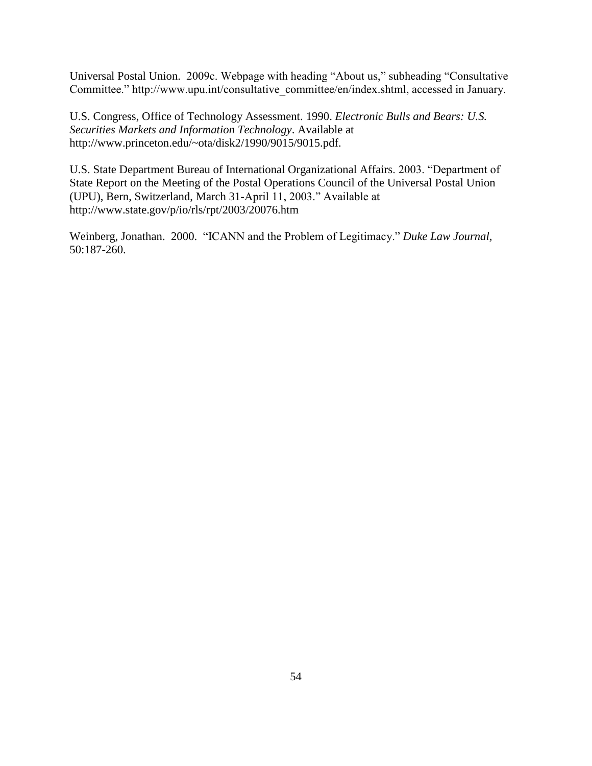Universal Postal Union. 2009c. Webpage with heading "About us," subheading "Consultative Committee." http://www.upu.int/consultative_committee/en/index.shtml, accessed in January.

U.S. Congress, Office of Technology Assessment. 1990. *Electronic Bulls and Bears: U.S. Securities Markets and Information Technology*. Available at http://www.princeton.edu/~ota/disk2/1990/9015/9015.pdf.

U.S. State Department Bureau of International Organizational Affairs. 2003. "Department of State Report on the Meeting of the Postal Operations Council of the Universal Postal Union (UPU), Bern, Switzerland, March 31-April 11, 2003." Available at http://www.state.gov/p/io/rls/rpt/2003/20076.htm

Weinberg, Jonathan. 2000. "ICANN and the Problem of Legitimacy." *Duke Law Journal*, 50:187-260.